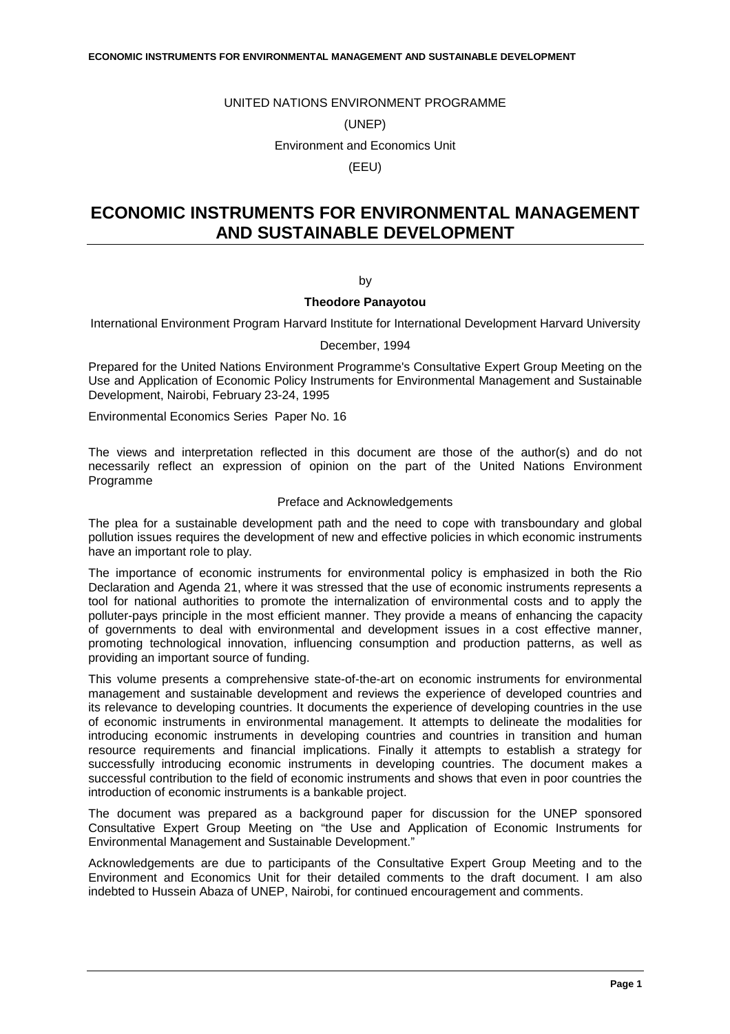UNITED NATIONS ENVIRONMENT PROGRAMME

(UNEP)

Environment and Economics Unit

(EEU)

# ECONOMIC INSTRUMENTS FOR ENVIRONMENTAL MANAGEMENT AND SUSTAINABLE DEVELOPMENT

by

**Theodore Panayotou**

International Environment Program Harvard Institute for International Development Harvard University

December, 1994

Prepared for the United Nations Environment Programme's Consultative Expert Group Meeting on the Use and Application of Economic Policy Instruments for Environmental Management and Sustainable Development, Nairobi, February 23-24, 1995

Environmental Economics Series Paper No. 16

The views and interpretation reflected in this document are those of the author(s) and do not necessarily reflect an expression of opinion on the part of the United Nations Environment Programme

## Preface and Acknowledgements

The plea for a sustainable development path and the need to cope with transboundary and global pollution issues requires the development of new and effective policies in which economic instruments have an important role to play.

The importance of economic instruments for environmental policy is emphasized in both the Rio Declaration and Agenda 21, where it was stressed that the use of economic instruments represents a tool for national authorities to promote the internalization of environmental costs and to apply the polluter-pays principle in the most efficient manner. They provide a means of enhancing the capacity of governments to deal with environmental and development issues in a cost effective manner, promoting technological innovation, influencing consumption and production patterns, as well as providing an important source of funding.

This volume presents a comprehensive state-of-the-art on economic instruments for environmental management and sustainable development and reviews the experience of developed countries and its relevance to developing countries. It documents the experience of developing countries in the use of economic instruments in environmental management. It attempts to delineate the modalities for introducing economic instruments in developing countries and countries in transition and human resource requirements and financial implications. Finally it attempts to establish a strategy for successfully introducing economic instruments in developing countries. The document makes a successful contribution to the field of economic instruments and shows that even in poor countries the introduction of economic instruments is a bankable project.

The document was prepared as a background paper for discussion for the UNEP sponsored Consultative Expert Group Meeting on "the Use and Application of Economic Instruments for Environmental Management and Sustainable Development."

Acknowledgements are due to participants of the Consultative Expert Group Meeting and to the Environment and Economics Unit for their detailed comments to the draft document. I am also indebted to Hussein Abaza of UNEP, Nairobi, for continued encouragement and comments.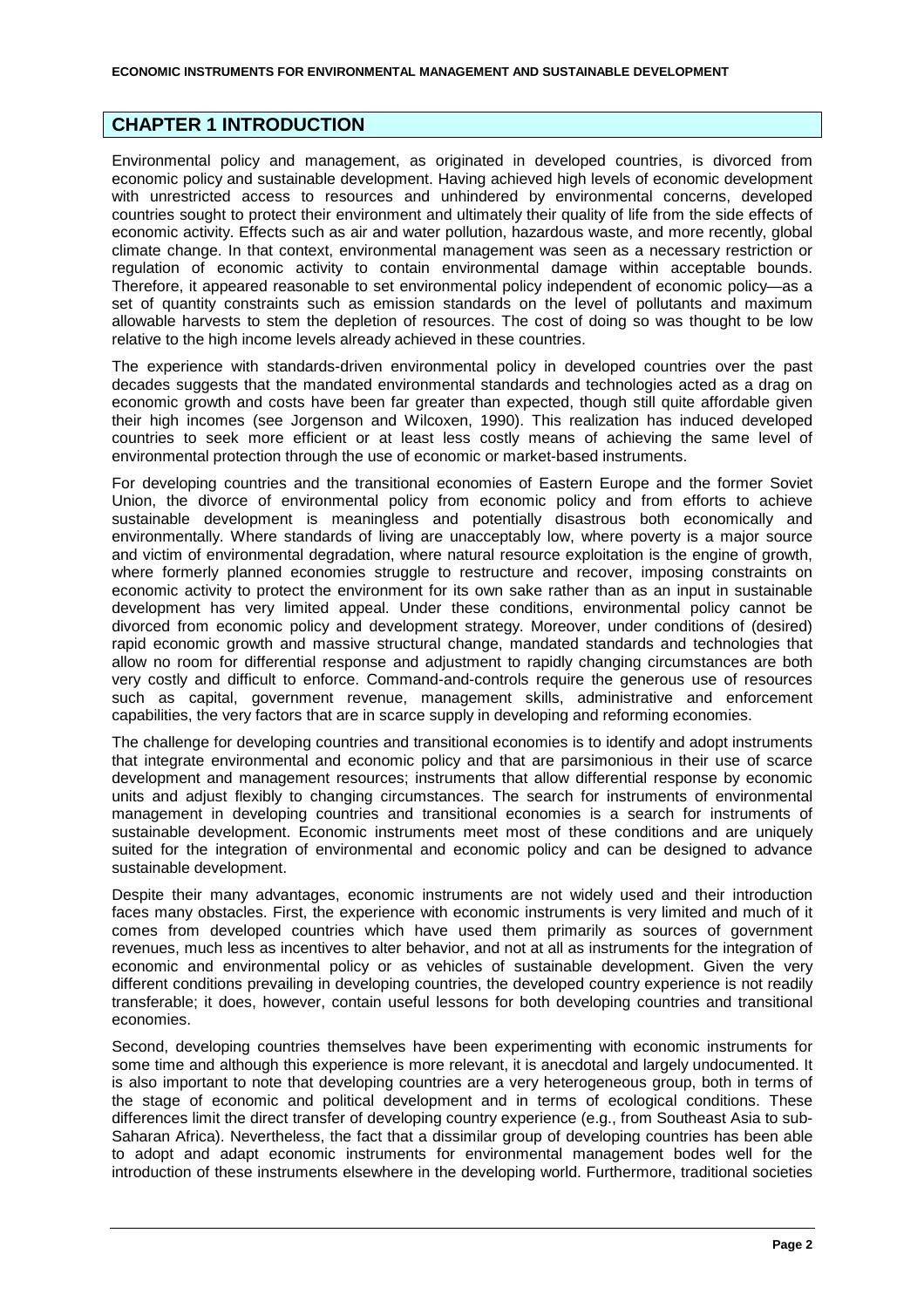## CHAPTER 1 INTRODUCTION

Environmental policy and management, as originated in developed countries, is divorced from economic policy and sustainable development. Having achieved high levels of economic development with unrestricted access to resources and unhindered by environmental concerns, developed countries sought to protect their environment and ultimately their quality of life from the side effects of economic activity. Effects such as air and water pollution, hazardous waste, and more recently, global climate change. In that context, environmental management was seen as a necessary restriction or regulation of economic activity to contain environmental damage within acceptable bounds. Therefore, it appeared reasonable to set environmental policy independent of economic policy—as a set of quantity constraints such as emission standards on the level of pollutants and maximum allowable harvests to stem the depletion of resources. The cost of doing so was thought to be low relative to the high income levels already achieved in these countries.

The experience with standards-driven environmental policy in developed countries over the past decades suggests that the mandated environmental standards and technologies acted as a drag on economic growth and costs have been far greater than expected, though still quite affordable given their high incomes (see Jorgenson and Wilcoxen, 1990). This realization has induced developed countries to seek more efficient or at least less costly means of achieving the same level of environmental protection through the use of economic or market-based instruments.

For developing countries and the transitional economies of Eastern Europe and the former Soviet Union, the divorce of environmental policy from economic policy and from efforts to achieve sustainable development is meaningless and potentially disastrous both economically and environmentally. Where standards of living are unacceptably low, where poverty is a major source and victim of environmental degradation, where natural resource exploitation is the engine of growth, where formerly planned economies struggle to restructure and recover, imposing constraints on economic activity to protect the environment for its own sake rather than as an input in sustainable development has very limited appeal. Under these conditions, environmental policy cannot be divorced from economic policy and development strategy. Moreover, under conditions of (desired) rapid economic growth and massive structural change, mandated standards and technologies that allow no room for differential response and adjustment to rapidly changing circumstances are both very costly and difficult to enforce. Command-and-controls require the generous use of resources such as capital, government revenue, management skills, administrative and enforcement capabilities, the very factors that are in scarce supply in developing and reforming economies.

The challenge for developing countries and transitional economies is to identify and adopt instruments that integrate environmental and economic policy and that are parsimonious in their use of scarce development and management resources; instruments that allow differential response by economic units and adjust flexibly to changing circumstances. The search for instruments of environmental management in developing countries and transitional economies is a search for instruments of sustainable development. Economic instruments meet most of these conditions and are uniquely suited for the integration of environmental and economic policy and can be designed to advance sustainable development.

Despite their many advantages, economic instruments are not widely used and their introduction faces many obstacles. First, the experience with economic instruments is very limited and much of it comes from developed countries which have used them primarily as sources of government revenues, much less as incentives to alter behavior, and not at all as instruments for the integration of economic and environmental policy or as vehicles of sustainable development. Given the very different conditions prevailing in developing countries, the developed country experience is not readily transferable; it does, however, contain useful lessons for both developing countries and transitional economies.

Second, developing countries themselves have been experimenting with economic instruments for some time and although this experience is more relevant, it is anecdotal and largely undocumented. It is also important to note that developing countries are a very heterogeneous group, both in terms of the stage of economic and political development and in terms of ecological conditions. These differences limit the direct transfer of developing country experience (e.g., from Southeast Asia to sub-Saharan Africa). Nevertheless, the fact that a dissimilar group of developing countries has been able to adopt and adapt economic instruments for environmental management bodes well for the introduction of these instruments elsewhere in the developing world. Furthermore, traditional societies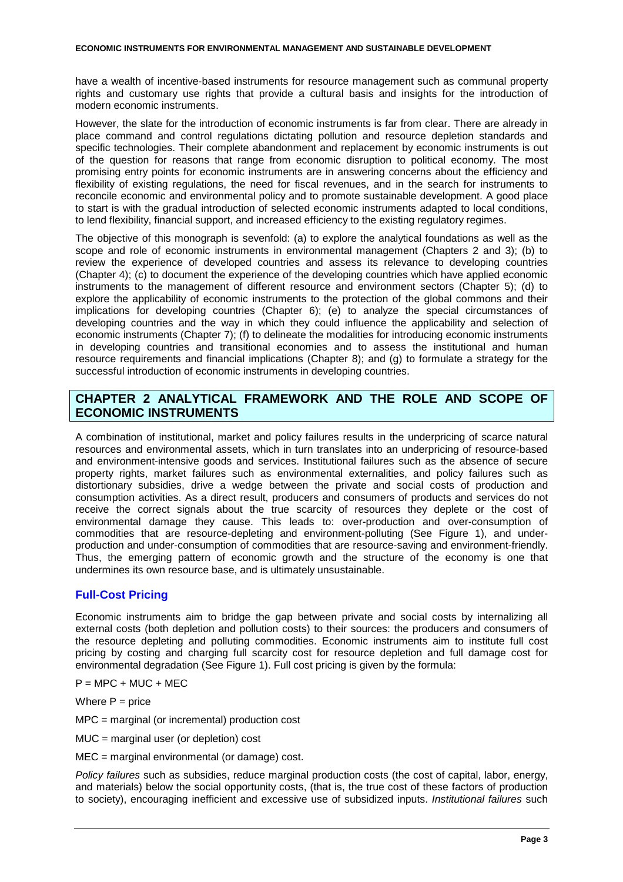have a wealth of incentive-based instruments for resource management such as communal property rights and customary use rights that provide a cultural basis and insights for the introduction of modern economic instruments.

However, the slate for the introduction of economic instruments is far from clear. There are already in place command and control regulations dictating pollution and resource depletion standards and specific technologies. Their complete abandonment and replacement by economic instruments is out of the question for reasons that range from economic disruption to political economy. The most promising entry points for economic instruments are in answering concerns about the efficiency and flexibility of existing regulations, the need for fiscal revenues, and in the search for instruments to reconcile economic and environmental policy and to promote sustainable development. A good place to start is with the gradual introduction of selected economic instruments adapted to local conditions, to lend flexibility, financial support, and increased efficiency to the existing regulatory regimes.

The objective of this monograph is sevenfold: (a) to explore the analytical foundations as well as the scope and role of economic instruments in environmental management (Chapters 2 and 3); (b) to review the experience of developed countries and assess its relevance to developing countries (Chapter 4); (c) to document the experience of the developing countries which have applied economic instruments to the management of different resource and environment sectors (Chapter 5); (d) to explore the applicability of economic instruments to the protection of the global commons and their implications for developing countries (Chapter 6); (e) to analyze the special circumstances of developing countries and the way in which they could influence the applicability and selection of economic instruments (Chapter 7); (f) to delineate the modalities for introducing economic instruments in developing countries and transitional economies and to assess the institutional and human resource requirements and financial implications (Chapter 8); and (g) to formulate a strategy for the successful introduction of economic instruments in developing countries.

## CHAPTER 2 ANALYTICAL FRAMEWORK AND THE ROLE AND SCOPE OF ECONOMIC INSTRUMENTS

A combination of institutional, market and policy failures results in the underpricing of scarce natural resources and environmental assets, which in turn translates into an underpricing of resource-based and environment-intensive goods and services. Institutional failures such as the absence of secure property rights, market failures such as environmental externalities, and policy failures such as distortionary subsidies, drive a wedge between the private and social costs of production and consumption activities. As a direct result, producers and consumers of products and services do not receive the correct signals about the true scarcity of resources they deplete or the cost of environmental damage they cause. This leads to: over-production and over-consumption of commodities that are resource-depleting and environment-polluting (See Figure 1), and under-production and under-consumption of commodities that are resource-saving and environment-friendly. Thus, the emerging pattern of economic growth and the structure of the economy is one that undermines its own resource base, and is ultimately unsustainable.

### Full-Cost Pricing

Economic instruments aim to bridge the gap between private and social costs by internalizing all external costs (both depletion and pollution costs) to their sources: the producers and consumers of the resource depleting and polluting commodities. Economic instruments aim to institute full cost pricing by costing and charging full scarcity cost for resource depletion and full damage cost for environmental degradation (See Figure 1). Full cost pricing is given by the formula:

$$P = MPC + MUC + MEC$$

Where P = price

MPC = marginal (or incremental) production cost

MUC = marginal user (or depletion) cost

MEC = marginal environmental (or damage) cost.

*Policy failures* such as subsidies, reduce marginal production costs (the cost of capital, labor, energy, and materials) below the social opportunity costs, (that is, the true cost of these factors of production to society), encouraging inefficient and excessive use of subsidized inputs. *Institutional failures* such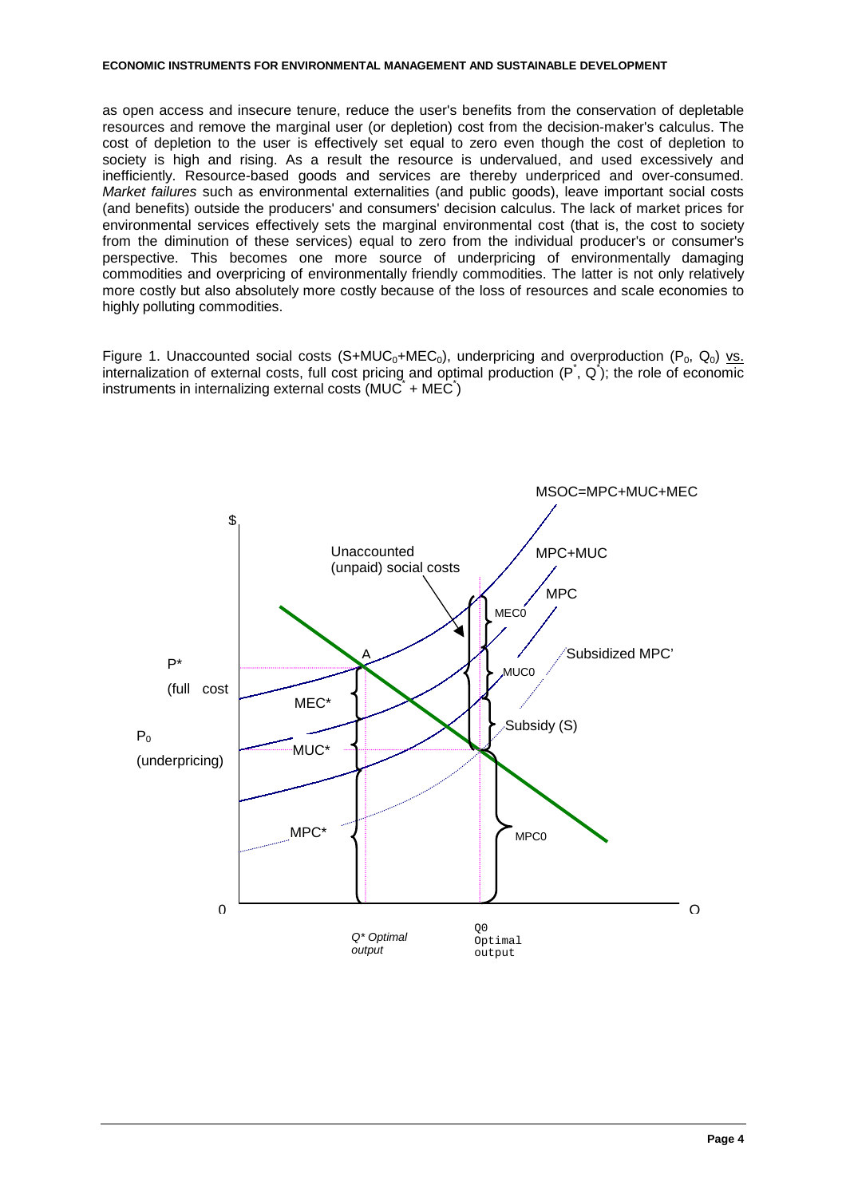as open access and insecure tenure, reduce the user's benefits from the conservation of depletable resources and remove the marginal user (or depletion) cost from the decision-maker's calculus. The cost of depletion to the user is effectively set equal to zero even though the cost of depletion to society is high and rising. As a result the resource is undervalued, and used excessively and inefficiently. Resource-based goods and services are thereby underpriced and over-consumed. *Market failures* such as environmental externalities (and public goods), leave important social costs (and benefits) outside the producers' and consumers' decision calculus. The lack of market prices for environmental services effectively sets the marginal environmental cost (that is, the cost to society from the diminution of these services) equal to zero from the individual producer's or consumer's perspective. This becomes one more source of underpricing of environmentally damaging commodities and overpricing of environmentally friendly commodities. The latter is not only relatively more costly but also absolutely more costly because of the loss of resources and scale economies to highly polluting commodities.

Figure 1. Unaccounted social costs ($S+MUC_0+MEC_0$), underpricing and overproduction ($P_0$, $Q_0$) vs. internalization of external costs, full cost pricing and optimal production ($P^*$, $Q^*$); the role of economic instruments in internalizing external costs ($MUC^*$ + $MEC^*$)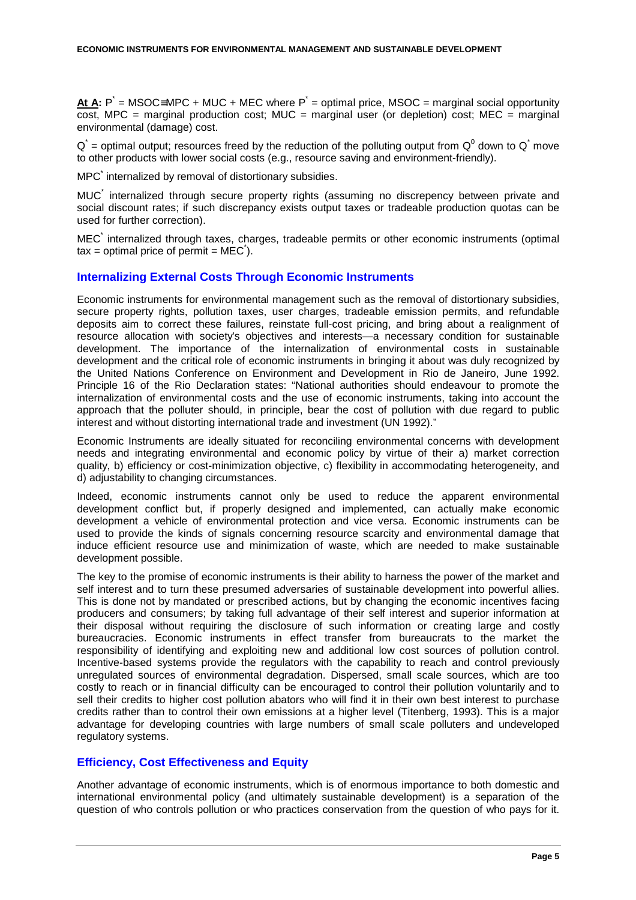**At A:** $P^* = MSOC \equiv MPC + MUC + MEC$ where $P^*$ = optimal price, MSOC = marginal social opportunity cost, MPC = marginal production cost; MUC = marginal user (or depletion) cost; MEC = marginal environmental (damage) cost.

$Q^*$ = optimal output; resources freed by the reduction of the polluting output from $Q^0$ down to $Q^*$ move to other products with lower social costs (e.g., resource saving and environment-friendly).

$MPC^*$ internalized by removal of distortionary subsidies.

$MUC^*$ internalized through secure property rights (assuming no discrepency between private and social discount rates; if such discrepancy exists output taxes or tradeable production quotas can be used for further correction).

$MEC^*$ internalized through taxes, charges, tradeable permits or other economic instruments (optimal tax = optimal price of permit = $MEC^*$).

## Internalizing External Costs Through Economic Instruments

Economic instruments for environmental management such as the removal of distortionary subsidies, secure property rights, pollution taxes, user charges, tradeable emission permits, and refundable deposits aim to correct these failures, reinstate full-cost pricing, and bring about a realignment of resource allocation with society's objectives and interests—a necessary condition for sustainable development. The importance of the internalization of environmental costs in sustainable development and the critical role of economic instruments in bringing it about was duly recognized by the United Nations Conference on Environment and Development in Rio de Janeiro, June 1992. Principle 16 of the Rio Declaration states: "National authorities should endeavour to promote the internalization of environmental costs and the use of economic instruments, taking into account the approach that the polluter should, in principle, bear the cost of pollution with due regard to public interest and without distorting international trade and investment (UN 1992)."

Economic Instruments are ideally situated for reconciling environmental concerns with development needs and integrating environmental and economic policy by virtue of their a) market correction quality, b) efficiency or cost-minimization objective, c) flexibility in accommodating heterogeneity, and d) adjustability to changing circumstances.

Indeed, economic instruments cannot only be used to reduce the apparent environmental development conflict but, if properly designed and implemented, can actually make economic development a vehicle of environmental protection and vice versa. Economic instruments can be used to provide the kinds of signals concerning resource scarcity and environmental damage that induce efficient resource use and minimization of waste, which are needed to make sustainable development possible.

The key to the promise of economic instruments is their ability to harness the power of the market and self interest and to turn these presumed adversaries of sustainable development into powerful allies. This is done not by mandated or prescribed actions, but by changing the economic incentives facing producers and consumers; by taking full advantage of their self interest and superior information at their disposal without requiring the disclosure of such information or creating large and costly bureaucracies. Economic instruments in effect transfer from bureaucrats to the market the responsibility of identifying and exploiting new and additional low cost sources of pollution control. Incentive-based systems provide the regulators with the capability to reach and control previously unregulated sources of environmental degradation. Dispersed, small scale sources, which are too costly to reach or in financial difficulty can be encouraged to control their pollution voluntarily and to sell their credits to higher cost pollution abators who will find it in their own best interest to purchase credits rather than to control their own emissions at a higher level (Titenberg, 1993). This is a major advantage for developing countries with large numbers of small scale polluters and undeveloped regulatory systems.

## Efficiency, Cost Effectiveness and Equity

Another advantage of economic instruments, which is of enormous importance to both domestic and international environmental policy (and ultimately sustainable development) is a separation of the question of who controls pollution or who practices conservation from the question of who pays for it.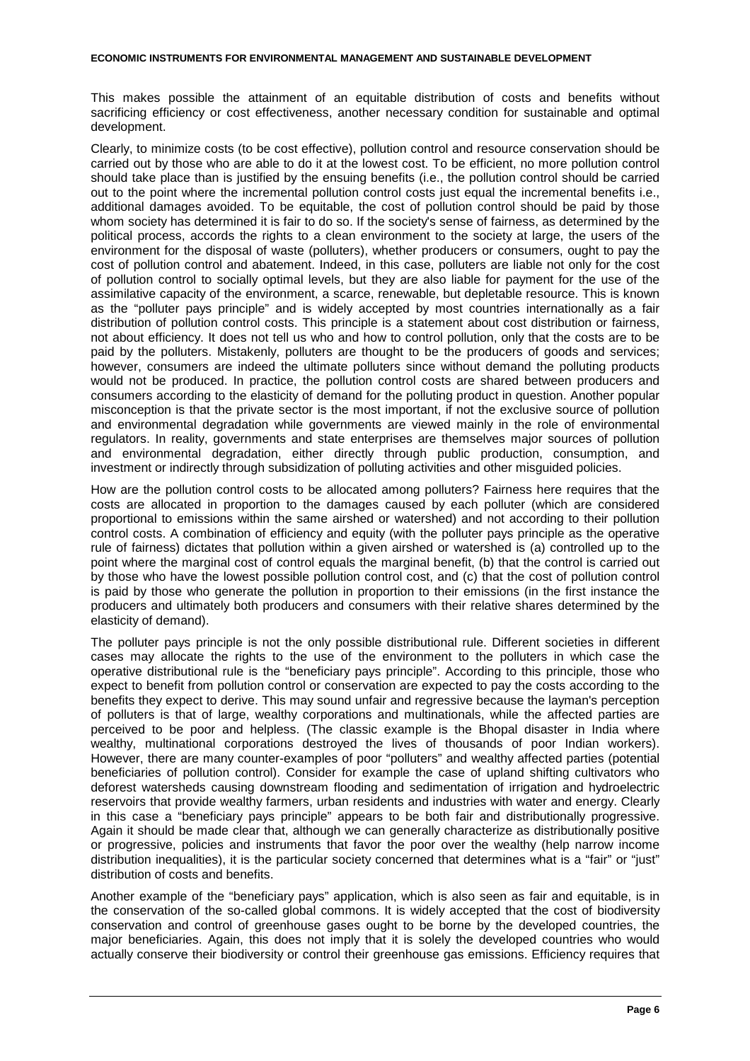This makes possible the attainment of an equitable distribution of costs and benefits without sacrificing efficiency or cost effectiveness, another necessary condition for sustainable and optimal development.

Clearly, to minimize costs (to be cost effective), pollution control and resource conservation should be carried out by those who are able to do it at the lowest cost. To be efficient, no more pollution control should take place than is justified by the ensuing benefits (i.e., the pollution control should be carried out to the point where the incremental pollution control costs just equal the incremental benefits i.e., additional damages avoided. To be equitable, the cost of pollution control should be paid by those whom society has determined it is fair to do so. If the society's sense of fairness, as determined by the political process, accords the rights to a clean environment to the society at large, the users of the environment for the disposal of waste (polluters), whether producers or consumers, ought to pay the cost of pollution control and abatement. Indeed, in this case, polluters are liable not only for the cost of pollution control to socially optimal levels, but they are also liable for payment for the use of the assimilative capacity of the environment, a scarce, renewable, but depletable resource. This is known as the "polluter pays principle" and is widely accepted by most countries internationally as a fair distribution of pollution control costs. This principle is a statement about cost distribution or fairness, not about efficiency. It does not tell us who and how to control pollution, only that the costs are to be paid by the polluters. Mistakenly, polluters are thought to be the producers of goods and services; however, consumers are indeed the ultimate polluters since without demand the polluting products would not be produced. In practice, the pollution control costs are shared between producers and consumers according to the elasticity of demand for the polluting product in question. Another popular misconception is that the private sector is the most important, if not the exclusive source of pollution and environmental degradation while governments are viewed mainly in the role of environmental regulators. In reality, governments and state enterprises are themselves major sources of pollution and environmental degradation, either directly through public production, consumption, and investment or indirectly through subsidization of polluting activities and other misguided policies.

How are the pollution control costs to be allocated among polluters? Fairness here requires that the costs are allocated in proportion to the damages caused by each polluter (which are considered proportional to emissions within the same airshed or watershed) and not according to their pollution control costs. A combination of efficiency and equity (with the polluter pays principle as the operative rule of fairness) dictates that pollution within a given airshed or watershed is (a) controlled up to the point where the marginal cost of control equals the marginal benefit, (b) that the control is carried out by those who have the lowest possible pollution control cost, and (c) that the cost of pollution control is paid by those who generate the pollution in proportion to their emissions (in the first instance the producers and ultimately both producers and consumers with their relative shares determined by the elasticity of demand).

The polluter pays principle is not the only possible distributional rule. Different societies in different cases may allocate the rights to the use of the environment to the polluters in which case the operative distributional rule is the "beneficiary pays principle". According to this principle, those who expect to benefit from pollution control or conservation are expected to pay the costs according to the benefits they expect to derive. This may sound unfair and regressive because the layman's perception of polluters is that of large, wealthy corporations and multinationals, while the affected parties are perceived to be poor and helpless. (The classic example is the Bhopal disaster in India where wealthy, multinational corporations destroyed the lives of thousands of poor Indian workers). However, there are many counter-examples of poor "polluters" and wealthy affected parties (potential beneficiaries of pollution control). Consider for example the case of upland shifting cultivators who deforest watersheds causing downstream flooding and sedimentation of irrigation and hydroelectric reservoirs that provide wealthy farmers, urban residents and industries with water and energy. Clearly in this case a "beneficiary pays principle" appears to be both fair and distributionally progressive. Again it should be made clear that, although we can generally characterize as distributionally positive or progressive, policies and instruments that favor the poor over the wealthy (help narrow income distribution inequalities), it is the particular society concerned that determines what is a "fair" or "just" distribution of costs and benefits.

Another example of the "beneficiary pays" application, which is also seen as fair and equitable, is in the conservation of the so-called global commons. It is widely accepted that the cost of biodiversity conservation and control of greenhouse gases ought to be borne by the developed countries, the major beneficiaries. Again, this does not imply that it is solely the developed countries who would actually conserve their biodiversity or control their greenhouse gas emissions. Efficiency requires that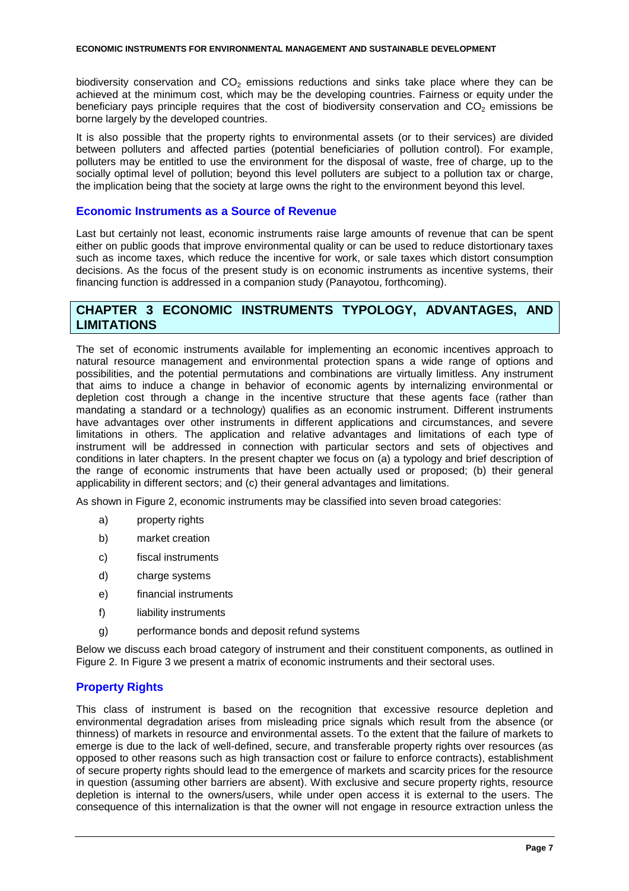biodiversity conservation and $CO_2$ emissions reductions and sinks take place where they can be achieved at the minimum cost, which may be the developing countries. Fairness or equity under the beneficiary pays principle requires that the cost of biodiversity conservation and $CO_2$ emissions be borne largely by the developed countries.

It is also possible that the property rights to environmental assets (or to their services) are divided between polluters and affected parties (potential beneficiaries of pollution control). For example, polluters may be entitled to use the environment for the disposal of waste, free of charge, up to the socially optimal level of pollution; beyond this level polluters are subject to a pollution tax or charge, the implication being that the society at large owns the right to the environment beyond this level.

### Economic Instruments as a Source of Revenue

Last but certainly not least, economic instruments raise large amounts of revenue that can be spent either on public goods that improve environmental quality or can be used to reduce distortionary taxes such as income taxes, which reduce the incentive for work, or sale taxes which distort consumption decisions. As the focus of the present study is on economic instruments as incentive systems, their financing function is addressed in a companion study (Panayotou, forthcoming).

## CHAPTER 3 ECONOMIC INSTRUMENTS TYPOLOGY, ADVANTAGES, AND LIMITATIONS

The set of economic instruments available for implementing an economic incentives approach to natural resource management and environmental protection spans a wide range of options and possibilities, and the potential permutations and combinations are virtually limitless. Any instrument that aims to induce a change in behavior of economic agents by internalizing environmental or depletion cost through a change in the incentive structure that these agents face (rather than mandating a standard or a technology) qualifies as an economic instrument. Different instruments have advantages over other instruments in different applications and circumstances, and severe limitations in others. The application and relative advantages and limitations of each type of instrument will be addressed in connection with particular sectors and sets of objectives and conditions in later chapters. In the present chapter we focus on (a) a typology and brief description of the range of economic instruments that have been actually used or proposed; (b) their general applicability in different sectors; and (c) their general advantages and limitations.

As shown in Figure 2, economic instruments may be classified into seven broad categories:

a) property rights
b) market creation
c) fiscal instruments
d) charge systems
e) financial instruments
f) liability instruments
g) performance bonds and deposit refund systems

Below we discuss each broad category of instrument and their constituent components, as outlined in Figure 2. In Figure 3 we present a matrix of economic instruments and their sectoral uses.

### Property Rights

This class of instrument is based on the recognition that excessive resource depletion and environmental degradation arises from misleading price signals which result from the absence (or thinness) of markets in resource and environmental assets. To the extent that the failure of markets to emerge is due to the lack of well-defined, secure, and transferable property rights over resources (as opposed to other reasons such as high transaction cost or failure to enforce contracts), establishment of secure property rights should lead to the emergence of markets and scarcity prices for the resource in question (assuming other barriers are absent). With exclusive and secure property rights, resource depletion is internal to the owners/users, while under open access it is external to the users. The consequence of this internalization is that the owner will not engage in resource extraction unless the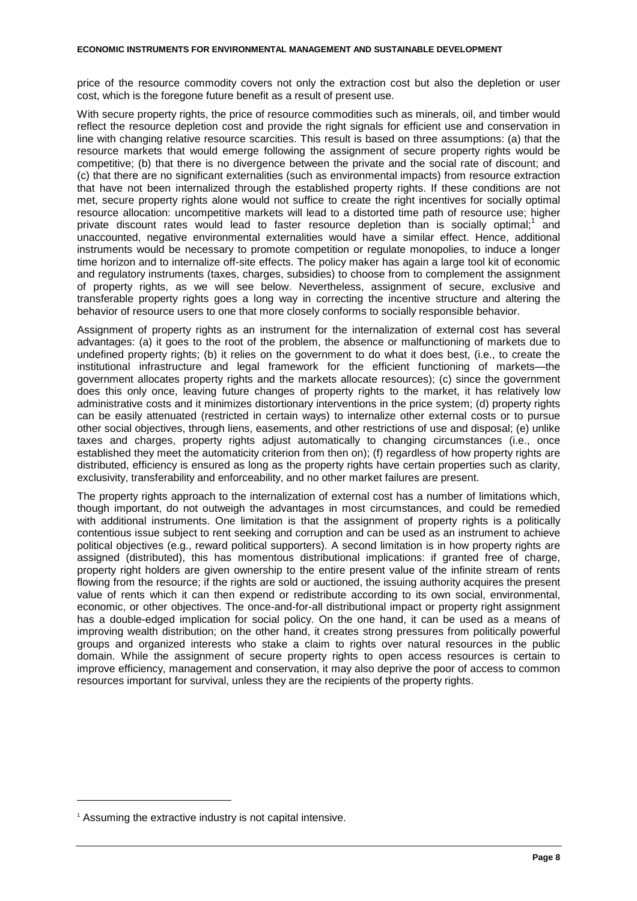price of the resource commodity covers not only the extraction cost but also the depletion or user cost, which is the foregone future benefit as a result of present use.

With secure property rights, the price of resource commodities such as minerals, oil, and timber would reflect the resource depletion cost and provide the right signals for efficient use and conservation in line with changing relative resource scarcities. This result is based on three assumptions: (a) that the resource markets that would emerge following the assignment of secure property rights would be competitive; (b) that there is no divergence between the private and the social rate of discount; and (c) that there are no significant externalities (such as environmental impacts) from resource extraction that have not been internalized through the established property rights. If these conditions are not met, secure property rights alone would not suffice to create the right incentives for socially optimal resource allocation: uncompetitive markets will lead to a distorted time path of resource use; higher private discount rates would lead to faster resource depletion than is socially optimal;[1] and unaccounted, negative environmental externalities would have a similar effect. Hence, additional instruments would be necessary to promote competition or regulate monopolies, to induce a longer time horizon and to internalize off-site effects. The policy maker has again a large tool kit of economic and regulatory instruments (taxes, charges, subsidies) to choose from to complement the assignment of property rights, as we will see below. Nevertheless, assignment of secure, exclusive and transferable property rights goes a long way in correcting the incentive structure and altering the behavior of resource users to one that more closely conforms to socially responsible behavior.

Assignment of property rights as an instrument for the internalization of external cost has several advantages: (a) it goes to the root of the problem, the absence or malfunctioning of markets due to undefined property rights; (b) it relies on the government to do what it does best, (i.e., to create the institutional infrastructure and legal framework for the efficient functioning of markets—the government allocates property rights and the markets allocate resources); (c) since the government does this only once, leaving future changes of property rights to the market, it has relatively low administrative costs and it minimizes distortionary interventions in the price system; (d) property rights can be easily attenuated (restricted in certain ways) to internalize other external costs or to pursue other social objectives, through liens, easements, and other restrictions of use and disposal; (e) unlike taxes and charges, property rights adjust automatically to changing circumstances (i.e., once established they meet the automaticity criterion from then on); (f) regardless of how property rights are distributed, efficiency is ensured as long as the property rights have certain properties such as clarity, exclusivity, transferability and enforceability, and no other market failures are present.

The property rights approach to the internalization of external cost has a number of limitations which, though important, do not outweigh the advantages in most circumstances, and could be remedied with additional instruments. One limitation is that the assignment of property rights is a politically contentious issue subject to rent seeking and corruption and can be used as an instrument to achieve political objectives (e.g., reward political supporters). A second limitation is in how property rights are assigned (distributed), this has momentous distributional implications: if granted free of charge, property right holders are given ownership to the entire present value of the infinite stream of rents flowing from the resource; if the rights are sold or auctioned, the issuing authority acquires the present value of rents which it can then expend or redistribute according to its own social, environmental, economic, or other objectives. The once-and-for-all distributional impact or property right assignment has a double-edged implication for social policy. On the one hand, it can be used as a means of improving wealth distribution; on the other hand, it creates strong pressures from politically powerful groups and organized interests who stake a claim to rights over natural resources in the public domain. While the assignment of secure property rights to open access resources is certain to improve efficiency, management and conservation, it may also deprive the poor of access to common resources important for survival, unless they are the recipients of the property rights.

[1] Assuming the extractive industry is not capital intensive.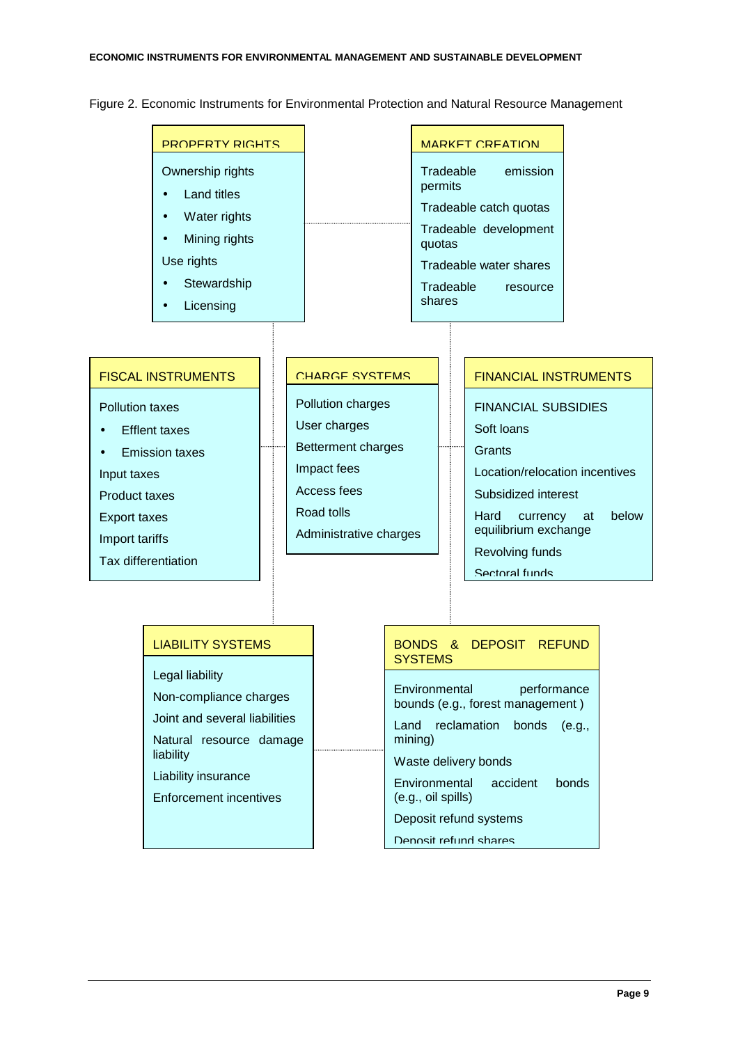Figure 2. Economic Instruments for Environmental Protection and Natural Resource Management

**PROPERTY RIGHTS**

Ownership rights
- Land titles
- Water rights
- Mining rights

Use rights
- Stewardship
- Licensing

**MARKET CREATION**

Tradeable emission permits

Tradeable catch quotas

Tradeable development quotas

Tradeable water shares

Tradeable resource shares

**FISCAL INSTRUMENTS**

Pollution taxes
- Efflent taxes
- Emission taxes

Input taxes

Product taxes

Export taxes

Import tariffs

Tax differentiation

**CHARGE SYSTEMS**

Pollution charges

User charges

Betterment charges

Impact fees

Access fees

Road tolls

Administrative charges

**FINANCIAL INSTRUMENTS**

FINANCIAL SUBSIDIES

Soft loans

Grants

Location/relocation incentives

Subsidized interest

Hard currency at below equilibrium exchange

Revolving funds

Sectoral funds

**LIABILITY SYSTEMS**

Legal liability

Non-compliance charges

Joint and several liabilities

Natural resource damage liability

Liability insurance

Enforcement incentives

**BONDS & DEPOSIT REFUND SYSTEMS**

Environmental performance bounds (e.g., forest management )

Land reclamation bonds (e.g., mining)

Waste delivery bonds

Environmental accident bonds (e.g., oil spills)

Deposit refund systems

Deposit refund shares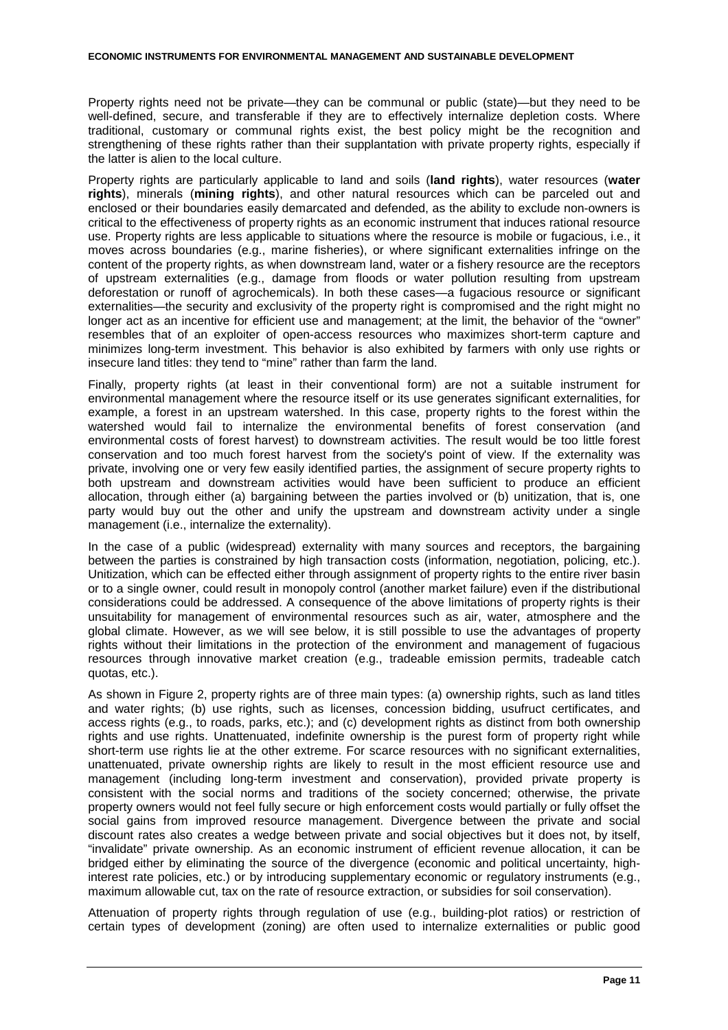Property rights need not be private—they can be communal or public (state)—but they need to be well-defined, secure, and transferable if they are to effectively internalize depletion costs. Where traditional, customary or communal rights exist, the best policy might be the recognition and strengthening of these rights rather than their supplantation with private property rights, especially if the latter is alien to the local culture.

Property rights are particularly applicable to land and soils (**land rights**), water resources (**water rights**), minerals (**mining rights**), and other natural resources which can be parceled out and enclosed or their boundaries easily demarcated and defended, as the ability to exclude non-owners is critical to the effectiveness of property rights as an economic instrument that induces rational resource use. Property rights are less applicable to situations where the resource is mobile or fugacious, i.e., it moves across boundaries (e.g., marine fisheries), or where significant externalities infringe on the content of the property rights, as when downstream land, water or a fishery resource are the receptors of upstream externalities (e.g., damage from floods or water pollution resulting from upstream deforestation or runoff of agrochemicals). In both these cases—a fugacious resource or significant externalities—the security and exclusivity of the property right is compromised and the right might no longer act as an incentive for efficient use and management; at the limit, the behavior of the "owner" resembles that of an exploiter of open-access resources who maximizes short-term capture and minimizes long-term investment. This behavior is also exhibited by farmers with only use rights or insecure land titles: they tend to "mine" rather than farm the land.

Finally, property rights (at least in their conventional form) are not a suitable instrument for environmental management where the resource itself or its use generates significant externalities, for example, a forest in an upstream watershed. In this case, property rights to the forest within the watershed would fail to internalize the environmental benefits of forest conservation (and environmental costs of forest harvest) to downstream activities. The result would be too little forest conservation and too much forest harvest from the society's point of view. If the externality was private, involving one or very few easily identified parties, the assignment of secure property rights to both upstream and downstream activities would have been sufficient to produce an efficient allocation, through either (a) bargaining between the parties involved or (b) unitization, that is, one party would buy out the other and unify the upstream and downstream activity under a single management (i.e., internalize the externality).

In the case of a public (widespread) externality with many sources and receptors, the bargaining between the parties is constrained by high transaction costs (information, negotiation, policing, etc.). Unitization, which can be effected either through assignment of property rights to the entire river basin or to a single owner, could result in monopoly control (another market failure) even if the distributional considerations could be addressed. A consequence of the above limitations of property rights is their unsuitability for management of environmental resources such as air, water, atmosphere and the global climate. However, as we will see below, it is still possible to use the advantages of property rights without their limitations in the protection of the environment and management of fugacious resources through innovative market creation (e.g., tradeable emission permits, tradeable catch quotas, etc.).

As shown in Figure 2, property rights are of three main types: (a) ownership rights, such as land titles and water rights; (b) use rights, such as licenses, concession bidding, usufruct certificates, and access rights (e.g., to roads, parks, etc.); and (c) development rights as distinct from both ownership rights and use rights. Unattenuated, indefinite ownership is the purest form of property right while short-term use rights lie at the other extreme. For scarce resources with no significant externalities, unattenuated, private ownership rights are likely to result in the most efficient resource use and management (including long-term investment and conservation), provided private property is consistent with the social norms and traditions of the society concerned; otherwise, the private property owners would not feel fully secure or high enforcement costs would partially or fully offset the social gains from improved resource management. Divergence between the private and social discount rates also creates a wedge between private and social objectives but it does not, by itself, "invalidate" private ownership. As an economic instrument of efficient revenue allocation, it can be bridged either by eliminating the source of the divergence (economic and political uncertainty, high-interest rate policies, etc.) or by introducing supplementary economic or regulatory instruments (e.g., maximum allowable cut, tax on the rate of resource extraction, or subsidies for soil conservation).

Attenuation of property rights through regulation of use (e.g., building-plot ratios) or restriction of certain types of development (zoning) are often used to internalize externalities or public good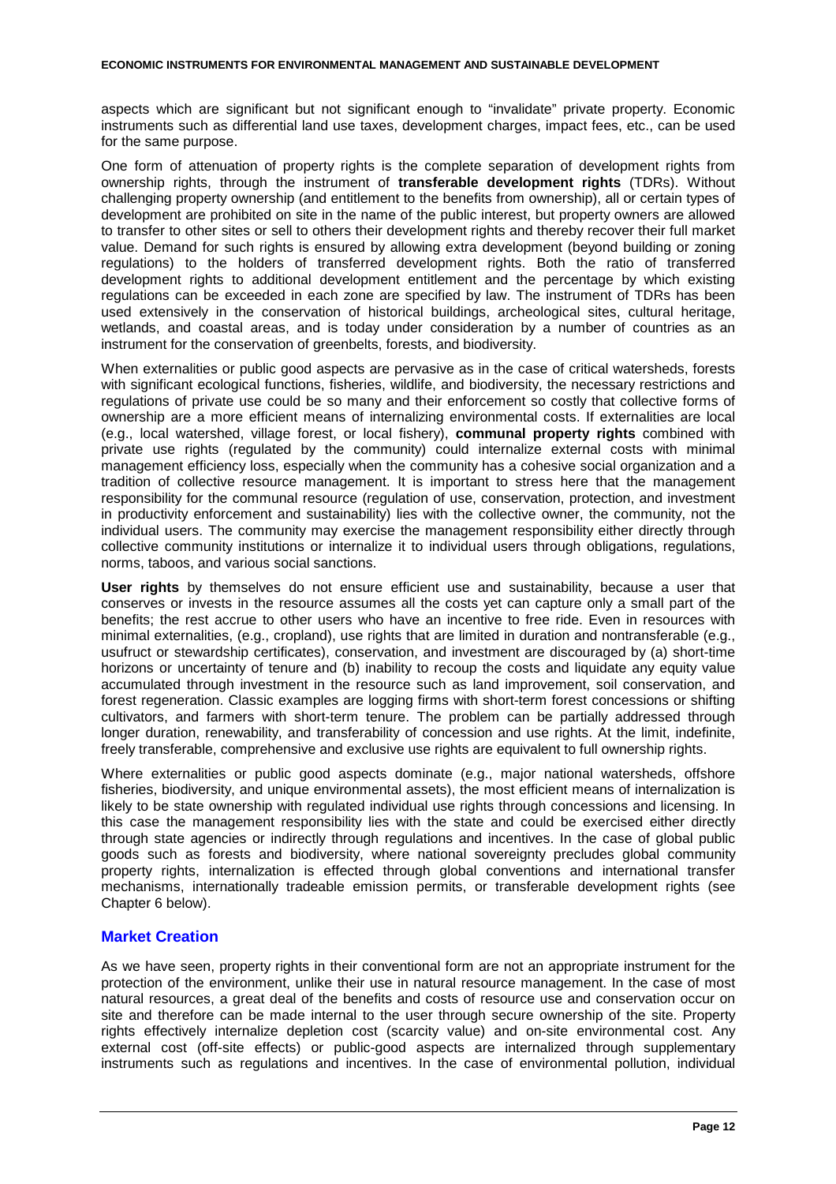aspects which are significant but not significant enough to "invalidate" private property. Economic instruments such as differential land use taxes, development charges, impact fees, etc., can be used for the same purpose.

One form of attenuation of property rights is the complete separation of development rights from ownership rights, through the instrument of **transferable development rights** (TDRs). Without challenging property ownership (and entitlement to the benefits from ownership), all or certain types of development are prohibited on site in the name of the public interest, but property owners are allowed to transfer to other sites or sell to others their development rights and thereby recover their full market value. Demand for such rights is ensured by allowing extra development (beyond building or zoning regulations) to the holders of transferred development rights. Both the ratio of transferred development rights to additional development entitlement and the percentage by which existing regulations can be exceeded in each zone are specified by law. The instrument of TDRs has been used extensively in the conservation of historical buildings, archeological sites, cultural heritage, wetlands, and coastal areas, and is today under consideration by a number of countries as an instrument for the conservation of greenbelts, forests, and biodiversity.

When externalities or public good aspects are pervasive as in the case of critical watersheds, forests with significant ecological functions, fisheries, wildlife, and biodiversity, the necessary restrictions and regulations of private use could be so many and their enforcement so costly that collective forms of ownership are a more efficient means of internalizing environmental costs. If externalities are local (e.g., local watershed, village forest, or local fishery), **communal property rights** combined with private use rights (regulated by the community) could internalize external costs with minimal management efficiency loss, especially when the community has a cohesive social organization and a tradition of collective resource management. It is important to stress here that the management responsibility for the communal resource (regulation of use, conservation, protection, and investment in productivity enforcement and sustainability) lies with the collective owner, the community, not the individual users. The community may exercise the management responsibility either directly through collective community institutions or internalize it to individual users through obligations, regulations, norms, taboos, and various social sanctions.

**User rights** by themselves do not ensure efficient use and sustainability, because a user that conserves or invests in the resource assumes all the costs yet can capture only a small part of the benefits; the rest accrue to other users who have an incentive to free ride. Even in resources with minimal externalities, (e.g., cropland), use rights that are limited in duration and nontransferable (e.g., usufruct or stewardship certificates), conservation, and investment are discouraged by (a) short-time horizons or uncertainty of tenure and (b) inability to recoup the costs and liquidate any equity value accumulated through investment in the resource such as land improvement, soil conservation, and forest regeneration. Classic examples are logging firms with short-term forest concessions or shifting cultivators, and farmers with short-term tenure. The problem can be partially addressed through longer duration, renewability, and transferability of concession and use rights. At the limit, indefinite, freely transferable, comprehensive and exclusive use rights are equivalent to full ownership rights.

Where externalities or public good aspects dominate (e.g., major national watersheds, offshore fisheries, biodiversity, and unique environmental assets), the most efficient means of internalization is likely to be state ownership with regulated individual use rights through concessions and licensing. In this case the management responsibility lies with the state and could be exercised either directly through state agencies or indirectly through regulations and incentives. In the case of global public goods such as forests and biodiversity, where national sovereignty precludes global community property rights, internalization is effected through global conventions and international transfer mechanisms, internationally tradeable emission permits, or transferable development rights (see Chapter 6 below).

## Market Creation

As we have seen, property rights in their conventional form are not an appropriate instrument for the protection of the environment, unlike their use in natural resource management. In the case of most natural resources, a great deal of the benefits and costs of resource use and conservation occur on site and therefore can be made internal to the user through secure ownership of the site. Property rights effectively internalize depletion cost (scarcity value) and on-site environmental cost. Any external cost (off-site effects) or public-good aspects are internalized through supplementary instruments such as regulations and incentives. In the case of environmental pollution, individual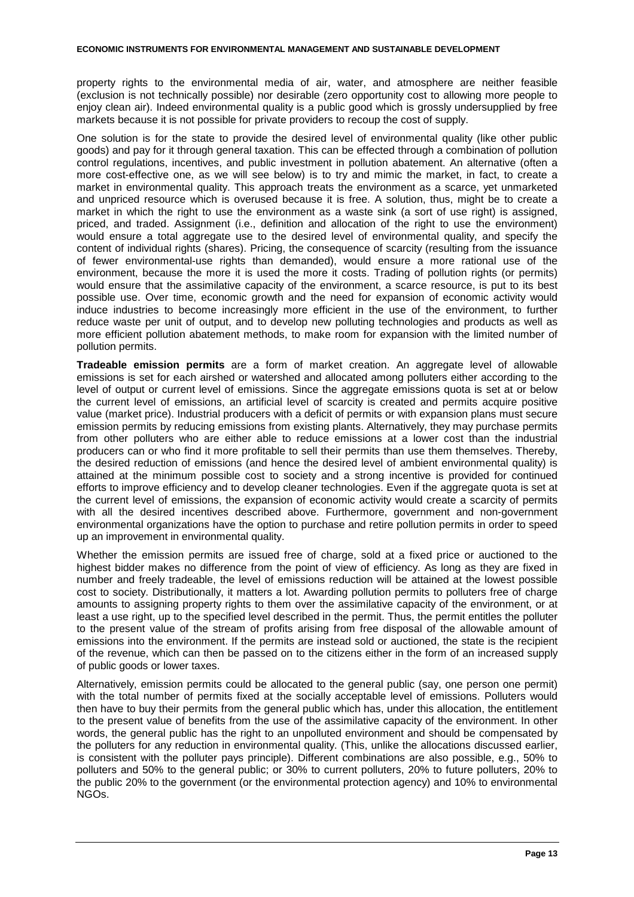property rights to the environmental media of air, water, and atmosphere are neither feasible (exclusion is not technically possible) nor desirable (zero opportunity cost to allowing more people to enjoy clean air). Indeed environmental quality is a public good which is grossly undersupplied by free markets because it is not possible for private providers to recoup the cost of supply.

One solution is for the state to provide the desired level of environmental quality (like other public goods) and pay for it through general taxation. This can be effected through a combination of pollution control regulations, incentives, and public investment in pollution abatement. An alternative (often a more cost-effective one, as we will see below) is to try and mimic the market, in fact, to create a market in environmental quality. This approach treats the environment as a scarce, yet unmarketed and unpriced resource which is overused because it is free. A solution, thus, might be to create a market in which the right to use the environment as a waste sink (a sort of use right) is assigned, priced, and traded. Assignment (i.e., definition and allocation of the right to use the environment) would ensure a total aggregate use to the desired level of environmental quality, and specify the content of individual rights (shares). Pricing, the consequence of scarcity (resulting from the issuance of fewer environmental-use rights than demanded), would ensure a more rational use of the environment, because the more it is used the more it costs. Trading of pollution rights (or permits) would ensure that the assimilative capacity of the environment, a scarce resource, is put to its best possible use. Over time, economic growth and the need for expansion of economic activity would induce industries to become increasingly more efficient in the use of the environment, to further reduce waste per unit of output, and to develop new polluting technologies and products as well as more efficient pollution abatement methods, to make room for expansion with the limited number of pollution permits.

**Tradeable emission permits** are a form of market creation. An aggregate level of allowable emissions is set for each airshed or watershed and allocated among polluters either according to the level of output or current level of emissions. Since the aggregate emissions quota is set at or below the current level of emissions, an artificial level of scarcity is created and permits acquire positive value (market price). Industrial producers with a deficit of permits or with expansion plans must secure emission permits by reducing emissions from existing plants. Alternatively, they may purchase permits from other polluters who are either able to reduce emissions at a lower cost than the industrial producers can or who find it more profitable to sell their permits than use them themselves. Thereby, the desired reduction of emissions (and hence the desired level of ambient environmental quality) is attained at the minimum possible cost to society and a strong incentive is provided for continued efforts to improve efficiency and to develop cleaner technologies. Even if the aggregate quota is set at the current level of emissions, the expansion of economic activity would create a scarcity of permits with all the desired incentives described above. Furthermore, government and non-government environmental organizations have the option to purchase and retire pollution permits in order to speed up an improvement in environmental quality.

Whether the emission permits are issued free of charge, sold at a fixed price or auctioned to the highest bidder makes no difference from the point of view of efficiency. As long as they are fixed in number and freely tradeable, the level of emissions reduction will be attained at the lowest possible cost to society. Distributionally, it matters a lot. Awarding pollution permits to polluters free of charge amounts to assigning property rights to them over the assimilative capacity of the environment, or at least a use right, up to the specified level described in the permit. Thus, the permit entitles the polluter to the present value of the stream of profits arising from free disposal of the allowable amount of emissions into the environment. If the permits are instead sold or auctioned, the state is the recipient of the revenue, which can then be passed on to the citizens either in the form of an increased supply of public goods or lower taxes.

Alternatively, emission permits could be allocated to the general public (say, one person one permit) with the total number of permits fixed at the socially acceptable level of emissions. Polluters would then have to buy their permits from the general public which has, under this allocation, the entitlement to the present value of benefits from the use of the assimilative capacity of the environment. In other words, the general public has the right to an unpolluted environment and should be compensated by the polluters for any reduction in environmental quality. (This, unlike the allocations discussed earlier, is consistent with the polluter pays principle). Different combinations are also possible, e.g., 50% to polluters and 50% to the general public; or 30% to current polluters, 20% to future polluters, 20% to the public 20% to the government (or the environmental protection agency) and 10% to environmental NGOs.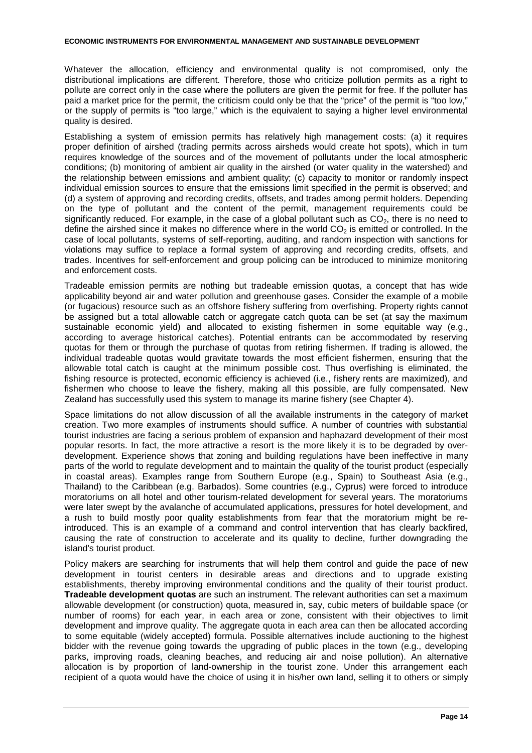Whatever the allocation, efficiency and environmental quality is not compromised, only the distributional implications are different. Therefore, those who criticize pollution permits as a right to pollute are correct only in the case where the polluters are given the permit for free. If the polluter has paid a market price for the permit, the criticism could only be that the "price" of the permit is "too low," or the supply of permits is "too large," which is the equivalent to saying a higher level environmental quality is desired.

Establishing a system of emission permits has relatively high management costs: (a) it requires proper definition of airshed (trading permits across airsheds would create hot spots), which in turn requires knowledge of the sources and of the movement of pollutants under the local atmospheric conditions; (b) monitoring of ambient air quality in the airshed (or water quality in the watershed) and the relationship between emissions and ambient quality; (c) capacity to monitor or randomly inspect individual emission sources to ensure that the emissions limit specified in the permit is observed; and (d) a system of approving and recording credits, offsets, and trades among permit holders. Depending on the type of pollutant and the content of the permit, management requirements could be significantly reduced. For example, in the case of a global pollutant such as $CO_2$, there is no need to define the airshed since it makes no difference where in the world $CO_2$ is emitted or controlled. In the case of local pollutants, systems of self-reporting, auditing, and random inspection with sanctions for violations may suffice to replace a formal system of approving and recording credits, offsets, and trades. Incentives for self-enforcement and group policing can be introduced to minimize monitoring and enforcement costs.

Tradeable emission permits are nothing but tradeable emission quotas, a concept that has wide applicability beyond air and water pollution and greenhouse gases. Consider the example of a mobile (or fugacious) resource such as an offshore fishery suffering from overfishing. Property rights cannot be assigned but a total allowable catch or aggregate catch quota can be set (at say the maximum sustainable economic yield) and allocated to existing fishermen in some equitable way (e.g., according to average historical catches). Potential entrants can be accommodated by reserving quotas for them or through the purchase of quotas from retiring fishermen. If trading is allowed, the individual tradeable quotas would gravitate towards the most efficient fishermen, ensuring that the allowable total catch is caught at the minimum possible cost. Thus overfishing is eliminated, the fishing resource is protected, economic efficiency is achieved (i.e., fishery rents are maximized), and fishermen who choose to leave the fishery, making all this possible, are fully compensated. New Zealand has successfully used this system to manage its marine fishery (see Chapter 4).

Space limitations do not allow discussion of all the available instruments in the category of market creation. Two more examples of instruments should suffice. A number of countries with substantial tourist industries are facing a serious problem of expansion and haphazard development of their most popular resorts. In fact, the more attractive a resort is the more likely it is to be degraded by over-development. Experience shows that zoning and building regulations have been ineffective in many parts of the world to regulate development and to maintain the quality of the tourist product (especially in coastal areas). Examples range from Southern Europe (e.g., Spain) to Southeast Asia (e.g., Thailand) to the Caribbean (e.g. Barbados). Some countries (e.g., Cyprus) were forced to introduce moratoriums on all hotel and other tourism-related development for several years. The moratoriums were later swept by the avalanche of accumulated applications, pressures for hotel development, and a rush to build mostly poor quality establishments from fear that the moratorium might be re-introduced. This is an example of a command and control intervention that has clearly backfired, causing the rate of construction to accelerate and its quality to decline, further downgrading the island's tourist product.

Policy makers are searching for instruments that will help them control and guide the pace of new development in tourist centers in desirable areas and directions and to upgrade existing establishments, thereby improving environmental conditions and the quality of their tourist product. **Tradeable development quotas** are such an instrument. The relevant authorities can set a maximum allowable development (or construction) quota, measured in, say, cubic meters of buildable space (or number of rooms) for each year, in each area or zone, consistent with their objectives to limit development and improve quality. The aggregate quota in each area can then be allocated according to some equitable (widely accepted) formula. Possible alternatives include auctioning to the highest bidder with the revenue going towards the upgrading of public places in the town (e.g., developing parks, improving roads, cleaning beaches, and reducing air and noise pollution). An alternative allocation is by proportion of land-ownership in the tourist zone. Under this arrangement each recipient of a quota would have the choice of using it in his/her own land, selling it to others or simply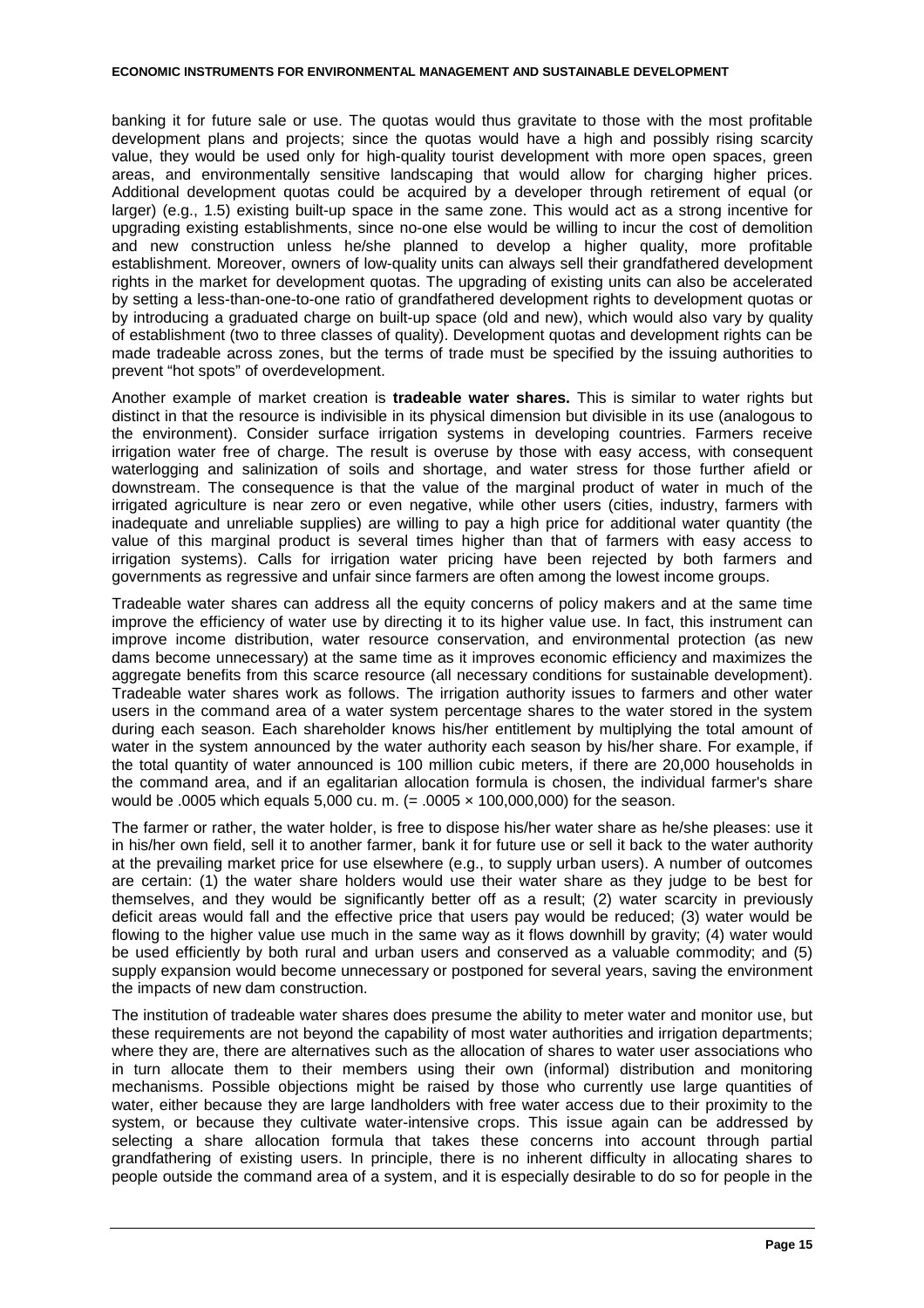banking it for future sale or use. The quotas would thus gravitate to those with the most profitable development plans and projects; since the quotas would have a high and possibly rising scarcity value, they would be used only for high-quality tourist development with more open spaces, green areas, and environmentally sensitive landscaping that would allow for charging higher prices. Additional development quotas could be acquired by a developer through retirement of equal (or larger) (e.g., 1.5) existing built-up space in the same zone. This would act as a strong incentive for upgrading existing establishments, since no-one else would be willing to incur the cost of demolition and new construction unless he/she planned to develop a higher quality, more profitable establishment. Moreover, owners of low-quality units can always sell their grandfathered development rights in the market for development quotas. The upgrading of existing units can also be accelerated by setting a less-than-one-to-one ratio of grandfathered development rights to development quotas or by introducing a graduated charge on built-up space (old and new), which would also vary by quality of establishment (two to three classes of quality). Development quotas and development rights can be made tradeable across zones, but the terms of trade must be specified by the issuing authorities to prevent "hot spots" of overdevelopment.

Another example of market creation is **tradeable water shares.** This is similar to water rights but distinct in that the resource is indivisible in its physical dimension but divisible in its use (analogous to the environment). Consider surface irrigation systems in developing countries. Farmers receive irrigation water free of charge. The result is overuse by those with easy access, with consequent waterlogging and salinization of soils and shortage, and water stress for those further afield or downstream. The consequence is that the value of the marginal product of water in much of the irrigated agriculture is near zero or even negative, while other users (cities, industry, farmers with inadequate and unreliable supplies) are willing to pay a high price for additional water quantity (the value of this marginal product is several times higher than that of farmers with easy access to irrigation systems). Calls for irrigation water pricing have been rejected by both farmers and governments as regressive and unfair since farmers are often among the lowest income groups.

Tradeable water shares can address all the equity concerns of policy makers and at the same time improve the efficiency of water use by directing it to its higher value use. In fact, this instrument can improve income distribution, water resource conservation, and environmental protection (as new dams become unnecessary) at the same time as it improves economic efficiency and maximizes the aggregate benefits from this scarce resource (all necessary conditions for sustainable development). Tradeable water shares work as follows. The irrigation authority issues to farmers and other water users in the command area of a water system percentage shares to the water stored in the system during each season. Each shareholder knows his/her entitlement by multiplying the total amount of water in the system announced by the water authority each season by his/her share. For example, if the total quantity of water announced is 100 million cubic meters, if there are 20,000 households in the command area, and if an egalitarian allocation formula is chosen, the individual farmer's share would be .0005 which equals 5,000 cu. m. (= $.0005 \times 100{,}000{,}000$) for the season.

The farmer or rather, the water holder, is free to dispose his/her water share as he/she pleases: use it in his/her own field, sell it to another farmer, bank it for future use or sell it back to the water authority at the prevailing market price for use elsewhere (e.g., to supply urban users). A number of outcomes are certain: (1) the water share holders would use their water share as they judge to be best for themselves, and they would be significantly better off as a result; (2) water scarcity in previously deficit areas would fall and the effective price that users pay would be reduced; (3) water would be flowing to the higher value use much in the same way as it flows downhill by gravity; (4) water would be used efficiently by both rural and urban users and conserved as a valuable commodity; and (5) supply expansion would become unnecessary or postponed for several years, saving the environment the impacts of new dam construction.

The institution of tradeable water shares does presume the ability to meter water and monitor use, but these requirements are not beyond the capability of most water authorities and irrigation departments; where they are, there are alternatives such as the allocation of shares to water user associations who in turn allocate them to their members using their own (informal) distribution and monitoring mechanisms. Possible objections might be raised by those who currently use large quantities of water, either because they are large landholders with free water access due to their proximity to the system, or because they cultivate water-intensive crops. This issue again can be addressed by selecting a share allocation formula that takes these concerns into account through partial grandfathering of existing users. In principle, there is no inherent difficulty in allocating shares to people outside the command area of a system, and it is especially desirable to do so for people in the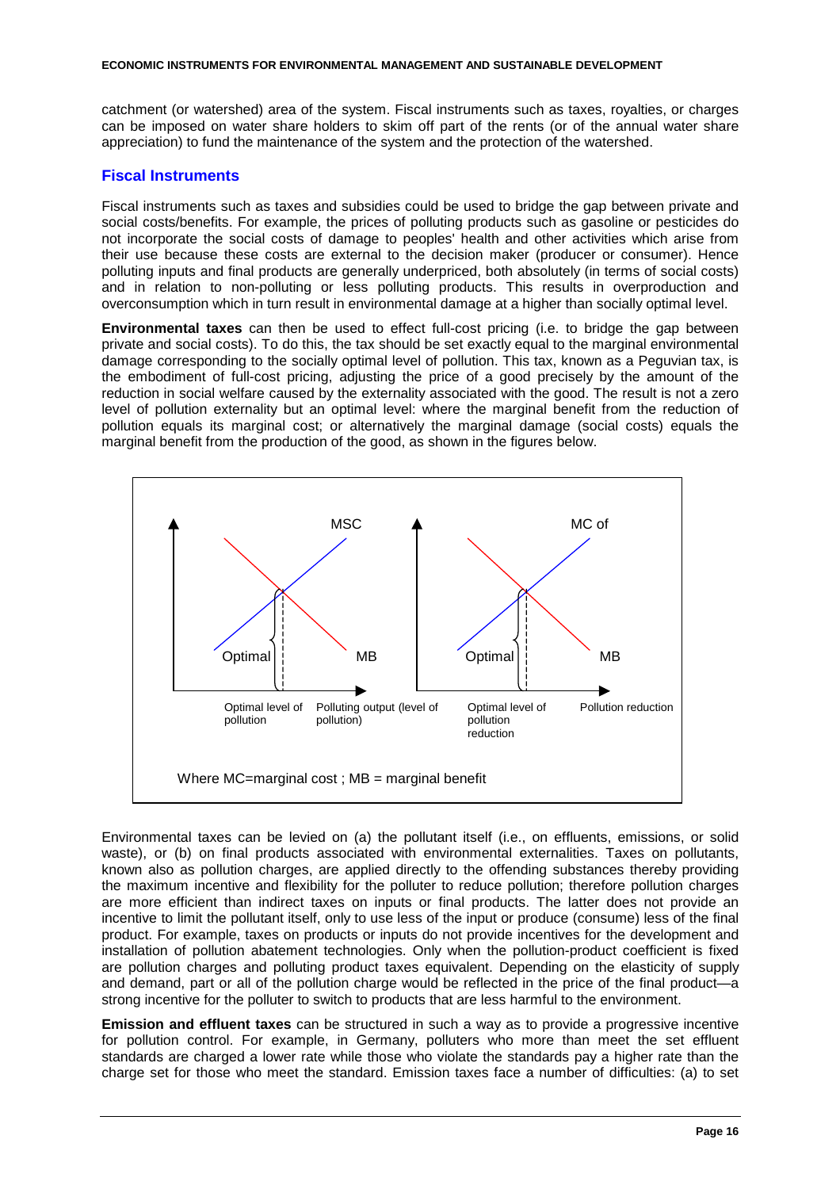catchment (or watershed) area of the system. Fiscal instruments such as taxes, royalties, or charges can be imposed on water share holders to skim off part of the rents (or of the annual water share appreciation) to fund the maintenance of the system and the protection of the watershed.

## Fiscal Instruments

Fiscal instruments such as taxes and subsidies could be used to bridge the gap between private and social costs/benefits. For example, the prices of polluting products such as gasoline or pesticides do not incorporate the social costs of damage to peoples' health and other activities which arise from their use because these costs are external to the decision maker (producer or consumer). Hence polluting inputs and final products are generally underpriced, both absolutely (in terms of social costs) and in relation to non-polluting or less polluting products. This results in overproduction and overconsumption which in turn result in environmental damage at a higher than socially optimal level.

**Environmental taxes** can then be used to effect full-cost pricing (i.e. to bridge the gap between private and social costs). To do this, the tax should be set exactly equal to the marginal environmental damage corresponding to the socially optimal level of pollution. This tax, known as a Peguvian tax, is the embodiment of full-cost pricing, adjusting the price of a good precisely by the amount of the reduction in social welfare caused by the externality associated with the good. The result is not a zero level of pollution externality but an optimal level: where the marginal benefit from the reduction of pollution equals its marginal cost; or alternatively the marginal damage (social costs) equals the marginal benefit from the production of the good, as shown in the figures below.

MSC
Optimal
MB
Optimal level of pollution
Polluting output (level of pollution)

MC of
Optimal
MB
Optimal level of pollution reduction
Pollution reduction

Where MC=marginal cost ; MB = marginal benefit

Environmental taxes can be levied on (a) the pollutant itself (i.e., on effluents, emissions, or solid waste), or (b) on final products associated with environmental externalities. Taxes on pollutants, known also as pollution charges, are applied directly to the offending substances thereby providing the maximum incentive and flexibility for the polluter to reduce pollution; therefore pollution charges are more efficient than indirect taxes on inputs or final products. The latter does not provide an incentive to limit the pollutant itself, only to use less of the input or produce (consume) less of the final product. For example, taxes on products or inputs do not provide incentives for the development and installation of pollution abatement technologies. Only when the pollution-product coefficient is fixed are pollution charges and polluting product taxes equivalent. Depending on the elasticity of supply and demand, part or all of the pollution charge would be reflected in the price of the final product—a strong incentive for the polluter to switch to products that are less harmful to the environment.

**Emission and effluent taxes** can be structured in such a way as to provide a progressive incentive for pollution control. For example, in Germany, polluters who more than meet the set effluent standards are charged a lower rate while those who violate the standards pay a higher rate than the charge set for those who meet the standard. Emission taxes face a number of difficulties: (a) to set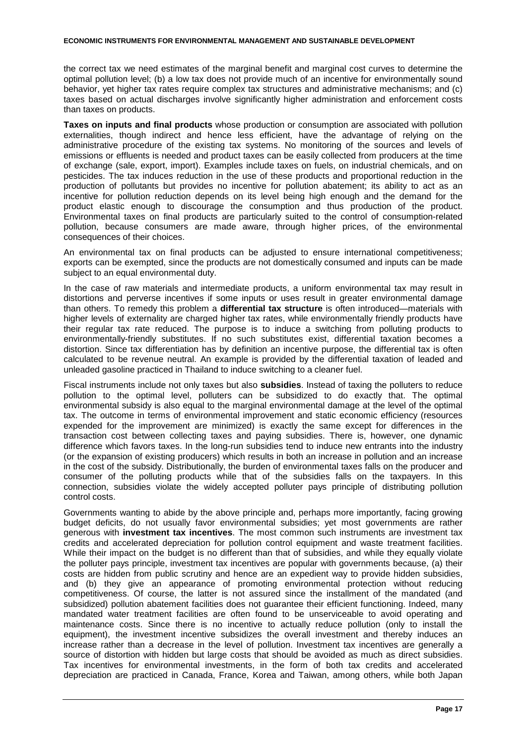the correct tax we need estimates of the marginal benefit and marginal cost curves to determine the optimal pollution level; (b) a low tax does not provide much of an incentive for environmentally sound behavior, yet higher tax rates require complex tax structures and administrative mechanisms; and (c) taxes based on actual discharges involve significantly higher administration and enforcement costs than taxes on products.

**Taxes on inputs and final products** whose production or consumption are associated with pollution externalities, though indirect and hence less efficient, have the advantage of relying on the administrative procedure of the existing tax systems. No monitoring of the sources and levels of emissions or effluents is needed and product taxes can be easily collected from producers at the time of exchange (sale, export, import). Examples include taxes on fuels, on industrial chemicals, and on pesticides. The tax induces reduction in the use of these products and proportional reduction in the production of pollutants but provides no incentive for pollution abatement; its ability to act as an incentive for pollution reduction depends on its level being high enough and the demand for the product elastic enough to discourage the consumption and thus production of the product. Environmental taxes on final products are particularly suited to the control of consumption-related pollution, because consumers are made aware, through higher prices, of the environmental consequences of their choices.

An environmental tax on final products can be adjusted to ensure international competitiveness; exports can be exempted, since the products are not domestically consumed and inputs can be made subject to an equal environmental duty.

In the case of raw materials and intermediate products, a uniform environmental tax may result in distortions and perverse incentives if some inputs or uses result in greater environmental damage than others. To remedy this problem a **differential tax structure** is often introduced—materials with higher levels of externality are charged higher tax rates, while environmentally friendly products have their regular tax rate reduced. The purpose is to induce a switching from polluting products to environmentally-friendly substitutes. If no such substitutes exist, differential taxation becomes a distortion. Since tax differentiation has by definition an incentive purpose, the differential tax is often calculated to be revenue neutral. An example is provided by the differential taxation of leaded and unleaded gasoline practiced in Thailand to induce switching to a cleaner fuel.

Fiscal instruments include not only taxes but also **subsidies**. Instead of taxing the polluters to reduce pollution to the optimal level, polluters can be subsidized to do exactly that. The optimal environmental subsidy is also equal to the marginal environmental damage at the level of the optimal tax. The outcome in terms of environmental improvement and static economic efficiency (resources expended for the improvement are minimized) is exactly the same except for differences in the transaction cost between collecting taxes and paying subsidies. There is, however, one dynamic difference which favors taxes. In the long-run subsidies tend to induce new entrants into the industry (or the expansion of existing producers) which results in both an increase in pollution and an increase in the cost of the subsidy. Distributionally, the burden of environmental taxes falls on the producer and consumer of the polluting products while that of the subsidies falls on the taxpayers. In this connection, subsidies violate the widely accepted polluter pays principle of distributing pollution control costs.

Governments wanting to abide by the above principle and, perhaps more importantly, facing growing budget deficits, do not usually favor environmental subsidies; yet most governments are rather generous with **investment tax incentives**. The most common such instruments are investment tax credits and accelerated depreciation for pollution control equipment and waste treatment facilities. While their impact on the budget is no different than that of subsidies, and while they equally violate the polluter pays principle, investment tax incentives are popular with governments because, (a) their costs are hidden from public scrutiny and hence are an expedient way to provide hidden subsidies, and (b) they give an appearance of promoting environmental protection without reducing competitiveness. Of course, the latter is not assured since the installment of the mandated (and subsidized) pollution abatement facilities does not guarantee their efficient functioning. Indeed, many mandated water treatment facilities are often found to be unserviceable to avoid operating and maintenance costs. Since there is no incentive to actually reduce pollution (only to install the equipment), the investment incentive subsidizes the overall investment and thereby induces an increase rather than a decrease in the level of pollution. Investment tax incentives are generally a source of distortion with hidden but large costs that should be avoided as much as direct subsidies. Tax incentives for environmental investments, in the form of both tax credits and accelerated depreciation are practiced in Canada, France, Korea and Taiwan, among others, while both Japan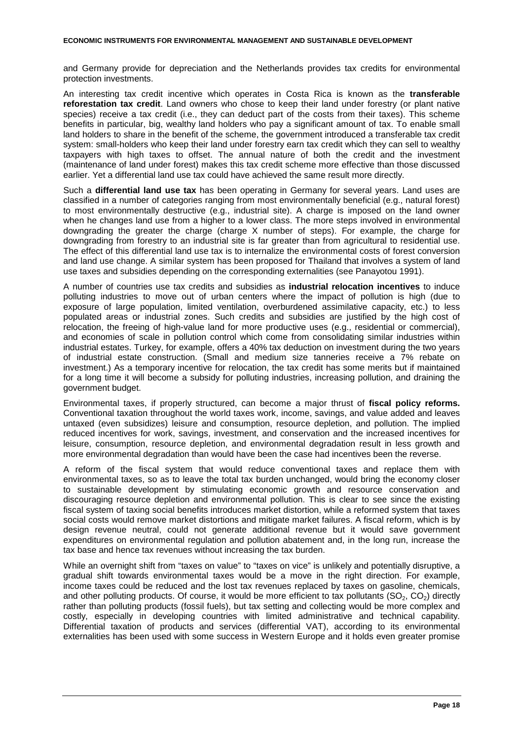and Germany provide for depreciation and the Netherlands provides tax credits for environmental protection investments.

An interesting tax credit incentive which operates in Costa Rica is known as the **transferable reforestation tax credit**. Land owners who chose to keep their land under forestry (or plant native species) receive a tax credit (i.e., they can deduct part of the costs from their taxes). This scheme benefits in particular, big, wealthy land holders who pay a significant amount of tax. To enable small land holders to share in the benefit of the scheme, the government introduced a transferable tax credit system: small-holders who keep their land under forestry earn tax credit which they can sell to wealthy taxpayers with high taxes to offset. The annual nature of both the credit and the investment (maintenance of land under forest) makes this tax credit scheme more effective than those discussed earlier. Yet a differential land use tax could have achieved the same result more directly.

Such a **differential land use tax** has been operating in Germany for several years. Land uses are classified in a number of categories ranging from most environmentally beneficial (e.g., natural forest) to most environmentally destructive (e.g., industrial site). A charge is imposed on the land owner when he changes land use from a higher to a lower class. The more steps involved in environmental downgrading the greater the charge (charge X number of steps). For example, the charge for downgrading from forestry to an industrial site is far greater than from agricultural to residential use. The effect of this differential land use tax is to internalize the environmental costs of forest conversion and land use change. A similar system has been proposed for Thailand that involves a system of land use taxes and subsidies depending on the corresponding externalities (see Panayotou 1991).

A number of countries use tax credits and subsidies as **industrial relocation incentives** to induce polluting industries to move out of urban centers where the impact of pollution is high (due to exposure of large population, limited ventilation, overburdened assimilative capacity, etc.) to less populated areas or industrial zones. Such credits and subsidies are justified by the high cost of relocation, the freeing of high-value land for more productive uses (e.g., residential or commercial), and economies of scale in pollution control which come from consolidating similar industries within industrial estates. Turkey, for example, offers a 40% tax deduction on investment during the two years of industrial estate construction. (Small and medium size tanneries receive a 7% rebate on investment.) As a temporary incentive for relocation, the tax credit has some merits but if maintained for a long time it will become a subsidy for polluting industries, increasing pollution, and draining the government budget.

Environmental taxes, if properly structured, can become a major thrust of **fiscal policy reforms.** Conventional taxation throughout the world taxes work, income, savings, and value added and leaves untaxed (even subsidizes) leisure and consumption, resource depletion, and pollution. The implied reduced incentives for work, savings, investment, and conservation and the increased incentives for leisure, consumption, resource depletion, and environmental degradation result in less growth and more environmental degradation than would have been the case had incentives been the reverse.

A reform of the fiscal system that would reduce conventional taxes and replace them with environmental taxes, so as to leave the total tax burden unchanged, would bring the economy closer to sustainable development by stimulating economic growth and resource conservation and discouraging resource depletion and environmental pollution. This is clear to see since the existing fiscal system of taxing social benefits introduces market distortion, while a reformed system that taxes social costs would remove market distortions and mitigate market failures. A fiscal reform, which is by design revenue neutral, could not generate additional revenue but it would save government expenditures on environmental regulation and pollution abatement and, in the long run, increase the tax base and hence tax revenues without increasing the tax burden.

While an overnight shift from "taxes on value" to "taxes on vice" is unlikely and potentially disruptive, a gradual shift towards environmental taxes would be a move in the right direction. For example, income taxes could be reduced and the lost tax revenues replaced by taxes on gasoline, chemicals, and other polluting products. Of course, it would be more efficient to tax pollutants ($SO_2$, $CO_2$) directly rather than polluting products (fossil fuels), but tax setting and collecting would be more complex and costly, especially in developing countries with limited administrative and technical capability. Differential taxation of products and services (differential VAT), according to its environmental externalities has been used with some success in Western Europe and it holds even greater promise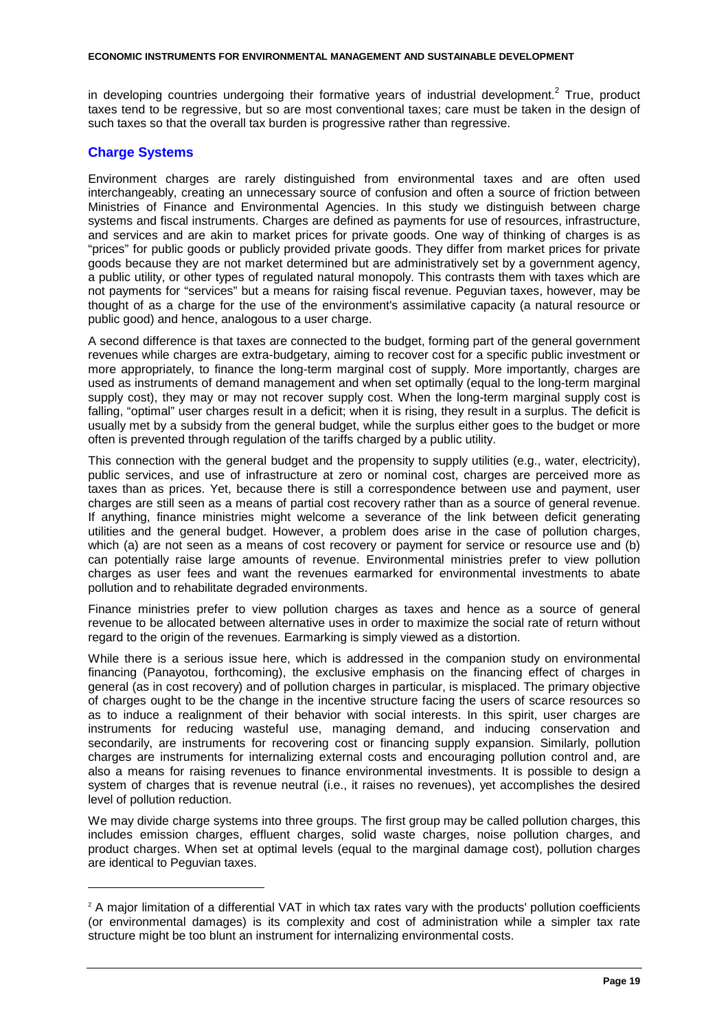in developing countries undergoing their formative years of industrial development.[2] True, product taxes tend to be regressive, but so are most conventional taxes; care must be taken in the design of such taxes so that the overall tax burden is progressive rather than regressive.

## Charge Systems

Environment charges are rarely distinguished from environmental taxes and are often used interchangeably, creating an unnecessary source of confusion and often a source of friction between Ministries of Finance and Environmental Agencies. In this study we distinguish between charge systems and fiscal instruments. Charges are defined as payments for use of resources, infrastructure, and services and are akin to market prices for private goods. One way of thinking of charges is as "prices" for public goods or publicly provided private goods. They differ from market prices for private goods because they are not market determined but are administratively set by a government agency, a public utility, or other types of regulated natural monopoly. This contrasts them with taxes which are not payments for "services" but a means for raising fiscal revenue. Peguvian taxes, however, may be thought of as a charge for the use of the environment's assimilative capacity (a natural resource or public good) and hence, analogous to a user charge.

A second difference is that taxes are connected to the budget, forming part of the general government revenues while charges are extra-budgetary, aiming to recover cost for a specific public investment or more appropriately, to finance the long-term marginal cost of supply. More importantly, charges are used as instruments of demand management and when set optimally (equal to the long-term marginal supply cost), they may or may not recover supply cost. When the long-term marginal supply cost is falling, "optimal" user charges result in a deficit; when it is rising, they result in a surplus. The deficit is usually met by a subsidy from the general budget, while the surplus either goes to the budget or more often is prevented through regulation of the tariffs charged by a public utility.

This connection with the general budget and the propensity to supply utilities (e.g., water, electricity), public services, and use of infrastructure at zero or nominal cost, charges are perceived more as taxes than as prices. Yet, because there is still a correspondence between use and payment, user charges are still seen as a means of partial cost recovery rather than as a source of general revenue. If anything, finance ministries might welcome a severance of the link between deficit generating utilities and the general budget. However, a problem does arise in the case of pollution charges, which (a) are not seen as a means of cost recovery or payment for service or resource use and (b) can potentially raise large amounts of revenue. Environmental ministries prefer to view pollution charges as user fees and want the revenues earmarked for environmental investments to abate pollution and to rehabilitate degraded environments.

Finance ministries prefer to view pollution charges as taxes and hence as a source of general revenue to be allocated between alternative uses in order to maximize the social rate of return without regard to the origin of the revenues. Earmarking is simply viewed as a distortion.

While there is a serious issue here, which is addressed in the companion study on environmental financing (Panayotou, forthcoming), the exclusive emphasis on the financing effect of charges in general (as in cost recovery) and of pollution charges in particular, is misplaced. The primary objective of charges ought to be the change in the incentive structure facing the users of scarce resources so as to induce a realignment of their behavior with social interests. In this spirit, user charges are instruments for reducing wasteful use, managing demand, and inducing conservation and secondarily, are instruments for recovering cost or financing supply expansion. Similarly, pollution charges are instruments for internalizing external costs and encouraging pollution control and, are also a means for raising revenues to finance environmental investments. It is possible to design a system of charges that is revenue neutral (i.e., it raises no revenues), yet accomplishes the desired level of pollution reduction.

We may divide charge systems into three groups. The first group may be called pollution charges, this includes emission charges, effluent charges, solid waste charges, noise pollution charges, and product charges. When set at optimal levels (equal to the marginal damage cost), pollution charges are identical to Peguvian taxes.

---

[2] A major limitation of a differential VAT in which tax rates vary with the products' pollution coefficients (or environmental damages) is its complexity and cost of administration while a simpler tax rate structure might be too blunt an instrument for internalizing environmental costs.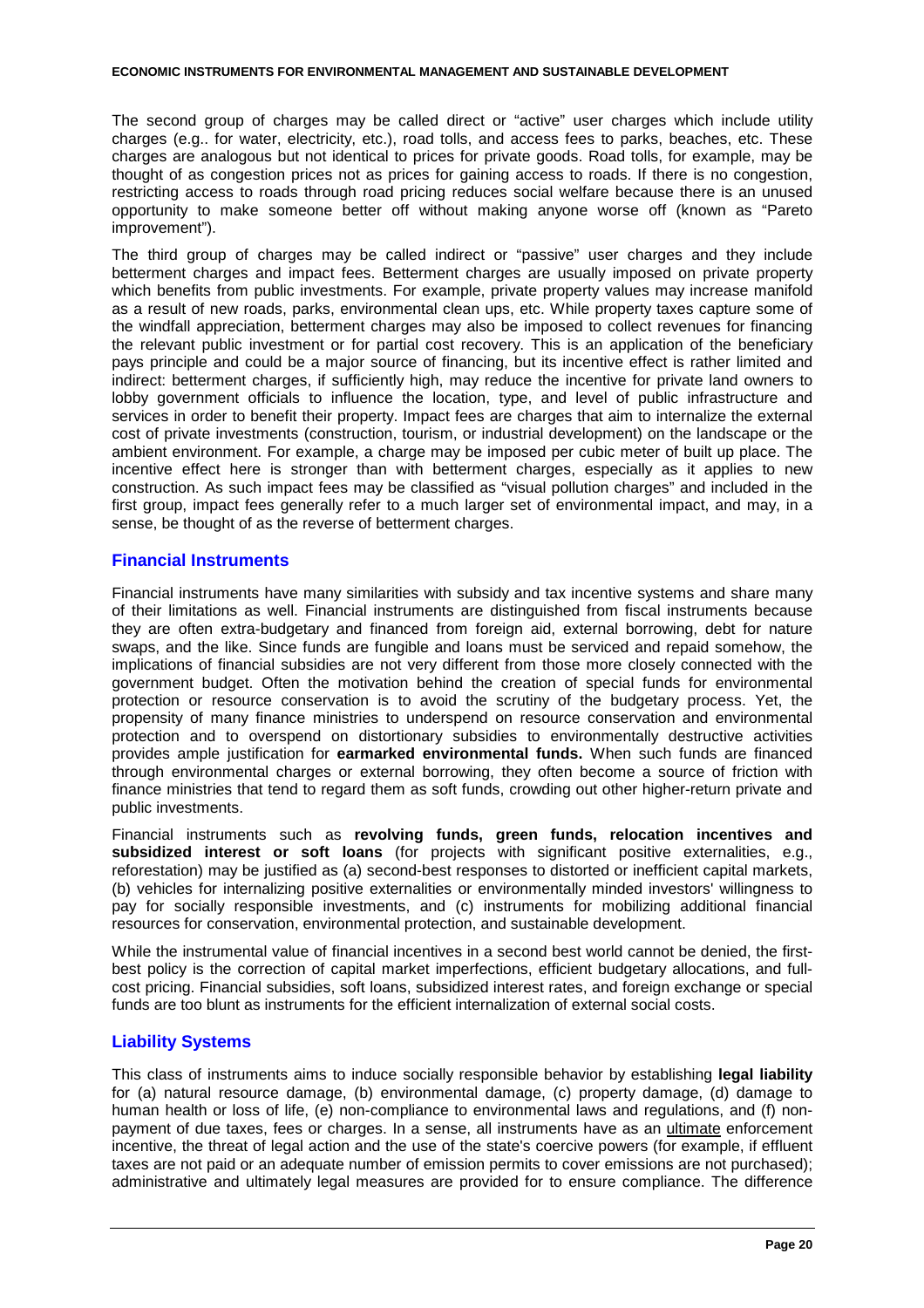The second group of charges may be called direct or "active" user charges which include utility charges (e.g.. for water, electricity, etc.), road tolls, and access fees to parks, beaches, etc. These charges are analogous but not identical to prices for private goods. Road tolls, for example, may be thought of as congestion prices not as prices for gaining access to roads. If there is no congestion, restricting access to roads through road pricing reduces social welfare because there is an unused opportunity to make someone better off without making anyone worse off (known as "Pareto improvement").

The third group of charges may be called indirect or "passive" user charges and they include betterment charges and impact fees. Betterment charges are usually imposed on private property which benefits from public investments. For example, private property values may increase manifold as a result of new roads, parks, environmental clean ups, etc. While property taxes capture some of the windfall appreciation, betterment charges may also be imposed to collect revenues for financing the relevant public investment or for partial cost recovery. This is an application of the beneficiary pays principle and could be a major source of financing, but its incentive effect is rather limited and indirect: betterment charges, if sufficiently high, may reduce the incentive for private land owners to lobby government officials to influence the location, type, and level of public infrastructure and services in order to benefit their property. Impact fees are charges that aim to internalize the external cost of private investments (construction, tourism, or industrial development) on the landscape or the ambient environment. For example, a charge may be imposed per cubic meter of built up place. The incentive effect here is stronger than with betterment charges, especially as it applies to new construction. As such impact fees may be classified as "visual pollution charges" and included in the first group, impact fees generally refer to a much larger set of environmental impact, and may, in a sense, be thought of as the reverse of betterment charges.

## Financial Instruments

Financial instruments have many similarities with subsidy and tax incentive systems and share many of their limitations as well. Financial instruments are distinguished from fiscal instruments because they are often extra-budgetary and financed from foreign aid, external borrowing, debt for nature swaps, and the like. Since funds are fungible and loans must be serviced and repaid somehow, the implications of financial subsidies are not very different from those more closely connected with the government budget. Often the motivation behind the creation of special funds for environmental protection or resource conservation is to avoid the scrutiny of the budgetary process. Yet, the propensity of many finance ministries to underspend on resource conservation and environmental protection and to overspend on distortionary subsidies to environmentally destructive activities provides ample justification for **earmarked environmental funds.** When such funds are financed through environmental charges or external borrowing, they often become a source of friction with finance ministries that tend to regard them as soft funds, crowding out other higher-return private and public investments.

Financial instruments such as **revolving funds, green funds, relocation incentives and subsidized interest or soft loans** (for projects with significant positive externalities, e.g., reforestation) may be justified as (a) second-best responses to distorted or inefficient capital markets, (b) vehicles for internalizing positive externalities or environmentally minded investors' willingness to pay for socially responsible investments, and (c) instruments for mobilizing additional financial resources for conservation, environmental protection, and sustainable development.

While the instrumental value of financial incentives in a second best world cannot be denied, the first-best policy is the correction of capital market imperfections, efficient budgetary allocations, and full-cost pricing. Financial subsidies, soft loans, subsidized interest rates, and foreign exchange or special funds are too blunt as instruments for the efficient internalization of external social costs.

## Liability Systems

This class of instruments aims to induce socially responsible behavior by establishing **legal liability** for (a) natural resource damage, (b) environmental damage, (c) property damage, (d) damage to human health or loss of life, (e) non-compliance to environmental laws and regulations, and (f) non-payment of due taxes, fees or charges. In a sense, all instruments have as an ultimate enforcement incentive, the threat of legal action and the use of the state's coercive powers (for example, if effluent taxes are not paid or an adequate number of emission permits to cover emissions are not purchased); administrative and ultimately legal measures are provided for to ensure compliance. The difference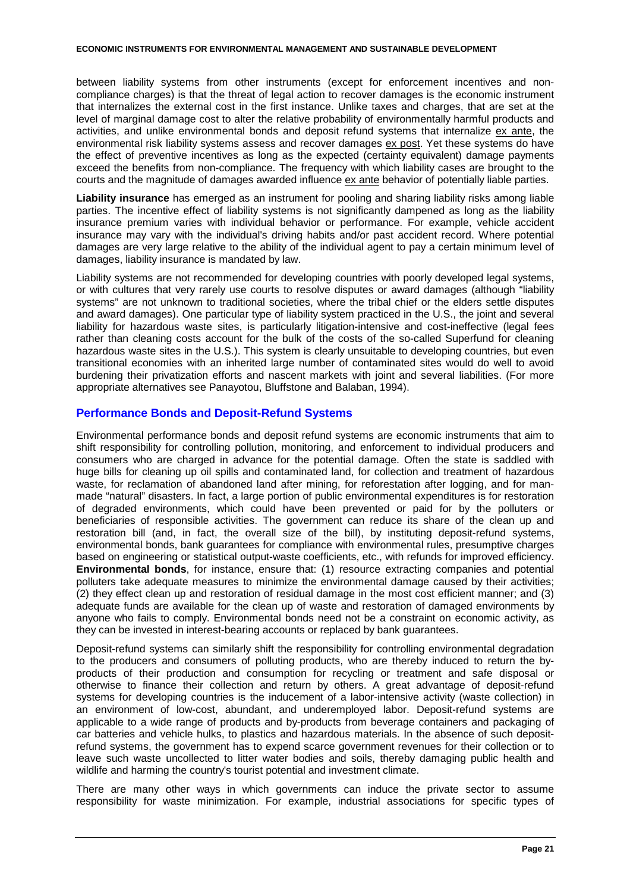between liability systems from other instruments (except for enforcement incentives and non-compliance charges) is that the threat of legal action to recover damages is the economic instrument that internalizes the external cost in the first instance. Unlike taxes and charges, that are set at the level of marginal damage cost to alter the relative probability of environmentally harmful products and activities, and unlike environmental bonds and deposit refund systems that internalize ex ante, the environmental risk liability systems assess and recover damages ex post. Yet these systems do have the effect of preventive incentives as long as the expected (certainty equivalent) damage payments exceed the benefits from non-compliance. The frequency with which liability cases are brought to the courts and the magnitude of damages awarded influence ex ante behavior of potentially liable parties.

**Liability insurance** has emerged as an instrument for pooling and sharing liability risks among liable parties. The incentive effect of liability systems is not significantly dampened as long as the liability insurance premium varies with individual behavior or performance. For example, vehicle accident insurance may vary with the individual's driving habits and/or past accident record. Where potential damages are very large relative to the ability of the individual agent to pay a certain minimum level of damages, liability insurance is mandated by law.

Liability systems are not recommended for developing countries with poorly developed legal systems, or with cultures that very rarely use courts to resolve disputes or award damages (although "liability systems" are not unknown to traditional societies, where the tribal chief or the elders settle disputes and award damages). One particular type of liability system practiced in the U.S., the joint and several liability for hazardous waste sites, is particularly litigation-intensive and cost-ineffective (legal fees rather than cleaning costs account for the bulk of the costs of the so-called Superfund for cleaning hazardous waste sites in the U.S.). This system is clearly unsuitable to developing countries, but even transitional economies with an inherited large number of contaminated sites would do well to avoid burdening their privatization efforts and nascent markets with joint and several liabilities. (For more appropriate alternatives see Panayotou, Bluffstone and Balaban, 1994).

## Performance Bonds and Deposit-Refund Systems

Environmental performance bonds and deposit refund systems are economic instruments that aim to shift responsibility for controlling pollution, monitoring, and enforcement to individual producers and consumers who are charged in advance for the potential damage. Often the state is saddled with huge bills for cleaning up oil spills and contaminated land, for collection and treatment of hazardous waste, for reclamation of abandoned land after mining, for reforestation after logging, and for man-made "natural" disasters. In fact, a large portion of public environmental expenditures is for restoration of degraded environments, which could have been prevented or paid for by the polluters or beneficiaries of responsible activities. The government can reduce its share of the clean up and restoration bill (and, in fact, the overall size of the bill), by instituting deposit-refund systems, environmental bonds, bank guarantees for compliance with environmental rules, presumptive charges based on engineering or statistical output-waste coefficients, etc., with refunds for improved efficiency. **Environmental bonds**, for instance, ensure that: (1) resource extracting companies and potential polluters take adequate measures to minimize the environmental damage caused by their activities; (2) they effect clean up and restoration of residual damage in the most cost efficient manner; and (3) adequate funds are available for the clean up of waste and restoration of damaged environments by anyone who fails to comply. Environmental bonds need not be a constraint on economic activity, as they can be invested in interest-bearing accounts or replaced by bank guarantees.

Deposit-refund systems can similarly shift the responsibility for controlling environmental degradation to the producers and consumers of polluting products, who are thereby induced to return the by-products of their production and consumption for recycling or treatment and safe disposal or otherwise to finance their collection and return by others. A great advantage of deposit-refund systems for developing countries is the inducement of a labor-intensive activity (waste collection) in an environment of low-cost, abundant, and underemployed labor. Deposit-refund systems are applicable to a wide range of products and by-products from beverage containers and packaging of car batteries and vehicle hulks, to plastics and hazardous materials. In the absence of such deposit-refund systems, the government has to expend scarce government revenues for their collection or to leave such waste uncollected to litter water bodies and soils, thereby damaging public health and wildlife and harming the country's tourist potential and investment climate.

There are many other ways in which governments can induce the private sector to assume responsibility for waste minimization. For example, industrial associations for specific types of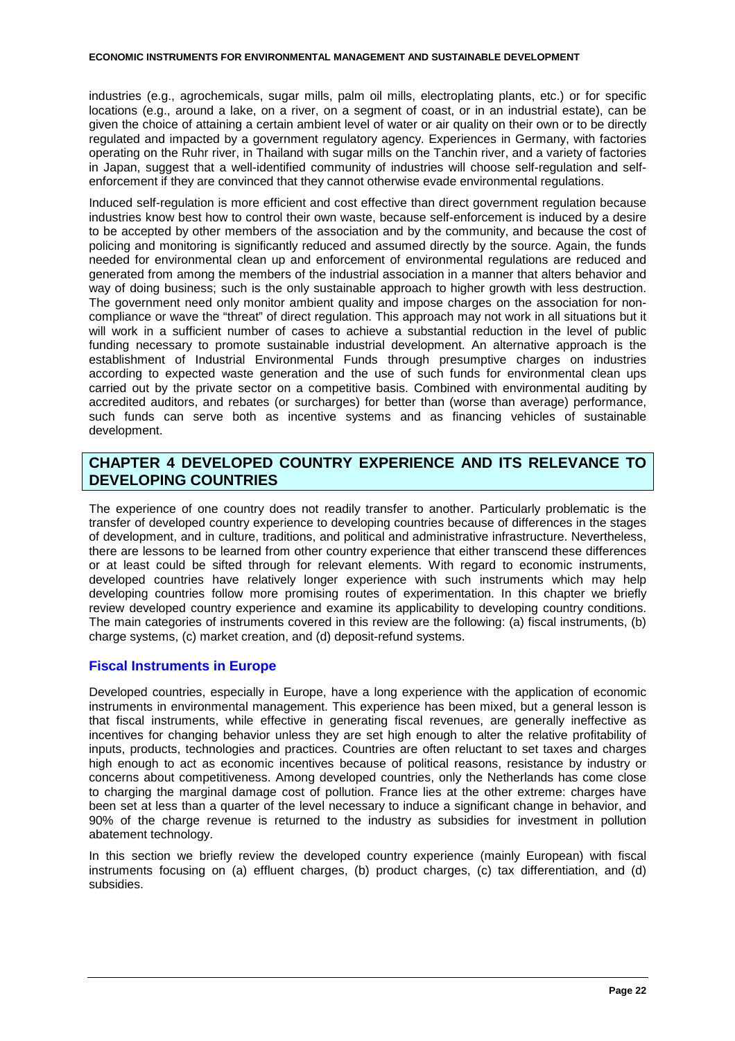industries (e.g., agrochemicals, sugar mills, palm oil mills, electroplating plants, etc.) or for specific locations (e.g., around a lake, on a river, on a segment of coast, or in an industrial estate), can be given the choice of attaining a certain ambient level of water or air quality on their own or to be directly regulated and impacted by a government regulatory agency. Experiences in Germany, with factories operating on the Ruhr river, in Thailand with sugar mills on the Tanchin river, and a variety of factories in Japan, suggest that a well-identified community of industries will choose self-regulation and self-enforcement if they are convinced that they cannot otherwise evade environmental regulations.

Induced self-regulation is more efficient and cost effective than direct government regulation because industries know best how to control their own waste, because self-enforcement is induced by a desire to be accepted by other members of the association and by the community, and because the cost of policing and monitoring is significantly reduced and assumed directly by the source. Again, the funds needed for environmental clean up and enforcement of environmental regulations are reduced and generated from among the members of the industrial association in a manner that alters behavior and way of doing business; such is the only sustainable approach to higher growth with less destruction. The government need only monitor ambient quality and impose charges on the association for non-compliance or wave the "threat" of direct regulation. This approach may not work in all situations but it will work in a sufficient number of cases to achieve a substantial reduction in the level of public funding necessary to promote sustainable industrial development. An alternative approach is the establishment of Industrial Environmental Funds through presumptive charges on industries according to expected waste generation and the use of such funds for environmental clean ups carried out by the private sector on a competitive basis. Combined with environmental auditing by accredited auditors, and rebates (or surcharges) for better than (worse than average) performance, such funds can serve both as incentive systems and as financing vehicles of sustainable development.

# CHAPTER 4 DEVELOPED COUNTRY EXPERIENCE AND ITS RELEVANCE TO DEVELOPING COUNTRIES

The experience of one country does not readily transfer to another. Particularly problematic is the transfer of developed country experience to developing countries because of differences in the stages of development, and in culture, traditions, and political and administrative infrastructure. Nevertheless, there are lessons to be learned from other country experience that either transcend these differences or at least could be sifted through for relevant elements. With regard to economic instruments, developed countries have relatively longer experience with such instruments which may help developing countries follow more promising routes of experimentation. In this chapter we briefly review developed country experience and examine its applicability to developing country conditions. The main categories of instruments covered in this review are the following: (a) fiscal instruments, (b) charge systems, (c) market creation, and (d) deposit-refund systems.

## Fiscal Instruments in Europe

Developed countries, especially in Europe, have a long experience with the application of economic instruments in environmental management. This experience has been mixed, but a general lesson is that fiscal instruments, while effective in generating fiscal revenues, are generally ineffective as incentives for changing behavior unless they are set high enough to alter the relative profitability of inputs, products, technologies and practices. Countries are often reluctant to set taxes and charges high enough to act as economic incentives because of political reasons, resistance by industry or concerns about competitiveness. Among developed countries, only the Netherlands has come close to charging the marginal damage cost of pollution. France lies at the other extreme: charges have been set at less than a quarter of the level necessary to induce a significant change in behavior, and 90% of the charge revenue is returned to the industry as subsidies for investment in pollution abatement technology.

In this section we briefly review the developed country experience (mainly European) with fiscal instruments focusing on (a) effluent charges, (b) product charges, (c) tax differentiation, and (d) subsidies.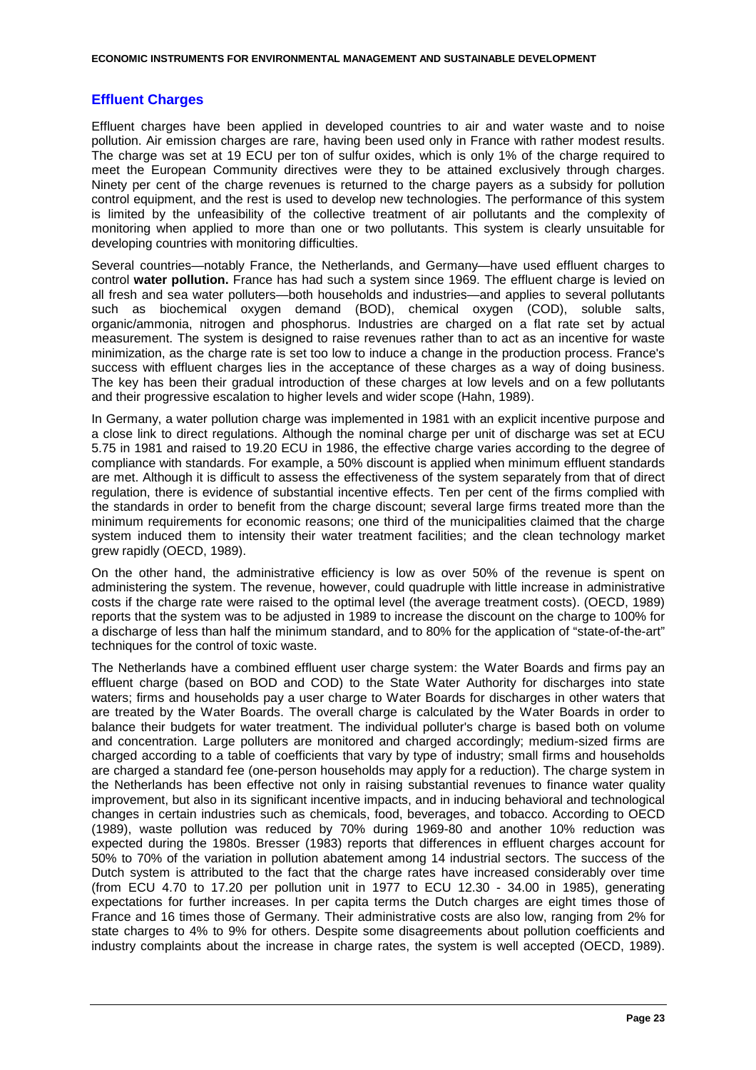## Effluent Charges

Effluent charges have been applied in developed countries to air and water waste and to noise pollution. Air emission charges are rare, having been used only in France with rather modest results. The charge was set at 19 ECU per ton of sulfur oxides, which is only 1% of the charge required to meet the European Community directives were they to be attained exclusively through charges. Ninety per cent of the charge revenues is returned to the charge payers as a subsidy for pollution control equipment, and the rest is used to develop new technologies. The performance of this system is limited by the unfeasibility of the collective treatment of air pollutants and the complexity of monitoring when applied to more than one or two pollutants. This system is clearly unsuitable for developing countries with monitoring difficulties.

Several countries—notably France, the Netherlands, and Germany—have used effluent charges to control **water pollution.** France has had such a system since 1969. The effluent charge is levied on all fresh and sea water polluters—both households and industries—and applies to several pollutants such as biochemical oxygen demand (BOD), chemical oxygen (COD), soluble salts, organic/ammonia, nitrogen and phosphorus. Industries are charged on a flat rate set by actual measurement. The system is designed to raise revenues rather than to act as an incentive for waste minimization, as the charge rate is set too low to induce a change in the production process. France's success with effluent charges lies in the acceptance of these charges as a way of doing business. The key has been their gradual introduction of these charges at low levels and on a few pollutants and their progressive escalation to higher levels and wider scope (Hahn, 1989).

In Germany, a water pollution charge was implemented in 1981 with an explicit incentive purpose and a close link to direct regulations. Although the nominal charge per unit of discharge was set at ECU 5.75 in 1981 and raised to 19.20 ECU in 1986, the effective charge varies according to the degree of compliance with standards. For example, a 50% discount is applied when minimum effluent standards are met. Although it is difficult to assess the effectiveness of the system separately from that of direct regulation, there is evidence of substantial incentive effects. Ten per cent of the firms complied with the standards in order to benefit from the charge discount; several large firms treated more than the minimum requirements for economic reasons; one third of the municipalities claimed that the charge system induced them to intensity their water treatment facilities; and the clean technology market grew rapidly (OECD, 1989).

On the other hand, the administrative efficiency is low as over 50% of the revenue is spent on administering the system. The revenue, however, could quadruple with little increase in administrative costs if the charge rate were raised to the optimal level (the average treatment costs). (OECD, 1989) reports that the system was to be adjusted in 1989 to increase the discount on the charge to 100% for a discharge of less than half the minimum standard, and to 80% for the application of "state-of-the-art" techniques for the control of toxic waste.

The Netherlands have a combined effluent user charge system: the Water Boards and firms pay an effluent charge (based on BOD and COD) to the State Water Authority for discharges into state waters; firms and households pay a user charge to Water Boards for discharges in other waters that are treated by the Water Boards. The overall charge is calculated by the Water Boards in order to balance their budgets for water treatment. The individual polluter's charge is based both on volume and concentration. Large polluters are monitored and charged accordingly; medium-sized firms are charged according to a table of coefficients that vary by type of industry; small firms and households are charged a standard fee (one-person households may apply for a reduction). The charge system in the Netherlands has been effective not only in raising substantial revenues to finance water quality improvement, but also in its significant incentive impacts, and in inducing behavioral and technological changes in certain industries such as chemicals, food, beverages, and tobacco. According to OECD (1989), waste pollution was reduced by 70% during 1969-80 and another 10% reduction was expected during the 1980s. Bresser (1983) reports that differences in effluent charges account for 50% to 70% of the variation in pollution abatement among 14 industrial sectors. The success of the Dutch system is attributed to the fact that the charge rates have increased considerably over time (from ECU 4.70 to 17.20 per pollution unit in 1977 to ECU 12.30 - 34.00 in 1985), generating expectations for further increases. In per capita terms the Dutch charges are eight times those of France and 16 times those of Germany. Their administrative costs are also low, ranging from 2% for state charges to 4% to 9% for others. Despite some disagreements about pollution coefficients and industry complaints about the increase in charge rates, the system is well accepted (OECD, 1989).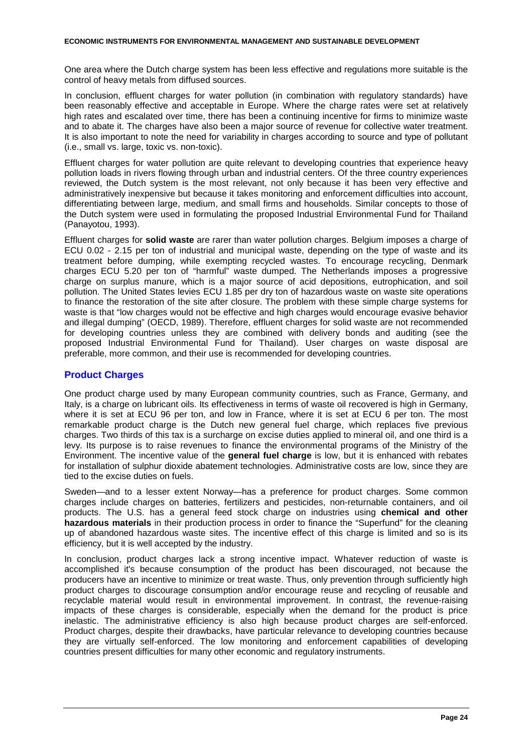One area where the Dutch charge system has been less effective and regulations more suitable is the control of heavy metals from diffused sources.

In conclusion, effluent charges for water pollution (in combination with regulatory standards) have been reasonably effective and acceptable in Europe. Where the charge rates were set at relatively high rates and escalated over time, there has been a continuing incentive for firms to minimize waste and to abate it. The charges have also been a major source of revenue for collective water treatment. It is also important to note the need for variability in charges according to source and type of pollutant (i.e., small vs. large, toxic vs. non-toxic).

Effluent charges for water pollution are quite relevant to developing countries that experience heavy pollution loads in rivers flowing through urban and industrial centers. Of the three country experiences reviewed, the Dutch system is the most relevant, not only because it has been very effective and administratively inexpensive but because it takes monitoring and enforcement difficulties into account, differentiating between large, medium, and small firms and households. Similar concepts to those of the Dutch system were used in formulating the proposed Industrial Environmental Fund for Thailand (Panayotou, 1993).

Effluent charges for **solid waste** are rarer than water pollution charges. Belgium imposes a charge of ECU 0.02 - 2.15 per ton of industrial and municipal waste, depending on the type of waste and its treatment before dumping, while exempting recycled wastes. To encourage recycling, Denmark charges ECU 5.20 per ton of "harmful" waste dumped. The Netherlands imposes a progressive charge on surplus manure, which is a major source of acid depositions, eutrophication, and soil pollution. The United States levies ECU 1.85 per dry ton of hazardous waste on waste site operations to finance the restoration of the site after closure. The problem with these simple charge systems for waste is that "low charges would not be effective and high charges would encourage evasive behavior and illegal dumping" (OECD, 1989). Therefore, effluent charges for solid waste are not recommended for developing countries unless they are combined with delivery bonds and auditing (see the proposed Industrial Environmental Fund for Thailand). User charges on waste disposal are preferable, more common, and their use is recommended for developing countries.

## Product Charges

One product charge used by many European community countries, such as France, Germany, and Italy, is a charge on lubricant oils. Its effectiveness in terms of waste oil recovered is high in Germany, where it is set at ECU 96 per ton, and low in France, where it is set at ECU 6 per ton. The most remarkable product charge is the Dutch new general fuel charge, which replaces five previous charges. Two thirds of this tax is a surcharge on excise duties applied to mineral oil, and one third is a levy. Its purpose is to raise revenues to finance the environmental programs of the Ministry of the Environment. The incentive value of the **general fuel charge** is low, but it is enhanced with rebates for installation of sulphur dioxide abatement technologies. Administrative costs are low, since they are tied to the excise duties on fuels.

Sweden—and to a lesser extent Norway—has a preference for product charges. Some common charges include charges on batteries, fertilizers and pesticides, non-returnable containers, and oil products. The U.S. has a general feed stock charge on industries using **chemical and other hazardous materials** in their production process in order to finance the "Superfund" for the cleaning up of abandoned hazardous waste sites. The incentive effect of this charge is limited and so is its efficiency, but it is well accepted by the industry.

In conclusion, product charges lack a strong incentive impact. Whatever reduction of waste is accomplished it's because consumption of the product has been discouraged, not because the producers have an incentive to minimize or treat waste. Thus, only prevention through sufficiently high product charges to discourage consumption and/or encourage reuse and recycling of reusable and recyclable material would result in environmental improvement. In contrast, the revenue-raising impacts of these charges is considerable, especially when the demand for the product is price inelastic. The administrative efficiency is also high because product charges are self-enforced. Product charges, despite their drawbacks, have particular relevance to developing countries because they are virtually self-enforced. The low monitoring and enforcement capabilities of developing countries present difficulties for many other economic and regulatory instruments.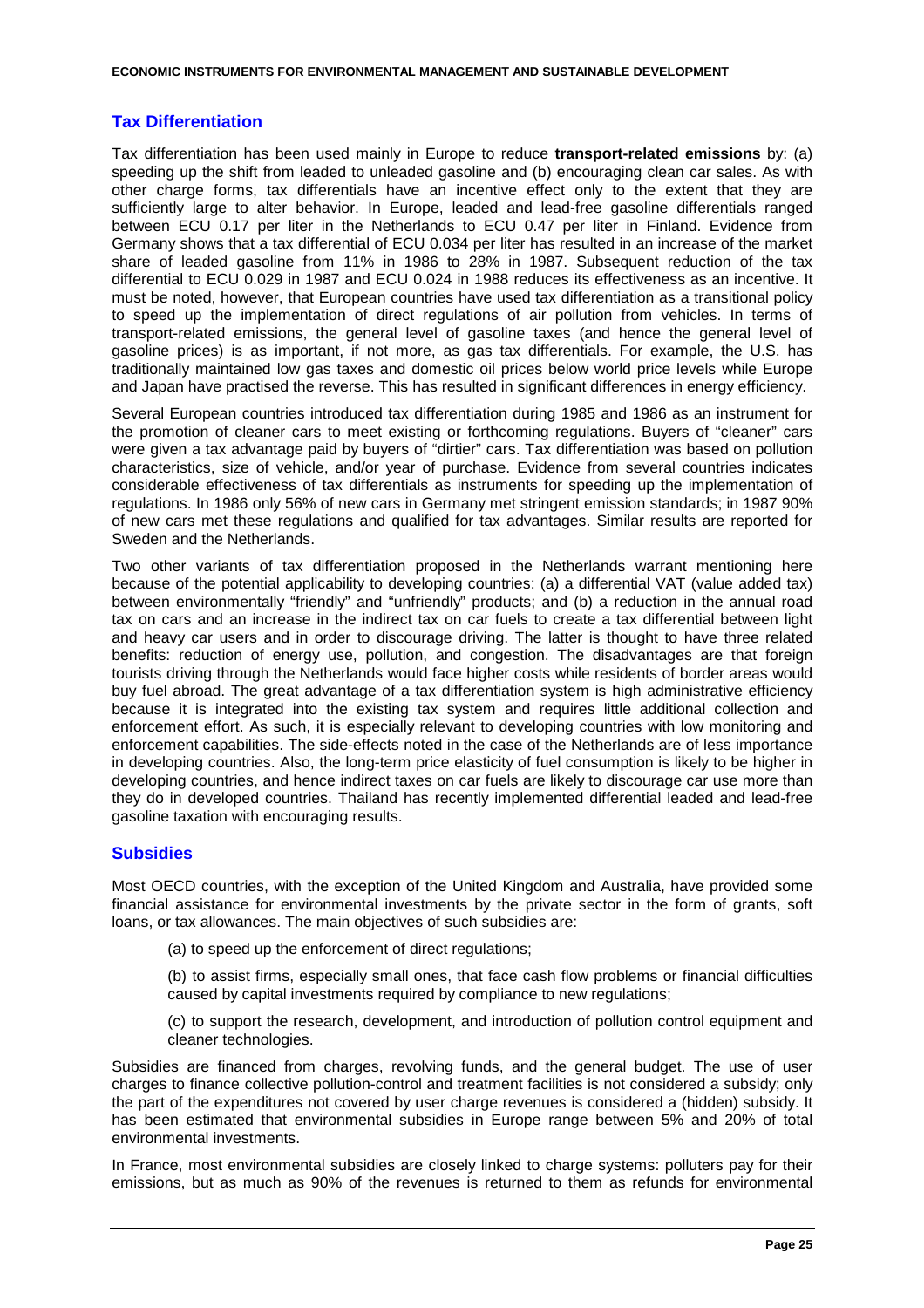## Tax Differentiation

Tax differentiation has been used mainly in Europe to reduce **transport-related emissions** by: (a) speeding up the shift from leaded to unleaded gasoline and (b) encouraging clean car sales. As with other charge forms, tax differentials have an incentive effect only to the extent that they are sufficiently large to alter behavior. In Europe, leaded and lead-free gasoline differentials ranged between ECU 0.17 per liter in the Netherlands to ECU 0.47 per liter in Finland. Evidence from Germany shows that a tax differential of ECU 0.034 per liter has resulted in an increase of the market share of leaded gasoline from 11% in 1986 to 28% in 1987. Subsequent reduction of the tax differential to ECU 0.029 in 1987 and ECU 0.024 in 1988 reduces its effectiveness as an incentive. It must be noted, however, that European countries have used tax differentiation as a transitional policy to speed up the implementation of direct regulations of air pollution from vehicles. In terms of transport-related emissions, the general level of gasoline taxes (and hence the general level of gasoline prices) is as important, if not more, as gas tax differentials. For example, the U.S. has traditionally maintained low gas taxes and domestic oil prices below world price levels while Europe and Japan have practised the reverse. This has resulted in significant differences in energy efficiency.

Several European countries introduced tax differentiation during 1985 and 1986 as an instrument for the promotion of cleaner cars to meet existing or forthcoming regulations. Buyers of "cleaner" cars were given a tax advantage paid by buyers of "dirtier" cars. Tax differentiation was based on pollution characteristics, size of vehicle, and/or year of purchase. Evidence from several countries indicates considerable effectiveness of tax differentials as instruments for speeding up the implementation of regulations. In 1986 only 56% of new cars in Germany met stringent emission standards; in 1987 90% of new cars met these regulations and qualified for tax advantages. Similar results are reported for Sweden and the Netherlands.

Two other variants of tax differentiation proposed in the Netherlands warrant mentioning here because of the potential applicability to developing countries: (a) a differential VAT (value added tax) between environmentally "friendly" and "unfriendly" products; and (b) a reduction in the annual road tax on cars and an increase in the indirect tax on car fuels to create a tax differential between light and heavy car users and in order to discourage driving. The latter is thought to have three related benefits: reduction of energy use, pollution, and congestion. The disadvantages are that foreign tourists driving through the Netherlands would face higher costs while residents of border areas would buy fuel abroad. The great advantage of a tax differentiation system is high administrative efficiency because it is integrated into the existing tax system and requires little additional collection and enforcement effort. As such, it is especially relevant to developing countries with low monitoring and enforcement capabilities. The side-effects noted in the case of the Netherlands are of less importance in developing countries. Also, the long-term price elasticity of fuel consumption is likely to be higher in developing countries, and hence indirect taxes on car fuels are likely to discourage car use more than they do in developed countries. Thailand has recently implemented differential leaded and lead-free gasoline taxation with encouraging results.

## Subsidies

Most OECD countries, with the exception of the United Kingdom and Australia, have provided some financial assistance for environmental investments by the private sector in the form of grants, soft loans, or tax allowances. The main objectives of such subsidies are:

(a) to speed up the enforcement of direct regulations;

(b) to assist firms, especially small ones, that face cash flow problems or financial difficulties caused by capital investments required by compliance to new regulations;

(c) to support the research, development, and introduction of pollution control equipment and cleaner technologies.

Subsidies are financed from charges, revolving funds, and the general budget. The use of user charges to finance collective pollution-control and treatment facilities is not considered a subsidy; only the part of the expenditures not covered by user charge revenues is considered a (hidden) subsidy. It has been estimated that environmental subsidies in Europe range between 5% and 20% of total environmental investments.

In France, most environmental subsidies are closely linked to charge systems: polluters pay for their emissions, but as much as 90% of the revenues is returned to them as refunds for environmental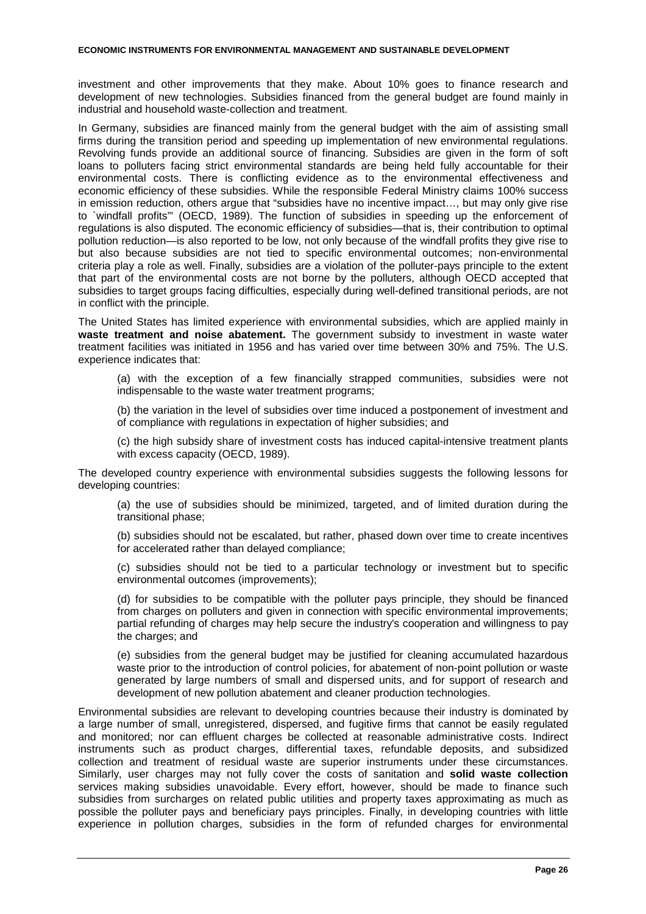investment and other improvements that they make. About 10% goes to finance research and development of new technologies. Subsidies financed from the general budget are found mainly in industrial and household waste-collection and treatment.

In Germany, subsidies are financed mainly from the general budget with the aim of assisting small firms during the transition period and speeding up implementation of new environmental regulations. Revolving funds provide an additional source of financing. Subsidies are given in the form of soft loans to polluters facing strict environmental standards are being held fully accountable for their environmental costs. There is conflicting evidence as to the environmental effectiveness and economic efficiency of these subsidies. While the responsible Federal Ministry claims 100% success in emission reduction, others argue that "subsidies have no incentive impact…, but may only give rise to `windfall profits"' (OECD, 1989). The function of subsidies in speeding up the enforcement of regulations is also disputed. The economic efficiency of subsidies—that is, their contribution to optimal pollution reduction—is also reported to be low, not only because of the windfall profits they give rise to but also because subsidies are not tied to specific environmental outcomes; non-environmental criteria play a role as well. Finally, subsidies are a violation of the polluter-pays principle to the extent that part of the environmental costs are not borne by the polluters, although OECD accepted that subsidies to target groups facing difficulties, especially during well-defined transitional periods, are not in conflict with the principle.

The United States has limited experience with environmental subsidies, which are applied mainly in **waste treatment and noise abatement.** The government subsidy to investment in waste water treatment facilities was initiated in 1956 and has varied over time between 30% and 75%. The U.S. experience indicates that:

(a) with the exception of a few financially strapped communities, subsidies were not indispensable to the waste water treatment programs;

(b) the variation in the level of subsidies over time induced a postponement of investment and of compliance with regulations in expectation of higher subsidies; and

(c) the high subsidy share of investment costs has induced capital-intensive treatment plants with excess capacity (OECD, 1989).

The developed country experience with environmental subsidies suggests the following lessons for developing countries:

(a) the use of subsidies should be minimized, targeted, and of limited duration during the transitional phase;

(b) subsidies should not be escalated, but rather, phased down over time to create incentives for accelerated rather than delayed compliance;

(c) subsidies should not be tied to a particular technology or investment but to specific environmental outcomes (improvements);

(d) for subsidies to be compatible with the polluter pays principle, they should be financed from charges on polluters and given in connection with specific environmental improvements; partial refunding of charges may help secure the industry's cooperation and willingness to pay the charges; and

(e) subsidies from the general budget may be justified for cleaning accumulated hazardous waste prior to the introduction of control policies, for abatement of non-point pollution or waste generated by large numbers of small and dispersed units, and for support of research and development of new pollution abatement and cleaner production technologies.

Environmental subsidies are relevant to developing countries because their industry is dominated by a large number of small, unregistered, dispersed, and fugitive firms that cannot be easily regulated and monitored; nor can effluent charges be collected at reasonable administrative costs. Indirect instruments such as product charges, differential taxes, refundable deposits, and subsidized collection and treatment of residual waste are superior instruments under these circumstances. Similarly, user charges may not fully cover the costs of sanitation and **solid waste collection** services making subsidies unavoidable. Every effort, however, should be made to finance such subsidies from surcharges on related public utilities and property taxes approximating as much as possible the polluter pays and beneficiary pays principles. Finally, in developing countries with little experience in pollution charges, subsidies in the form of refunded charges for environmental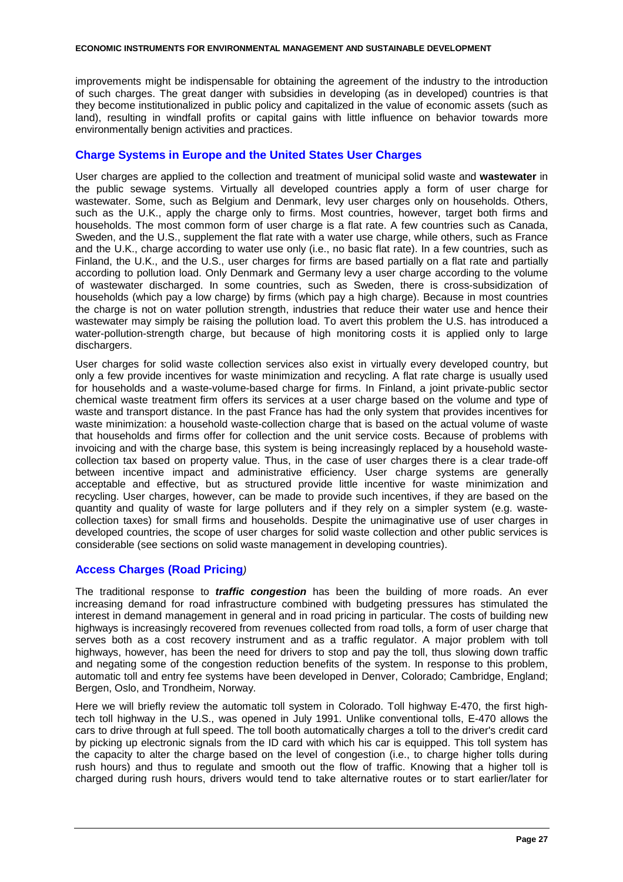improvements might be indispensable for obtaining the agreement of the industry to the introduction of such charges. The great danger with subsidies in developing (as in developed) countries is that they become institutionalized in public policy and capitalized in the value of economic assets (such as land), resulting in windfall profits or capital gains with little influence on behavior towards more environmentally benign activities and practices.

## Charge Systems in Europe and the United States User Charges

User charges are applied to the collection and treatment of municipal solid waste and **wastewater** in the public sewage systems. Virtually all developed countries apply a form of user charge for wastewater. Some, such as Belgium and Denmark, levy user charges only on households. Others, such as the U.K., apply the charge only to firms. Most countries, however, target both firms and households. The most common form of user charge is a flat rate. A few countries such as Canada, Sweden, and the U.S., supplement the flat rate with a water use charge, while others, such as France and the U.K., charge according to water use only (i.e., no basic flat rate). In a few countries, such as Finland, the U.K., and the U.S., user charges for firms are based partially on a flat rate and partially according to pollution load. Only Denmark and Germany levy a user charge according to the volume of wastewater discharged. In some countries, such as Sweden, there is cross-subsidization of households (which pay a low charge) by firms (which pay a high charge). Because in most countries the charge is not on water pollution strength, industries that reduce their water use and hence their wastewater may simply be raising the pollution load. To avert this problem the U.S. has introduced a water-pollution-strength charge, but because of high monitoring costs it is applied only to large dischargers.

User charges for solid waste collection services also exist in virtually every developed country, but only a few provide incentives for waste minimization and recycling. A flat rate charge is usually used for households and a waste-volume-based charge for firms. In Finland, a joint private-public sector chemical waste treatment firm offers its services at a user charge based on the volume and type of waste and transport distance. In the past France has had the only system that provides incentives for waste minimization: a household waste-collection charge that is based on the actual volume of waste that households and firms offer for collection and the unit service costs. Because of problems with invoicing and with the charge base, this system is being increasingly replaced by a household waste-collection tax based on property value. Thus, in the case of user charges there is a clear trade-off between incentive impact and administrative efficiency. User charge systems are generally acceptable and effective, but as structured provide little incentive for waste minimization and recycling. User charges, however, can be made to provide such incentives, if they are based on the quantity and quality of waste for large polluters and if they rely on a simpler system (e.g. waste-collection taxes) for small firms and households. Despite the unimaginative use of user charges in developed countries, the scope of user charges for solid waste collection and other public services is considerable (see sections on solid waste management in developing countries).

## Access Charges (Road Pricing)

The traditional response to ***traffic congestion*** has been the building of more roads. An ever increasing demand for road infrastructure combined with budgeting pressures has stimulated the interest in demand management in general and in road pricing in particular. The costs of building new highways is increasingly recovered from revenues collected from road tolls, a form of user charge that serves both as a cost recovery instrument and as a traffic regulator. A major problem with toll highways, however, has been the need for drivers to stop and pay the toll, thus slowing down traffic and negating some of the congestion reduction benefits of the system. In response to this problem, automatic toll and entry fee systems have been developed in Denver, Colorado; Cambridge, England; Bergen, Oslo, and Trondheim, Norway.

Here we will briefly review the automatic toll system in Colorado. Toll highway E-470, the first high-tech toll highway in the U.S., was opened in July 1991. Unlike conventional tolls, E-470 allows the cars to drive through at full speed. The toll booth automatically charges a toll to the driver's credit card by picking up electronic signals from the ID card with which his car is equipped. This toll system has the capacity to alter the charge based on the level of congestion (i.e., to charge higher tolls during rush hours) and thus to regulate and smooth out the flow of traffic. Knowing that a higher toll is charged during rush hours, drivers would tend to take alternative routes or to start earlier/later for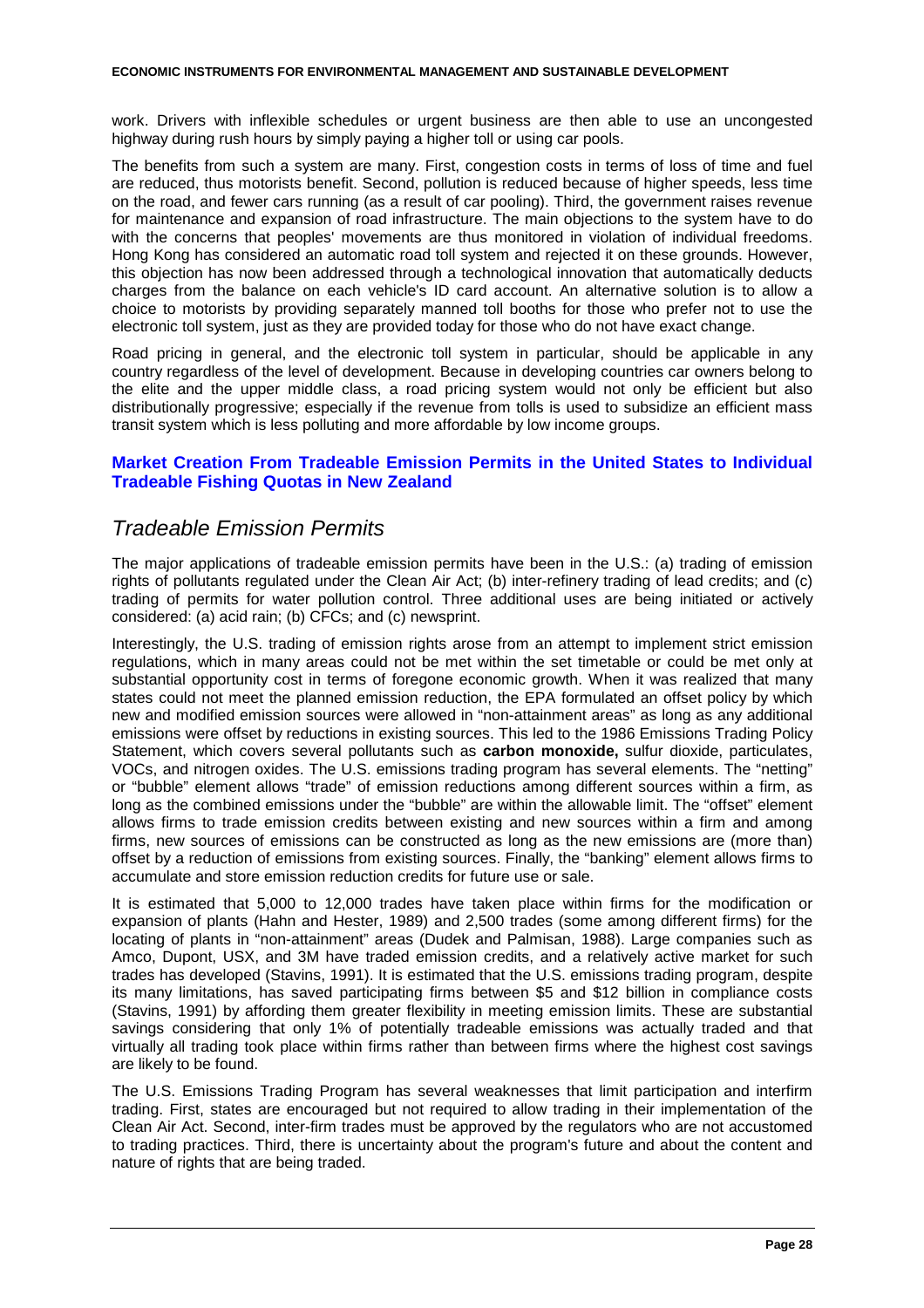work. Drivers with inflexible schedules or urgent business are then able to use an uncongested highway during rush hours by simply paying a higher toll or using car pools.

The benefits from such a system are many. First, congestion costs in terms of loss of time and fuel are reduced, thus motorists benefit. Second, pollution is reduced because of higher speeds, less time on the road, and fewer cars running (as a result of car pooling). Third, the government raises revenue for maintenance and expansion of road infrastructure. The main objections to the system have to do with the concerns that peoples' movements are thus monitored in violation of individual freedoms. Hong Kong has considered an automatic road toll system and rejected it on these grounds. However, this objection has now been addressed through a technological innovation that automatically deducts charges from the balance on each vehicle's ID card account. An alternative solution is to allow a choice to motorists by providing separately manned toll booths for those who prefer not to use the electronic toll system, just as they are provided today for those who do not have exact change.

Road pricing in general, and the electronic toll system in particular, should be applicable in any country regardless of the level of development. Because in developing countries car owners belong to the elite and the upper middle class, a road pricing system would not only be efficient but also distributionally progressive; especially if the revenue from tolls is used to subsidize an efficient mass transit system which is less polluting and more affordable by low income groups.

## Market Creation From Tradeable Emission Permits in the United States to Individual Tradeable Fishing Quotas in New Zealand

### *Tradeable Emission Permits*

The major applications of tradeable emission permits have been in the U.S.: (a) trading of emission rights of pollutants regulated under the Clean Air Act; (b) inter-refinery trading of lead credits; and (c) trading of permits for water pollution control. Three additional uses are being initiated or actively considered: (a) acid rain; (b) CFCs; and (c) newsprint.

Interestingly, the U.S. trading of emission rights arose from an attempt to implement strict emission regulations, which in many areas could not be met within the set timetable or could be met only at substantial opportunity cost in terms of foregone economic growth. When it was realized that many states could not meet the planned emission reduction, the EPA formulated an offset policy by which new and modified emission sources were allowed in "non-attainment areas" as long as any additional emissions were offset by reductions in existing sources. This led to the 1986 Emissions Trading Policy Statement, which covers several pollutants such as **carbon monoxide,** sulfur dioxide, particulates, VOCs, and nitrogen oxides. The U.S. emissions trading program has several elements. The "netting" or "bubble" element allows "trade" of emission reductions among different sources within a firm, as long as the combined emissions under the "bubble" are within the allowable limit. The "offset" element allows firms to trade emission credits between existing and new sources within a firm and among firms, new sources of emissions can be constructed as long as the new emissions are (more than) offset by a reduction of emissions from existing sources. Finally, the "banking" element allows firms to accumulate and store emission reduction credits for future use or sale.

It is estimated that 5,000 to 12,000 trades have taken place within firms for the modification or expansion of plants (Hahn and Hester, 1989) and 2,500 trades (some among different firms) for the locating of plants in "non-attainment" areas (Dudek and Palmisan, 1988). Large companies such as Amco, Dupont, USX, and 3M have traded emission credits, and a relatively active market for such trades has developed (Stavins, 1991). It is estimated that the U.S. emissions trading program, despite its many limitations, has saved participating firms between \$5 and \$12 billion in compliance costs (Stavins, 1991) by affording them greater flexibility in meeting emission limits. These are substantial savings considering that only 1% of potentially tradeable emissions was actually traded and that virtually all trading took place within firms rather than between firms where the highest cost savings are likely to be found.

The U.S. Emissions Trading Program has several weaknesses that limit participation and interfirm trading. First, states are encouraged but not required to allow trading in their implementation of the Clean Air Act. Second, inter-firm trades must be approved by the regulators who are not accustomed to trading practices. Third, there is uncertainty about the program's future and about the content and nature of rights that are being traded.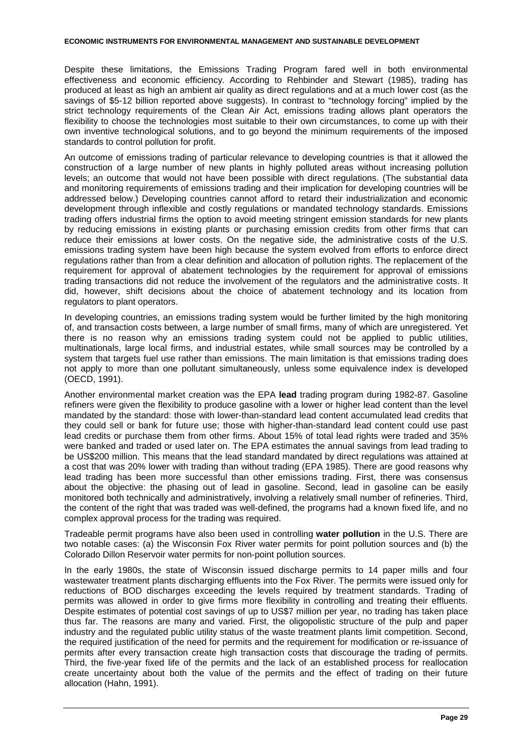Despite these limitations, the Emissions Trading Program fared well in both environmental effectiveness and economic efficiency. According to Rehbinder and Stewart (1985), trading has produced at least as high an ambient air quality as direct regulations and at a much lower cost (as the savings of $5-12 billion reported above suggests). In contrast to "technology forcing" implied by the strict technology requirements of the Clean Air Act, emissions trading allows plant operators the flexibility to choose the technologies most suitable to their own circumstances, to come up with their own inventive technological solutions, and to go beyond the minimum requirements of the imposed standards to control pollution for profit.

An outcome of emissions trading of particular relevance to developing countries is that it allowed the construction of a large number of new plants in highly polluted areas without increasing pollution levels; an outcome that would not have been possible with direct regulations. (The substantial data and monitoring requirements of emissions trading and their implication for developing countries will be addressed below.) Developing countries cannot afford to retard their industrialization and economic development through inflexible and costly regulations or mandated technology standards. Emissions trading offers industrial firms the option to avoid meeting stringent emission standards for new plants by reducing emissions in existing plants or purchasing emission credits from other firms that can reduce their emissions at lower costs. On the negative side, the administrative costs of the U.S. emissions trading system have been high because the system evolved from efforts to enforce direct regulations rather than from a clear definition and allocation of pollution rights. The replacement of the requirement for approval of abatement technologies by the requirement for approval of emissions trading transactions did not reduce the involvement of the regulators and the administrative costs. It did, however, shift decisions about the choice of abatement technology and its location from regulators to plant operators.

In developing countries, an emissions trading system would be further limited by the high monitoring of, and transaction costs between, a large number of small firms, many of which are unregistered. Yet there is no reason why an emissions trading system could not be applied to public utilities, multinationals, large local firms, and industrial estates, while small sources may be controlled by a system that targets fuel use rather than emissions. The main limitation is that emissions trading does not apply to more than one pollutant simultaneously, unless some equivalence index is developed (OECD, 1991).

Another environmental market creation was the EPA **lead** trading program during 1982-87. Gasoline refiners were given the flexibility to produce gasoline with a lower or higher lead content than the level mandated by the standard: those with lower-than-standard lead content accumulated lead credits that they could sell or bank for future use; those with higher-than-standard lead content could use past lead credits or purchase them from other firms. About 15% of total lead rights were traded and 35% were banked and traded or used later on. The EPA estimates the annual savings from lead trading to be US$200 million. This means that the lead standard mandated by direct regulations was attained at a cost that was 20% lower with trading than without trading (EPA 1985). There are good reasons why lead trading has been more successful than other emissions trading. First, there was consensus about the objective: the phasing out of lead in gasoline. Second, lead in gasoline can be easily monitored both technically and administratively, involving a relatively small number of refineries. Third, the content of the right that was traded was well-defined, the programs had a known fixed life, and no complex approval process for the trading was required.

Tradeable permit programs have also been used in controlling **water pollution** in the U.S. There are two notable cases: (a) the Wisconsin Fox River water permits for point pollution sources and (b) the Colorado Dillon Reservoir water permits for non-point pollution sources.

In the early 1980s, the state of Wisconsin issued discharge permits to 14 paper mills and four wastewater treatment plants discharging effluents into the Fox River. The permits were issued only for reductions of BOD discharges exceeding the levels required by treatment standards. Trading of permits was allowed in order to give firms more flexibility in controlling and treating their effluents. Despite estimates of potential cost savings of up to US$7 million per year, no trading has taken place thus far. The reasons are many and varied. First, the oligopolistic structure of the pulp and paper industry and the regulated public utility status of the waste treatment plants limit competition. Second, the required justification of the need for permits and the requirement for modification or re-issuance of permits after every transaction create high transaction costs that discourage the trading of permits. Third, the five-year fixed life of the permits and the lack of an established process for reallocation create uncertainty about both the value of the permits and the effect of trading on their future allocation (Hahn, 1991).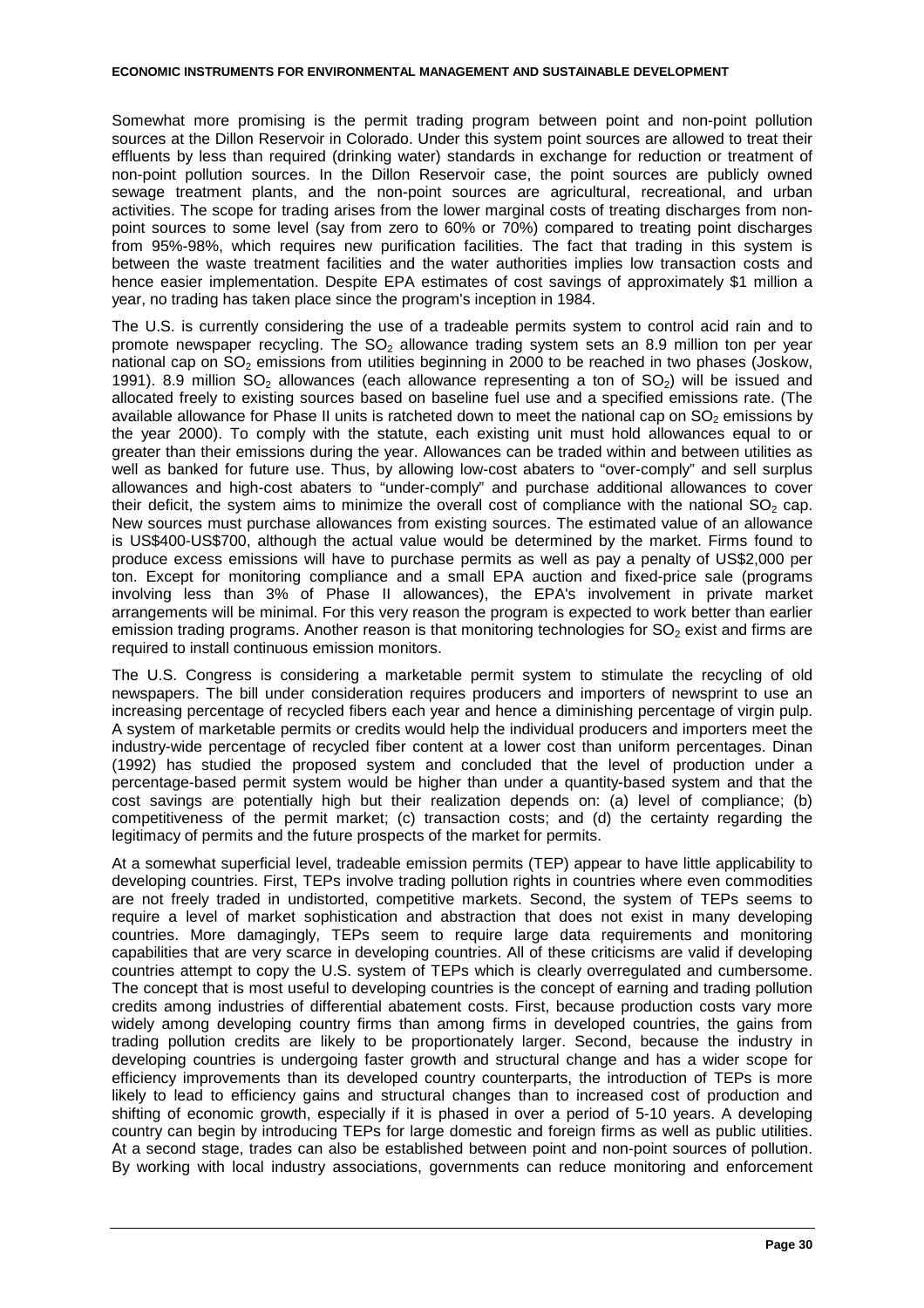Somewhat more promising is the permit trading program between point and non-point pollution sources at the Dillon Reservoir in Colorado. Under this system point sources are allowed to treat their effluents by less than required (drinking water) standards in exchange for reduction or treatment of non-point pollution sources. In the Dillon Reservoir case, the point sources are publicly owned sewage treatment plants, and the non-point sources are agricultural, recreational, and urban activities. The scope for trading arises from the lower marginal costs of treating discharges from non-point sources to some level (say from zero to 60% or 70%) compared to treating point discharges from 95%-98%, which requires new purification facilities. The fact that trading in this system is between the waste treatment facilities and the water authorities implies low transaction costs and hence easier implementation. Despite EPA estimates of cost savings of approximately $1 million a year, no trading has taken place since the program's inception in 1984.

The U.S. is currently considering the use of a tradeable permits system to control acid rain and to promote newspaper recycling. The $SO_2$ allowance trading system sets an 8.9 million ton per year national cap on $SO_2$ emissions from utilities beginning in 2000 to be reached in two phases (Joskow, 1991). 8.9 million $SO_2$ allowances (each allowance representing a ton of $SO_2$) will be issued and allocated freely to existing sources based on baseline fuel use and a specified emissions rate. (The available allowance for Phase II units is ratcheted down to meet the national cap on $SO_2$ emissions by the year 2000). To comply with the statute, each existing unit must hold allowances equal to or greater than their emissions during the year. Allowances can be traded within and between utilities as well as banked for future use. Thus, by allowing low-cost abaters to "over-comply" and sell surplus allowances and high-cost abaters to "under-comply" and purchase additional allowances to cover their deficit, the system aims to minimize the overall cost of compliance with the national $SO_2$ cap. New sources must purchase allowances from existing sources. The estimated value of an allowance is US$400-US$700, although the actual value would be determined by the market. Firms found to produce excess emissions will have to purchase permits as well as pay a penalty of US$2,000 per ton. Except for monitoring compliance and a small EPA auction and fixed-price sale (programs involving less than 3% of Phase II allowances), the EPA's involvement in private market arrangements will be minimal. For this very reason the program is expected to work better than earlier emission trading programs. Another reason is that monitoring technologies for $SO_2$ exist and firms are required to install continuous emission monitors.

The U.S. Congress is considering a marketable permit system to stimulate the recycling of old newspapers. The bill under consideration requires producers and importers of newsprint to use an increasing percentage of recycled fibers each year and hence a diminishing percentage of virgin pulp. A system of marketable permits or credits would help the individual producers and importers meet the industry-wide percentage of recycled fiber content at a lower cost than uniform percentages. Dinan (1992) has studied the proposed system and concluded that the level of production under a percentage-based permit system would be higher than under a quantity-based system and that the cost savings are potentially high but their realization depends on: (a) level of compliance; (b) competitiveness of the permit market; (c) transaction costs; and (d) the certainty regarding the legitimacy of permits and the future prospects of the market for permits.

At a somewhat superficial level, tradeable emission permits (TEP) appear to have little applicability to developing countries. First, TEPs involve trading pollution rights in countries where even commodities are not freely traded in undistorted, competitive markets. Second, the system of TEPs seems to require a level of market sophistication and abstraction that does not exist in many developing countries. More damagingly, TEPs seem to require large data requirements and monitoring capabilities that are very scarce in developing countries. All of these criticisms are valid if developing countries attempt to copy the U.S. system of TEPs which is clearly overregulated and cumbersome. The concept that is most useful to developing countries is the concept of earning and trading pollution credits among industries of differential abatement costs. First, because production costs vary more widely among developing country firms than among firms in developed countries, the gains from trading pollution credits are likely to be proportionately larger. Second, because the industry in developing countries is undergoing faster growth and structural change and has a wider scope for efficiency improvements than its developed country counterparts, the introduction of TEPs is more likely to lead to efficiency gains and structural changes than to increased cost of production and shifting of economic growth, especially if it is phased in over a period of 5-10 years. A developing country can begin by introducing TEPs for large domestic and foreign firms as well as public utilities. At a second stage, trades can also be established between point and non-point sources of pollution. By working with local industry associations, governments can reduce monitoring and enforcement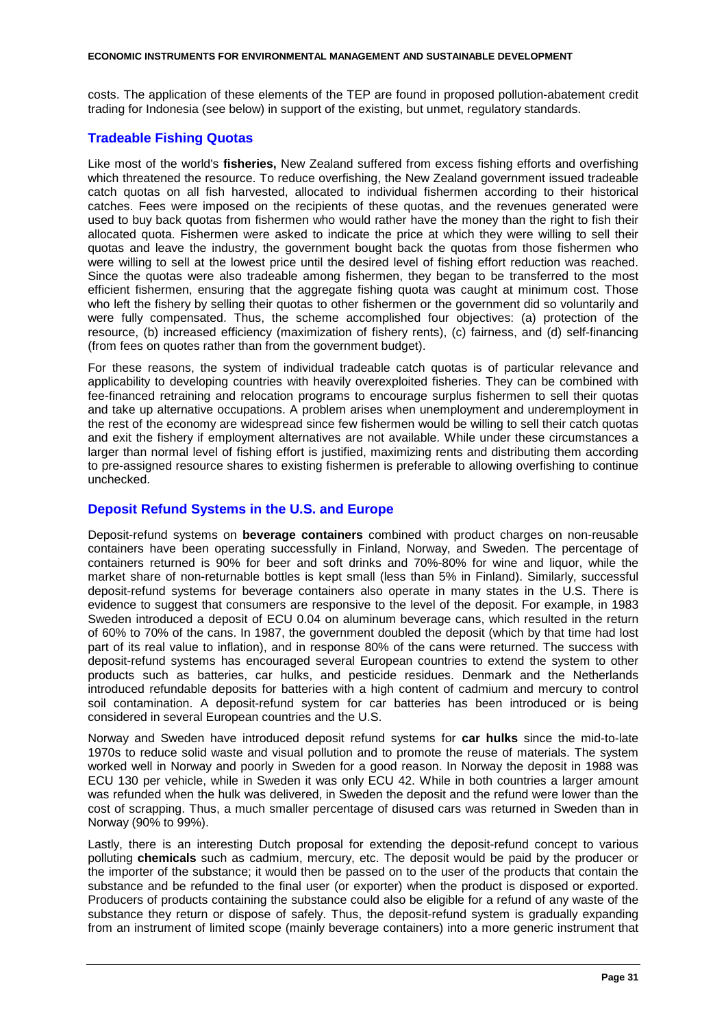costs. The application of these elements of the TEP are found in proposed pollution-abatement credit trading for Indonesia (see below) in support of the existing, but unmet, regulatory standards.

## Tradeable Fishing Quotas

Like most of the world's **fisheries,** New Zealand suffered from excess fishing efforts and overfishing which threatened the resource. To reduce overfishing, the New Zealand government issued tradeable catch quotas on all fish harvested, allocated to individual fishermen according to their historical catches. Fees were imposed on the recipients of these quotas, and the revenues generated were used to buy back quotas from fishermen who would rather have the money than the right to fish their allocated quota. Fishermen were asked to indicate the price at which they were willing to sell their quotas and leave the industry, the government bought back the quotas from those fishermen who were willing to sell at the lowest price until the desired level of fishing effort reduction was reached. Since the quotas were also tradeable among fishermen, they began to be transferred to the most efficient fishermen, ensuring that the aggregate fishing quota was caught at minimum cost. Those who left the fishery by selling their quotas to other fishermen or the government did so voluntarily and were fully compensated. Thus, the scheme accomplished four objectives: (a) protection of the resource, (b) increased efficiency (maximization of fishery rents), (c) fairness, and (d) self-financing (from fees on quotes rather than from the government budget).

For these reasons, the system of individual tradeable catch quotas is of particular relevance and applicability to developing countries with heavily overexploited fisheries. They can be combined with fee-financed retraining and relocation programs to encourage surplus fishermen to sell their quotas and take up alternative occupations. A problem arises when unemployment and underemployment in the rest of the economy are widespread since few fishermen would be willing to sell their catch quotas and exit the fishery if employment alternatives are not available. While under these circumstances a larger than normal level of fishing effort is justified, maximizing rents and distributing them according to pre-assigned resource shares to existing fishermen is preferable to allowing overfishing to continue unchecked.

## Deposit Refund Systems in the U.S. and Europe

Deposit-refund systems on **beverage containers** combined with product charges on non-reusable containers have been operating successfully in Finland, Norway, and Sweden. The percentage of containers returned is 90% for beer and soft drinks and 70%-80% for wine and liquor, while the market share of non-returnable bottles is kept small (less than 5% in Finland). Similarly, successful deposit-refund systems for beverage containers also operate in many states in the U.S. There is evidence to suggest that consumers are responsive to the level of the deposit. For example, in 1983 Sweden introduced a deposit of ECU 0.04 on aluminum beverage cans, which resulted in the return of 60% to 70% of the cans. In 1987, the government doubled the deposit (which by that time had lost part of its real value to inflation), and in response 80% of the cans were returned. The success with deposit-refund systems has encouraged several European countries to extend the system to other products such as batteries, car hulks, and pesticide residues. Denmark and the Netherlands introduced refundable deposits for batteries with a high content of cadmium and mercury to control soil contamination. A deposit-refund system for car batteries has been introduced or is being considered in several European countries and the U.S.

Norway and Sweden have introduced deposit refund systems for **car hulks** since the mid-to-late 1970s to reduce solid waste and visual pollution and to promote the reuse of materials. The system worked well in Norway and poorly in Sweden for a good reason. In Norway the deposit in 1988 was ECU 130 per vehicle, while in Sweden it was only ECU 42. While in both countries a larger amount was refunded when the hulk was delivered, in Sweden the deposit and the refund were lower than the cost of scrapping. Thus, a much smaller percentage of disused cars was returned in Sweden than in Norway (90% to 99%).

Lastly, there is an interesting Dutch proposal for extending the deposit-refund concept to various polluting **chemicals** such as cadmium, mercury, etc. The deposit would be paid by the producer or the importer of the substance; it would then be passed on to the user of the products that contain the substance and be refunded to the final user (or exporter) when the product is disposed or exported. Producers of products containing the substance could also be eligible for a refund of any waste of the substance they return or dispose of safely. Thus, the deposit-refund system is gradually expanding from an instrument of limited scope (mainly beverage containers) into a more generic instrument that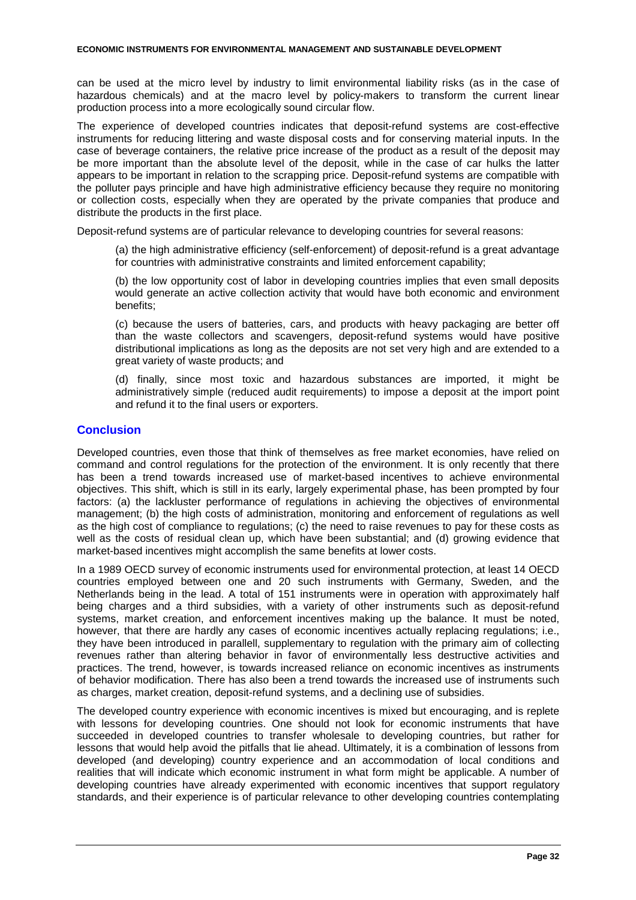can be used at the micro level by industry to limit environmental liability risks (as in the case of hazardous chemicals) and at the macro level by policy-makers to transform the current linear production process into a more ecologically sound circular flow.

The experience of developed countries indicates that deposit-refund systems are cost-effective instruments for reducing littering and waste disposal costs and for conserving material inputs. In the case of beverage containers, the relative price increase of the product as a result of the deposit may be more important than the absolute level of the deposit, while in the case of car hulks the latter appears to be important in relation to the scrapping price. Deposit-refund systems are compatible with the polluter pays principle and have high administrative efficiency because they require no monitoring or collection costs, especially when they are operated by the private companies that produce and distribute the products in the first place.

Deposit-refund systems are of particular relevance to developing countries for several reasons:

(a) the high administrative efficiency (self-enforcement) of deposit-refund is a great advantage for countries with administrative constraints and limited enforcement capability;

(b) the low opportunity cost of labor in developing countries implies that even small deposits would generate an active collection activity that would have both economic and environment benefits;

(c) because the users of batteries, cars, and products with heavy packaging are better off than the waste collectors and scavengers, deposit-refund systems would have positive distributional implications as long as the deposits are not set very high and are extended to a great variety of waste products; and

(d) finally, since most toxic and hazardous substances are imported, it might be administratively simple (reduced audit requirements) to impose a deposit at the import point and refund it to the final users or exporters.

## Conclusion

Developed countries, even those that think of themselves as free market economies, have relied on command and control regulations for the protection of the environment. It is only recently that there has been a trend towards increased use of market-based incentives to achieve environmental objectives. This shift, which is still in its early, largely experimental phase, has been prompted by four factors: (a) the lackluster performance of regulations in achieving the objectives of environmental management; (b) the high costs of administration, monitoring and enforcement of regulations as well as the high cost of compliance to regulations; (c) the need to raise revenues to pay for these costs as well as the costs of residual clean up, which have been substantial; and (d) growing evidence that market-based incentives might accomplish the same benefits at lower costs.

In a 1989 OECD survey of economic instruments used for environmental protection, at least 14 OECD countries employed between one and 20 such instruments with Germany, Sweden, and the Netherlands being in the lead. A total of 151 instruments were in operation with approximately half being charges and a third subsidies, with a variety of other instruments such as deposit-refund systems, market creation, and enforcement incentives making up the balance. It must be noted, however, that there are hardly any cases of economic incentives actually replacing regulations; i.e., they have been introduced in parallell, supplementary to regulation with the primary aim of collecting revenues rather than altering behavior in favor of environmentally less destructive activities and practices. The trend, however, is towards increased reliance on economic incentives as instruments of behavior modification. There has also been a trend towards the increased use of instruments such as charges, market creation, deposit-refund systems, and a declining use of subsidies.

The developed country experience with economic incentives is mixed but encouraging, and is replete with lessons for developing countries. One should not look for economic instruments that have succeeded in developed countries to transfer wholesale to developing countries, but rather for lessons that would help avoid the pitfalls that lie ahead. Ultimately, it is a combination of lessons from developed (and developing) country experience and an accommodation of local conditions and realities that will indicate which economic instrument in what form might be applicable. A number of developing countries have already experimented with economic incentives that support regulatory standards, and their experience is of particular relevance to other developing countries contemplating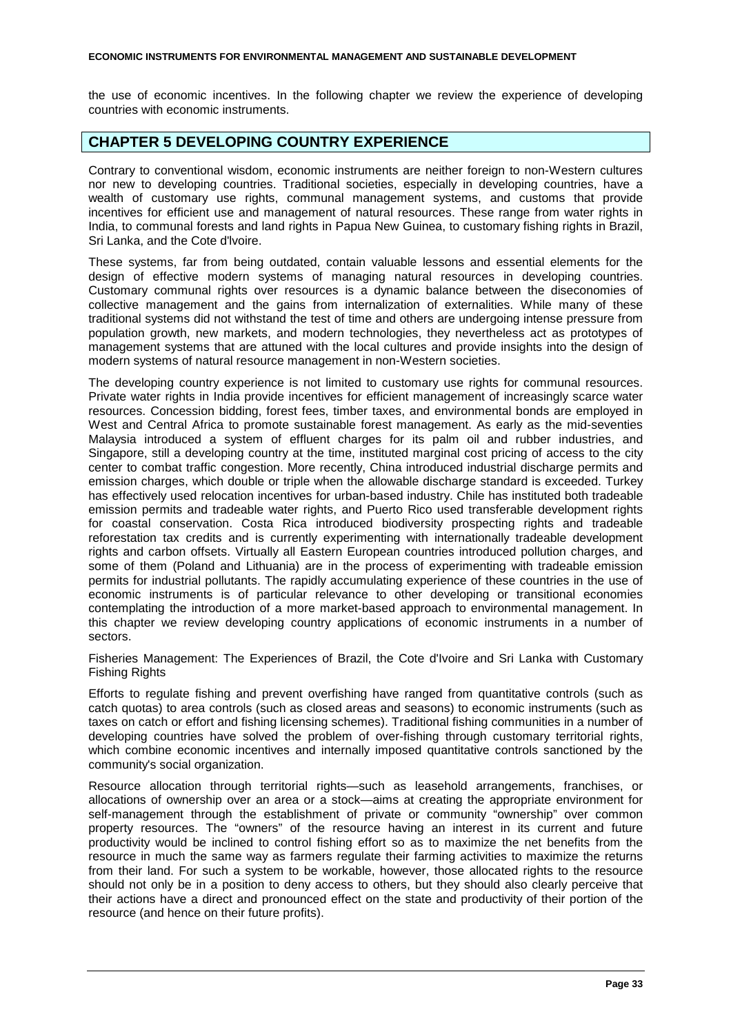the use of economic incentives. In the following chapter we review the experience of developing countries with economic instruments.

## CHAPTER 5 DEVELOPING COUNTRY EXPERIENCE

Contrary to conventional wisdom, economic instruments are neither foreign to non-Western cultures nor new to developing countries. Traditional societies, especially in developing countries, have a wealth of customary use rights, communal management systems, and customs that provide incentives for efficient use and management of natural resources. These range from water rights in India, to communal forests and land rights in Papua New Guinea, to customary fishing rights in Brazil, Sri Lanka, and the Cote d'Ivoire.

These systems, far from being outdated, contain valuable lessons and essential elements for the design of effective modern systems of managing natural resources in developing countries. Customary communal rights over resources is a dynamic balance between the diseconomies of collective management and the gains from internalization of externalities. While many of these traditional systems did not withstand the test of time and others are undergoing intense pressure from population growth, new markets, and modern technologies, they nevertheless act as prototypes of management systems that are attuned with the local cultures and provide insights into the design of modern systems of natural resource management in non-Western societies.

The developing country experience is not limited to customary use rights for communal resources. Private water rights in India provide incentives for efficient management of increasingly scarce water resources. Concession bidding, forest fees, timber taxes, and environmental bonds are employed in West and Central Africa to promote sustainable forest management. As early as the mid-seventies Malaysia introduced a system of effluent charges for its palm oil and rubber industries, and Singapore, still a developing country at the time, instituted marginal cost pricing of access to the city center to combat traffic congestion. More recently, China introduced industrial discharge permits and emission charges, which double or triple when the allowable discharge standard is exceeded. Turkey has effectively used relocation incentives for urban-based industry. Chile has instituted both tradeable emission permits and tradeable water rights, and Puerto Rico used transferable development rights for coastal conservation. Costa Rica introduced biodiversity prospecting rights and tradeable reforestation tax credits and is currently experimenting with internationally tradeable development rights and carbon offsets. Virtually all Eastern European countries introduced pollution charges, and some of them (Poland and Lithuania) are in the process of experimenting with tradeable emission permits for industrial pollutants. The rapidly accumulating experience of these countries in the use of economic instruments is of particular relevance to other developing or transitional economies contemplating the introduction of a more market-based approach to environmental management. In this chapter we review developing country applications of economic instruments in a number of sectors.

### Fisheries Management: The Experiences of Brazil, the Cote d'Ivoire and Sri Lanka with Customary Fishing Rights

Efforts to regulate fishing and prevent overfishing have ranged from quantitative controls (such as catch quotas) to area controls (such as closed areas and seasons) to economic instruments (such as taxes on catch or effort and fishing licensing schemes). Traditional fishing communities in a number of developing countries have solved the problem of over-fishing through customary territorial rights, which combine economic incentives and internally imposed quantitative controls sanctioned by the community's social organization.

Resource allocation through territorial rights—such as leasehold arrangements, franchises, or allocations of ownership over an area or a stock—aims at creating the appropriate environment for self-management through the establishment of private or community "ownership" over common property resources. The "owners" of the resource having an interest in its current and future productivity would be inclined to control fishing effort so as to maximize the net benefits from the resource in much the same way as farmers regulate their farming activities to maximize the returns from their land. For such a system to be workable, however, those allocated rights to the resource should not only be in a position to deny access to others, but they should also clearly perceive that their actions have a direct and pronounced effect on the state and productivity of their portion of the resource (and hence on their future profits).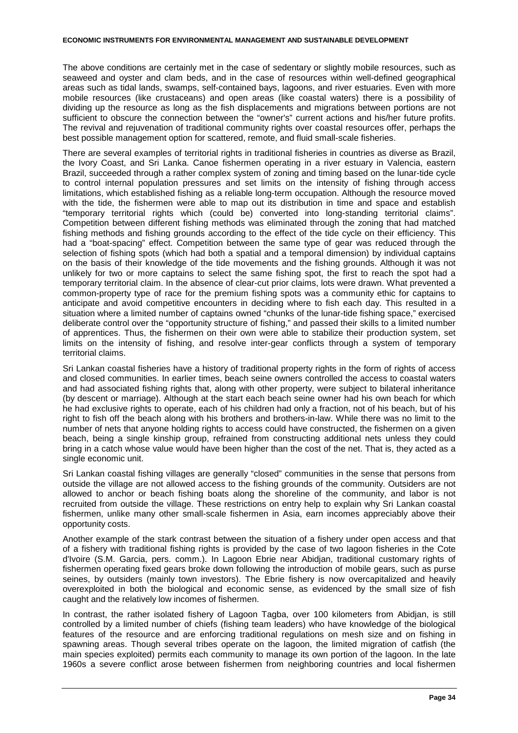The above conditions are certainly met in the case of sedentary or slightly mobile resources, such as seaweed and oyster and clam beds, and in the case of resources within well-defined geographical areas such as tidal lands, swamps, self-contained bays, lagoons, and river estuaries. Even with more mobile resources (like crustaceans) and open areas (like coastal waters) there is a possibility of dividing up the resource as long as the fish displacements and migrations between portions are not sufficient to obscure the connection between the "owner's" current actions and his/her future profits. The revival and rejuvenation of traditional community rights over coastal resources offer, perhaps the best possible management option for scattered, remote, and fluid small-scale fisheries.

There are several examples of territorial rights in traditional fisheries in countries as diverse as Brazil, the Ivory Coast, and Sri Lanka. Canoe fishermen operating in a river estuary in Valencia, eastern Brazil, succeeded through a rather complex system of zoning and timing based on the lunar-tide cycle to control internal population pressures and set limits on the intensity of fishing through access limitations, which established fishing as a reliable long-term occupation. Although the resource moved with the tide, the fishermen were able to map out its distribution in time and space and establish "temporary territorial rights which (could be) converted into long-standing territorial claims". Competition between different fishing methods was eliminated through the zoning that had matched fishing methods and fishing grounds according to the effect of the tide cycle on their efficiency. This had a "boat-spacing" effect. Competition between the same type of gear was reduced through the selection of fishing spots (which had both a spatial and a temporal dimension) by individual captains on the basis of their knowledge of the tide movements and the fishing grounds. Although it was not unlikely for two or more captains to select the same fishing spot, the first to reach the spot had a temporary territorial claim. In the absence of clear-cut prior claims, lots were drawn. What prevented a common-property type of race for the premium fishing spots was a community ethic for captains to anticipate and avoid competitive encounters in deciding where to fish each day. This resulted in a situation where a limited number of captains owned "chunks of the lunar-tide fishing space," exercised deliberate control over the "opportunity structure of fishing," and passed their skills to a limited number of apprentices. Thus, the fishermen on their own were able to stabilize their production system, set limits on the intensity of fishing, and resolve inter-gear conflicts through a system of temporary territorial claims.

Sri Lankan coastal fisheries have a history of traditional property rights in the form of rights of access and closed communities. In earlier times, beach seine owners controlled the access to coastal waters and had associated fishing rights that, along with other property, were subject to bilateral inheritance (by descent or marriage). Although at the start each beach seine owner had his own beach for which he had exclusive rights to operate, each of his children had only a fraction, not of his beach, but of his right to fish off the beach along with his brothers and brothers-in-law. While there was no limit to the number of nets that anyone holding rights to access could have constructed, the fishermen on a given beach, being a single kinship group, refrained from constructing additional nets unless they could bring in a catch whose value would have been higher than the cost of the net. That is, they acted as a single economic unit.

Sri Lankan coastal fishing villages are generally "closed" communities in the sense that persons from outside the village are not allowed access to the fishing grounds of the community. Outsiders are not allowed to anchor or beach fishing boats along the shoreline of the community, and labor is not recruited from outside the village. These restrictions on entry help to explain why Sri Lankan coastal fishermen, unlike many other small-scale fishermen in Asia, earn incomes appreciably above their opportunity costs.

Another example of the stark contrast between the situation of a fishery under open access and that of a fishery with traditional fishing rights is provided by the case of two lagoon fisheries in the Cote d'Ivoire (S.M. Garcia, pers. comm.). In Lagoon Ebrie near Abidjan, traditional customary rights of fishermen operating fixed gears broke down following the introduction of mobile gears, such as purse seines, by outsiders (mainly town investors). The Ebrie fishery is now overcapitalized and heavily overexploited in both the biological and economic sense, as evidenced by the small size of fish caught and the relatively low incomes of fishermen.

In contrast, the rather isolated fishery of Lagoon Tagba, over 100 kilometers from Abidjan, is still controlled by a limited number of chiefs (fishing team leaders) who have knowledge of the biological features of the resource and are enforcing traditional regulations on mesh size and on fishing in spawning areas. Though several tribes operate on the lagoon, the limited migration of catfish (the main species exploited) permits each community to manage its own portion of the lagoon. In the late 1960s a severe conflict arose between fishermen from neighboring countries and local fishermen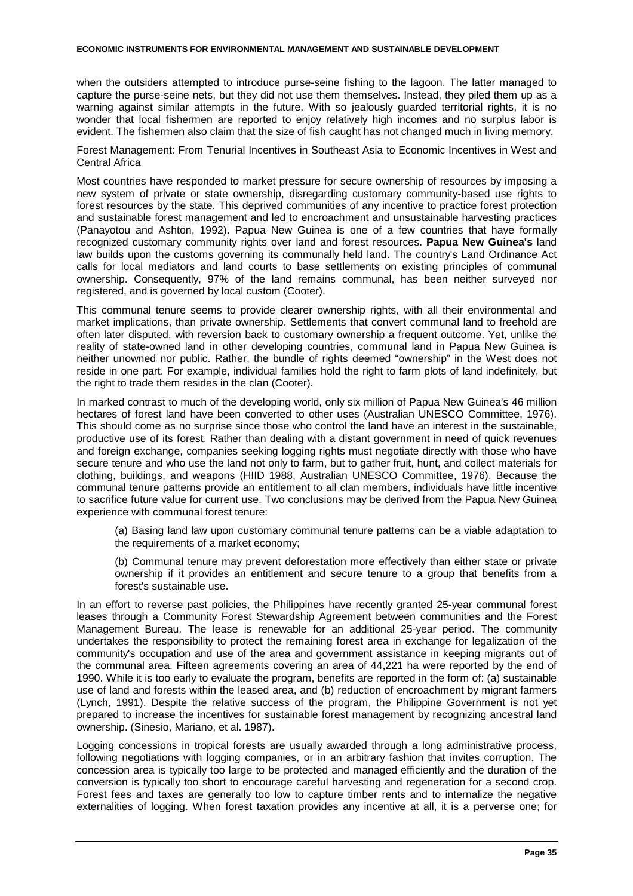when the outsiders attempted to introduce purse-seine fishing to the lagoon. The latter managed to capture the purse-seine nets, but they did not use them themselves. Instead, they piled them up as a warning against similar attempts in the future. With so jealously guarded territorial rights, it is no wonder that local fishermen are reported to enjoy relatively high incomes and no surplus labor is evident. The fishermen also claim that the size of fish caught has not changed much in living memory.

Forest Management: From Tenurial Incentives in Southeast Asia to Economic Incentives in West and Central Africa

Most countries have responded to market pressure for secure ownership of resources by imposing a new system of private or state ownership, disregarding customary community-based use rights to forest resources by the state. This deprived communities of any incentive to practice forest protection and sustainable forest management and led to encroachment and unsustainable harvesting practices (Panayotou and Ashton, 1992). Papua New Guinea is one of a few countries that have formally recognized customary community rights over land and forest resources. **Papua New Guinea's** land law builds upon the customs governing its communally held land. The country's Land Ordinance Act calls for local mediators and land courts to base settlements on existing principles of communal ownership. Consequently, 97% of the land remains communal, has been neither surveyed nor registered, and is governed by local custom (Cooter).

This communal tenure seems to provide clearer ownership rights, with all their environmental and market implications, than private ownership. Settlements that convert communal land to freehold are often later disputed, with reversion back to customary ownership a frequent outcome. Yet, unlike the reality of state-owned land in other developing countries, communal land in Papua New Guinea is neither unowned nor public. Rather, the bundle of rights deemed "ownership" in the West does not reside in one part. For example, individual families hold the right to farm plots of land indefinitely, but the right to trade them resides in the clan (Cooter).

In marked contrast to much of the developing world, only six million of Papua New Guinea's 46 million hectares of forest land have been converted to other uses (Australian UNESCO Committee, 1976). This should come as no surprise since those who control the land have an interest in the sustainable, productive use of its forest. Rather than dealing with a distant government in need of quick revenues and foreign exchange, companies seeking logging rights must negotiate directly with those who have secure tenure and who use the land not only to farm, but to gather fruit, hunt, and collect materials for clothing, buildings, and weapons (HIID 1988, Australian UNESCO Committee, 1976). Because the communal tenure patterns provide an entitlement to all clan members, individuals have little incentive to sacrifice future value for current use. Two conclusions may be derived from the Papua New Guinea experience with communal forest tenure:

(a) Basing land law upon customary communal tenure patterns can be a viable adaptation to the requirements of a market economy;

(b) Communal tenure may prevent deforestation more effectively than either state or private ownership if it provides an entitlement and secure tenure to a group that benefits from a forest's sustainable use.

In an effort to reverse past policies, the Philippines have recently granted 25-year communal forest leases through a Community Forest Stewardship Agreement between communities and the Forest Management Bureau. The lease is renewable for an additional 25-year period. The community undertakes the responsibility to protect the remaining forest area in exchange for legalization of the community's occupation and use of the area and government assistance in keeping migrants out of the communal area. Fifteen agreements covering an area of 44,221 ha were reported by the end of 1990. While it is too early to evaluate the program, benefits are reported in the form of: (a) sustainable use of land and forests within the leased area, and (b) reduction of encroachment by migrant farmers (Lynch, 1991). Despite the relative success of the program, the Philippine Government is not yet prepared to increase the incentives for sustainable forest management by recognizing ancestral land ownership. (Sinesio, Mariano, et al. 1987).

Logging concessions in tropical forests are usually awarded through a long administrative process, following negotiations with logging companies, or in an arbitrary fashion that invites corruption. The concession area is typically too large to be protected and managed efficiently and the duration of the conversion is typically too short to encourage careful harvesting and regeneration for a second crop. Forest fees and taxes are generally too low to capture timber rents and to internalize the negative externalities of logging. When forest taxation provides any incentive at all, it is a perverse one; for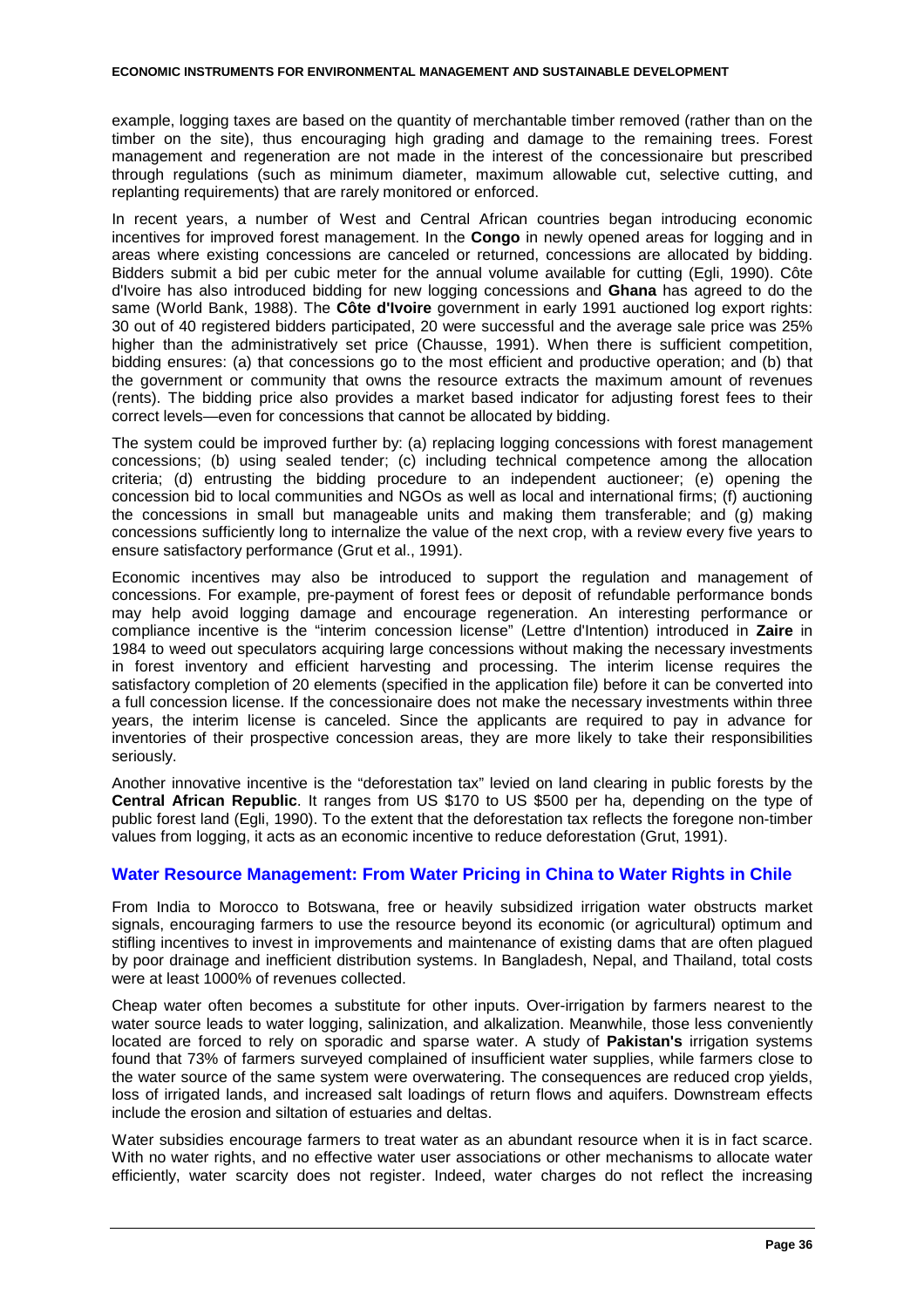example, logging taxes are based on the quantity of merchantable timber removed (rather than on the timber on the site), thus encouraging high grading and damage to the remaining trees. Forest management and regeneration are not made in the interest of the concessionaire but prescribed through regulations (such as minimum diameter, maximum allowable cut, selective cutting, and replanting requirements) that are rarely monitored or enforced.

In recent years, a number of West and Central African countries began introducing economic incentives for improved forest management. In the **Congo** in newly opened areas for logging and in areas where existing concessions are canceled or returned, concessions are allocated by bidding. Bidders submit a bid per cubic meter for the annual volume available for cutting (Egli, 1990). Côte d'Ivoire has also introduced bidding for new logging concessions and **Ghana** has agreed to do the same (World Bank, 1988). The **Côte d'Ivoire** government in early 1991 auctioned log export rights: 30 out of 40 registered bidders participated, 20 were successful and the average sale price was 25% higher than the administratively set price (Chausse, 1991). When there is sufficient competition, bidding ensures: (a) that concessions go to the most efficient and productive operation; and (b) that the government or community that owns the resource extracts the maximum amount of revenues (rents). The bidding price also provides a market based indicator for adjusting forest fees to their correct levels—even for concessions that cannot be allocated by bidding.

The system could be improved further by: (a) replacing logging concessions with forest management concessions; (b) using sealed tender; (c) including technical competence among the allocation criteria; (d) entrusting the bidding procedure to an independent auctioneer; (e) opening the concession bid to local communities and NGOs as well as local and international firms; (f) auctioning the concessions in small but manageable units and making them transferable; and (g) making concessions sufficiently long to internalize the value of the next crop, with a review every five years to ensure satisfactory performance (Grut et al., 1991).

Economic incentives may also be introduced to support the regulation and management of concessions. For example, pre-payment of forest fees or deposit of refundable performance bonds may help avoid logging damage and encourage regeneration. An interesting performance or compliance incentive is the "interim concession license" (Lettre d'Intention) introduced in **Zaire** in 1984 to weed out speculators acquiring large concessions without making the necessary investments in forest inventory and efficient harvesting and processing. The interim license requires the satisfactory completion of 20 elements (specified in the application file) before it can be converted into a full concession license. If the concessionaire does not make the necessary investments within three years, the interim license is canceled. Since the applicants are required to pay in advance for inventories of their prospective concession areas, they are more likely to take their responsibilities seriously.

Another innovative incentive is the "deforestation tax" levied on land clearing in public forests by the **Central African Republic**. It ranges from US $170 to US $500 per ha, depending on the type of public forest land (Egli, 1990). To the extent that the deforestation tax reflects the foregone non-timber values from logging, it acts as an economic incentive to reduce deforestation (Grut, 1991).

## Water Resource Management: From Water Pricing in China to Water Rights in Chile

From India to Morocco to Botswana, free or heavily subsidized irrigation water obstructs market signals, encouraging farmers to use the resource beyond its economic (or agricultural) optimum and stifling incentives to invest in improvements and maintenance of existing dams that are often plagued by poor drainage and inefficient distribution systems. In Bangladesh, Nepal, and Thailand, total costs were at least 1000% of revenues collected.

Cheap water often becomes a substitute for other inputs. Over-irrigation by farmers nearest to the water source leads to water logging, salinization, and alkalization. Meanwhile, those less conveniently located are forced to rely on sporadic and sparse water. A study of **Pakistan's** irrigation systems found that 73% of farmers surveyed complained of insufficient water supplies, while farmers close to the water source of the same system were overwatering. The consequences are reduced crop yields, loss of irrigated lands, and increased salt loadings of return flows and aquifers. Downstream effects include the erosion and siltation of estuaries and deltas.

Water subsidies encourage farmers to treat water as an abundant resource when it is in fact scarce. With no water rights, and no effective water user associations or other mechanisms to allocate water efficiently, water scarcity does not register. Indeed, water charges do not reflect the increasing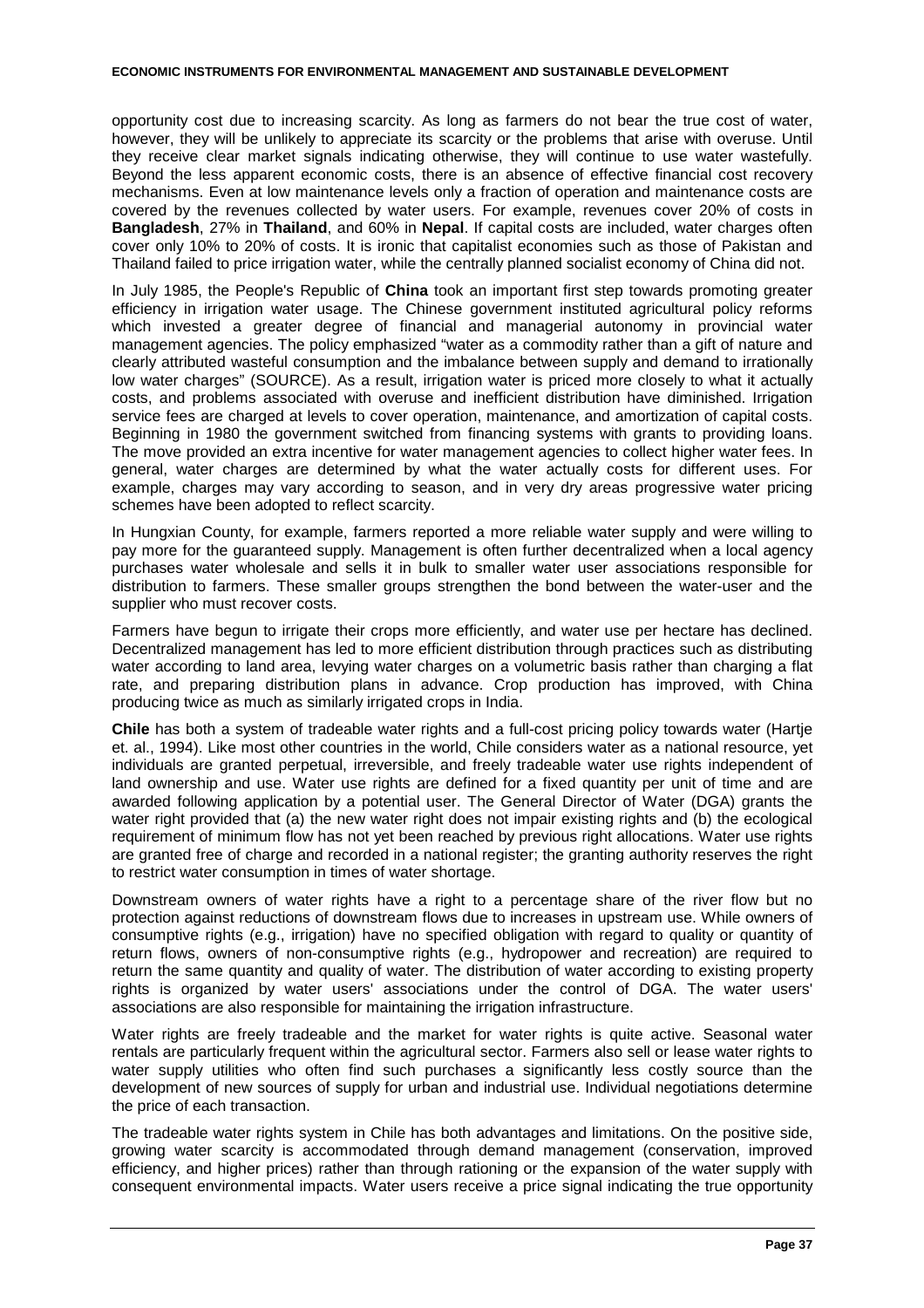opportunity cost due to increasing scarcity. As long as farmers do not bear the true cost of water, however, they will be unlikely to appreciate its scarcity or the problems that arise with overuse. Until they receive clear market signals indicating otherwise, they will continue to use water wastefully. Beyond the less apparent economic costs, there is an absence of effective financial cost recovery mechanisms. Even at low maintenance levels only a fraction of operation and maintenance costs are covered by the revenues collected by water users. For example, revenues cover 20% of costs in **Bangladesh**, 27% in **Thailand**, and 60% in **Nepal**. If capital costs are included, water charges often cover only 10% to 20% of costs. It is ironic that capitalist economies such as those of Pakistan and Thailand failed to price irrigation water, while the centrally planned socialist economy of China did not.

In July 1985, the People's Republic of **China** took an important first step towards promoting greater efficiency in irrigation water usage. The Chinese government instituted agricultural policy reforms which invested a greater degree of financial and managerial autonomy in provincial water management agencies. The policy emphasized "water as a commodity rather than a gift of nature and clearly attributed wasteful consumption and the imbalance between supply and demand to irrationally low water charges" (SOURCE). As a result, irrigation water is priced more closely to what it actually costs, and problems associated with overuse and inefficient distribution have diminished. Irrigation service fees are charged at levels to cover operation, maintenance, and amortization of capital costs. Beginning in 1980 the government switched from financing systems with grants to providing loans. The move provided an extra incentive for water management agencies to collect higher water fees. In general, water charges are determined by what the water actually costs for different uses. For example, charges may vary according to season, and in very dry areas progressive water pricing schemes have been adopted to reflect scarcity.

In Hungxian County, for example, farmers reported a more reliable water supply and were willing to pay more for the guaranteed supply. Management is often further decentralized when a local agency purchases water wholesale and sells it in bulk to smaller water user associations responsible for distribution to farmers. These smaller groups strengthen the bond between the water-user and the supplier who must recover costs.

Farmers have begun to irrigate their crops more efficiently, and water use per hectare has declined. Decentralized management has led to more efficient distribution through practices such as distributing water according to land area, levying water charges on a volumetric basis rather than charging a flat rate, and preparing distribution plans in advance. Crop production has improved, with China producing twice as much as similarly irrigated crops in India.

**Chile** has both a system of tradeable water rights and a full-cost pricing policy towards water (Hartje et. al., 1994). Like most other countries in the world, Chile considers water as a national resource, yet individuals are granted perpetual, irreversible, and freely tradeable water use rights independent of land ownership and use. Water use rights are defined for a fixed quantity per unit of time and are awarded following application by a potential user. The General Director of Water (DGA) grants the water right provided that (a) the new water right does not impair existing rights and (b) the ecological requirement of minimum flow has not yet been reached by previous right allocations. Water use rights are granted free of charge and recorded in a national register; the granting authority reserves the right to restrict water consumption in times of water shortage.

Downstream owners of water rights have a right to a percentage share of the river flow but no protection against reductions of downstream flows due to increases in upstream use. While owners of consumptive rights (e.g., irrigation) have no specified obligation with regard to quality or quantity of return flows, owners of non-consumptive rights (e.g., hydropower and recreation) are required to return the same quantity and quality of water. The distribution of water according to existing property rights is organized by water users' associations under the control of DGA. The water users' associations are also responsible for maintaining the irrigation infrastructure.

Water rights are freely tradeable and the market for water rights is quite active. Seasonal water rentals are particularly frequent within the agricultural sector. Farmers also sell or lease water rights to water supply utilities who often find such purchases a significantly less costly source than the development of new sources of supply for urban and industrial use. Individual negotiations determine the price of each transaction.

The tradeable water rights system in Chile has both advantages and limitations. On the positive side, growing water scarcity is accommodated through demand management (conservation, improved efficiency, and higher prices) rather than through rationing or the expansion of the water supply with consequent environmental impacts. Water users receive a price signal indicating the true opportunity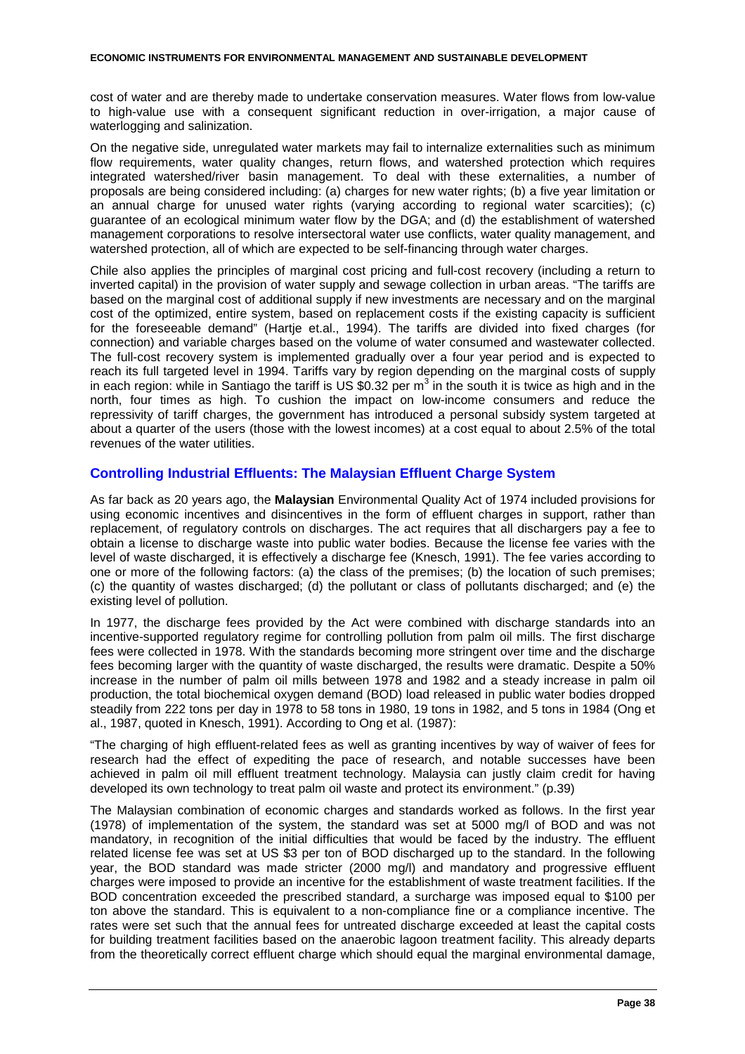cost of water and are thereby made to undertake conservation measures. Water flows from low-value to high-value use with a consequent significant reduction in over-irrigation, a major cause of waterlogging and salinization.

On the negative side, unregulated water markets may fail to internalize externalities such as minimum flow requirements, water quality changes, return flows, and watershed protection which requires integrated watershed/river basin management. To deal with these externalities, a number of proposals are being considered including: (a) charges for new water rights; (b) a five year limitation or an annual charge for unused water rights (varying according to regional water scarcities); (c) guarantee of an ecological minimum water flow by the DGA; and (d) the establishment of watershed management corporations to resolve intersectoral water use conflicts, water quality management, and watershed protection, all of which are expected to be self-financing through water charges.

Chile also applies the principles of marginal cost pricing and full-cost recovery (including a return to inverted capital) in the provision of water supply and sewage collection in urban areas. "The tariffs are based on the marginal cost of additional supply if new investments are necessary and on the marginal cost of the optimized, entire system, based on replacement costs if the existing capacity is sufficient for the foreseeable demand" (Hartje et.al., 1994). The tariffs are divided into fixed charges (for connection) and variable charges based on the volume of water consumed and wastewater collected. The full-cost recovery system is implemented gradually over a four year period and is expected to reach its full targeted level in 1994. Tariffs vary by region depending on the marginal costs of supply in each region: while in Santiago the tariff is US \$0.32 per $m^3$ in the south it is twice as high and in the north, four times as high. To cushion the impact on low-income consumers and reduce the repressivity of tariff charges, the government has introduced a personal subsidy system targeted at about a quarter of the users (those with the lowest incomes) at a cost equal to about 2.5% of the total revenues of the water utilities.

## Controlling Industrial Effluents: The Malaysian Effluent Charge System

As far back as 20 years ago, the **Malaysian** Environmental Quality Act of 1974 included provisions for using economic incentives and disincentives in the form of effluent charges in support, rather than replacement, of regulatory controls on discharges. The act requires that all dischargers pay a fee to obtain a license to discharge waste into public water bodies. Because the license fee varies with the level of waste discharged, it is effectively a discharge fee (Knesch, 1991). The fee varies according to one or more of the following factors: (a) the class of the premises; (b) the location of such premises; (c) the quantity of wastes discharged; (d) the pollutant or class of pollutants discharged; and (e) the existing level of pollution.

In 1977, the discharge fees provided by the Act were combined with discharge standards into an incentive-supported regulatory regime for controlling pollution from palm oil mills. The first discharge fees were collected in 1978. With the standards becoming more stringent over time and the discharge fees becoming larger with the quantity of waste discharged, the results were dramatic. Despite a 50% increase in the number of palm oil mills between 1978 and 1982 and a steady increase in palm oil production, the total biochemical oxygen demand (BOD) load released in public water bodies dropped steadily from 222 tons per day in 1978 to 58 tons in 1980, 19 tons in 1982, and 5 tons in 1984 (Ong et al., 1987, quoted in Knesch, 1991). According to Ong et al. (1987):

"The charging of high effluent-related fees as well as granting incentives by way of waiver of fees for research had the effect of expediting the pace of research, and notable successes have been achieved in palm oil mill effluent treatment technology. Malaysia can justly claim credit for having developed its own technology to treat palm oil waste and protect its environment." (p.39)

The Malaysian combination of economic charges and standards worked as follows. In the first year (1978) of implementation of the system, the standard was set at 5000 mg/l of BOD and was not mandatory, in recognition of the initial difficulties that would be faced by the industry. The effluent related license fee was set at US \$3 per ton of BOD discharged up to the standard. In the following year, the BOD standard was made stricter (2000 mg/l) and mandatory and progressive effluent charges were imposed to provide an incentive for the establishment of waste treatment facilities. If the BOD concentration exceeded the prescribed standard, a surcharge was imposed equal to \$100 per ton above the standard. This is equivalent to a non-compliance fine or a compliance incentive. The rates were set such that the annual fees for untreated discharge exceeded at least the capital costs for building treatment facilities based on the anaerobic lagoon treatment facility. This already departs from the theoretically correct effluent charge which should equal the marginal environmental damage,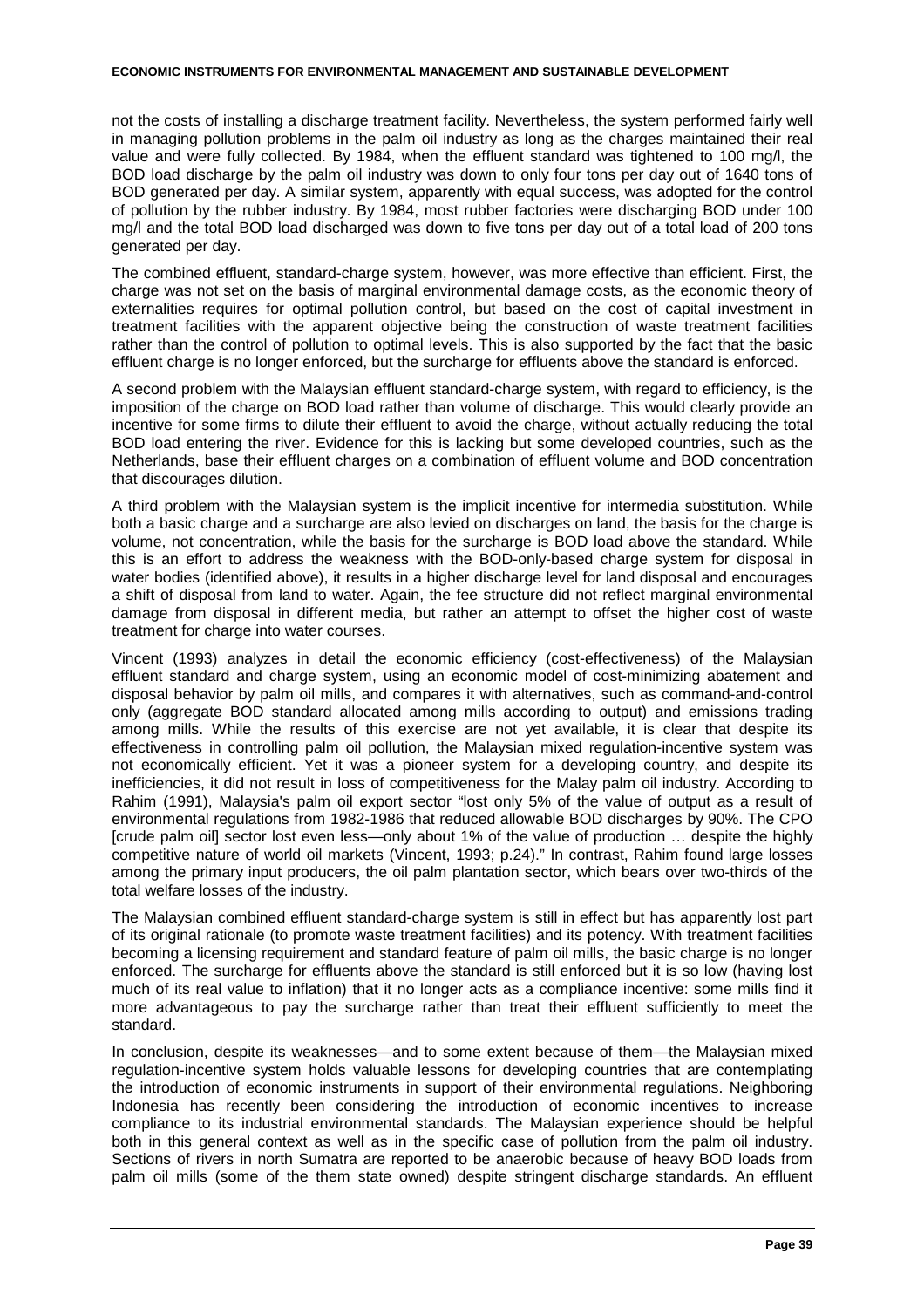not the costs of installing a discharge treatment facility. Nevertheless, the system performed fairly well in managing pollution problems in the palm oil industry as long as the charges maintained their real value and were fully collected. By 1984, when the effluent standard was tightened to 100 mg/l, the BOD load discharge by the palm oil industry was down to only four tons per day out of 1640 tons of BOD generated per day. A similar system, apparently with equal success, was adopted for the control of pollution by the rubber industry. By 1984, most rubber factories were discharging BOD under 100 mg/l and the total BOD load discharged was down to five tons per day out of a total load of 200 tons generated per day.

The combined effluent, standard-charge system, however, was more effective than efficient. First, the charge was not set on the basis of marginal environmental damage costs, as the economic theory of externalities requires for optimal pollution control, but based on the cost of capital investment in treatment facilities with the apparent objective being the construction of waste treatment facilities rather than the control of pollution to optimal levels. This is also supported by the fact that the basic effluent charge is no longer enforced, but the surcharge for effluents above the standard is enforced.

A second problem with the Malaysian effluent standard-charge system, with regard to efficiency, is the imposition of the charge on BOD load rather than volume of discharge. This would clearly provide an incentive for some firms to dilute their effluent to avoid the charge, without actually reducing the total BOD load entering the river. Evidence for this is lacking but some developed countries, such as the Netherlands, base their effluent charges on a combination of effluent volume and BOD concentration that discourages dilution.

A third problem with the Malaysian system is the implicit incentive for intermedia substitution. While both a basic charge and a surcharge are also levied on discharges on land, the basis for the charge is volume, not concentration, while the basis for the surcharge is BOD load above the standard. While this is an effort to address the weakness with the BOD-only-based charge system for disposal in water bodies (identified above), it results in a higher discharge level for land disposal and encourages a shift of disposal from land to water. Again, the fee structure did not reflect marginal environmental damage from disposal in different media, but rather an attempt to offset the higher cost of waste treatment for charge into water courses.

Vincent (1993) analyzes in detail the economic efficiency (cost-effectiveness) of the Malaysian effluent standard and charge system, using an economic model of cost-minimizing abatement and disposal behavior by palm oil mills, and compares it with alternatives, such as command-and-control only (aggregate BOD standard allocated among mills according to output) and emissions trading among mills. While the results of this exercise are not yet available, it is clear that despite its effectiveness in controlling palm oil pollution, the Malaysian mixed regulation-incentive system was not economically efficient. Yet it was a pioneer system for a developing country, and despite its inefficiencies, it did not result in loss of competitiveness for the Malay palm oil industry. According to Rahim (1991), Malaysia's palm oil export sector "lost only 5% of the value of output as a result of environmental regulations from 1982-1986 that reduced allowable BOD discharges by 90%. The CPO [crude palm oil] sector lost even less—only about 1% of the value of production … despite the highly competitive nature of world oil markets (Vincent, 1993; p.24)." In contrast, Rahim found large losses among the primary input producers, the oil palm plantation sector, which bears over two-thirds of the total welfare losses of the industry.

The Malaysian combined effluent standard-charge system is still in effect but has apparently lost part of its original rationale (to promote waste treatment facilities) and its potency. With treatment facilities becoming a licensing requirement and standard feature of palm oil mills, the basic charge is no longer enforced. The surcharge for effluents above the standard is still enforced but it is so low (having lost much of its real value to inflation) that it no longer acts as a compliance incentive: some mills find it more advantageous to pay the surcharge rather than treat their effluent sufficiently to meet the standard.

In conclusion, despite its weaknesses—and to some extent because of them—the Malaysian mixed regulation-incentive system holds valuable lessons for developing countries that are contemplating the introduction of economic instruments in support of their environmental regulations. Neighboring Indonesia has recently been considering the introduction of economic incentives to increase compliance to its industrial environmental standards. The Malaysian experience should be helpful both in this general context as well as in the specific case of pollution from the palm oil industry. Sections of rivers in north Sumatra are reported to be anaerobic because of heavy BOD loads from palm oil mills (some of the them state owned) despite stringent discharge standards. An effluent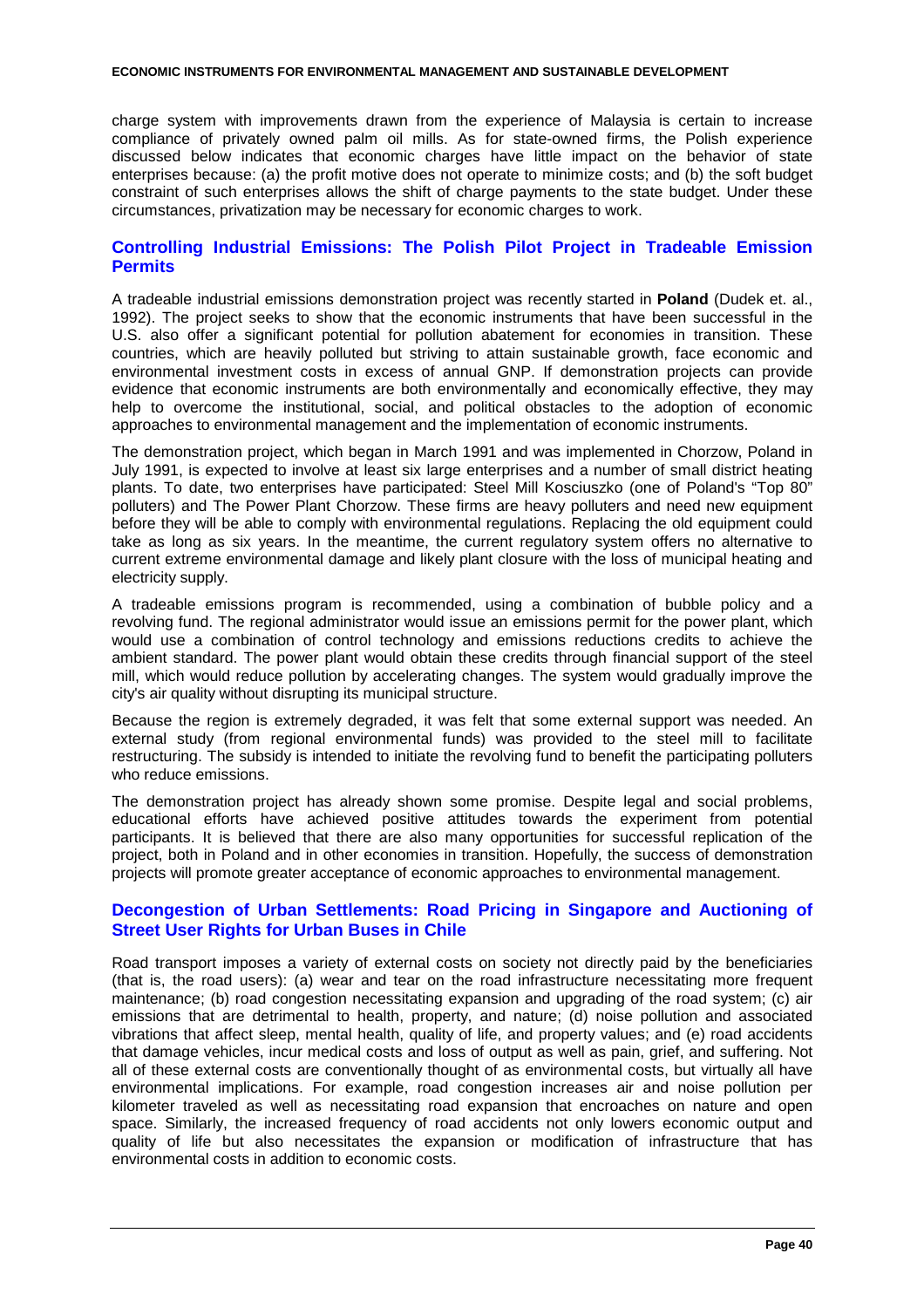charge system with improvements drawn from the experience of Malaysia is certain to increase compliance of privately owned palm oil mills. As for state-owned firms, the Polish experience discussed below indicates that economic charges have little impact on the behavior of state enterprises because: (a) the profit motive does not operate to minimize costs; and (b) the soft budget constraint of such enterprises allows the shift of charge payments to the state budget. Under these circumstances, privatization may be necessary for economic charges to work.

## Controlling Industrial Emissions: The Polish Pilot Project in Tradeable Emission Permits

A tradeable industrial emissions demonstration project was recently started in **Poland** (Dudek et. al., 1992). The project seeks to show that the economic instruments that have been successful in the U.S. also offer a significant potential for pollution abatement for economies in transition. These countries, which are heavily polluted but striving to attain sustainable growth, face economic and environmental investment costs in excess of annual GNP. If demonstration projects can provide evidence that economic instruments are both environmentally and economically effective, they may help to overcome the institutional, social, and political obstacles to the adoption of economic approaches to environmental management and the implementation of economic instruments.

The demonstration project, which began in March 1991 and was implemented in Chorzow, Poland in July 1991, is expected to involve at least six large enterprises and a number of small district heating plants. To date, two enterprises have participated: Steel Mill Kosciuszko (one of Poland's "Top 80" polluters) and The Power Plant Chorzow. These firms are heavy polluters and need new equipment before they will be able to comply with environmental regulations. Replacing the old equipment could take as long as six years. In the meantime, the current regulatory system offers no alternative to current extreme environmental damage and likely plant closure with the loss of municipal heating and electricity supply.

A tradeable emissions program is recommended, using a combination of bubble policy and a revolving fund. The regional administrator would issue an emissions permit for the power plant, which would use a combination of control technology and emissions reductions credits to achieve the ambient standard. The power plant would obtain these credits through financial support of the steel mill, which would reduce pollution by accelerating changes. The system would gradually improve the city's air quality without disrupting its municipal structure.

Because the region is extremely degraded, it was felt that some external support was needed. An external study (from regional environmental funds) was provided to the steel mill to facilitate restructuring. The subsidy is intended to initiate the revolving fund to benefit the participating polluters who reduce emissions.

The demonstration project has already shown some promise. Despite legal and social problems, educational efforts have achieved positive attitudes towards the experiment from potential participants. It is believed that there are also many opportunities for successful replication of the project, both in Poland and in other economies in transition. Hopefully, the success of demonstration projects will promote greater acceptance of economic approaches to environmental management.

## Decongestion of Urban Settlements: Road Pricing in Singapore and Auctioning of Street User Rights for Urban Buses in Chile

Road transport imposes a variety of external costs on society not directly paid by the beneficiaries (that is, the road users): (a) wear and tear on the road infrastructure necessitating more frequent maintenance; (b) road congestion necessitating expansion and upgrading of the road system; (c) air emissions that are detrimental to health, property, and nature; (d) noise pollution and associated vibrations that affect sleep, mental health, quality of life, and property values; and (e) road accidents that damage vehicles, incur medical costs and loss of output as well as pain, grief, and suffering. Not all of these external costs are conventionally thought of as environmental costs, but virtually all have environmental implications. For example, road congestion increases air and noise pollution per kilometer traveled as well as necessitating road expansion that encroaches on nature and open space. Similarly, the increased frequency of road accidents not only lowers economic output and quality of life but also necessitates the expansion or modification of infrastructure that has environmental costs in addition to economic costs.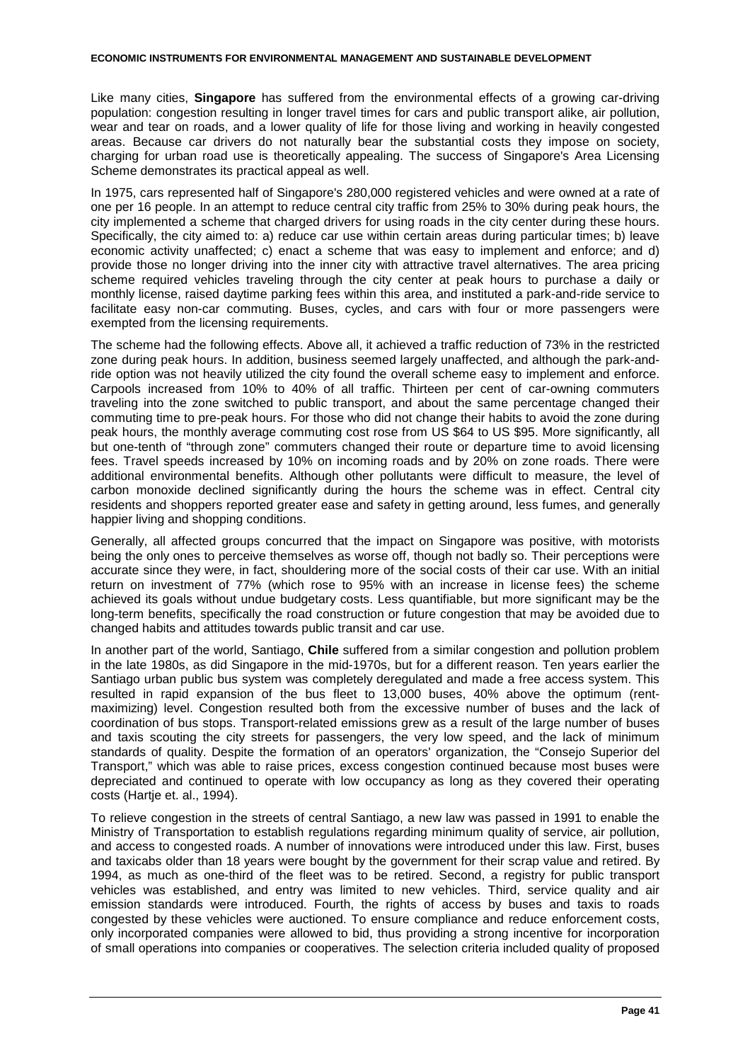Like many cities, **Singapore** has suffered from the environmental effects of a growing car-driving population: congestion resulting in longer travel times for cars and public transport alike, air pollution, wear and tear on roads, and a lower quality of life for those living and working in heavily congested areas. Because car drivers do not naturally bear the substantial costs they impose on society, charging for urban road use is theoretically appealing. The success of Singapore's Area Licensing Scheme demonstrates its practical appeal as well.

In 1975, cars represented half of Singapore's 280,000 registered vehicles and were owned at a rate of one per 16 people. In an attempt to reduce central city traffic from 25% to 30% during peak hours, the city implemented a scheme that charged drivers for using roads in the city center during these hours. Specifically, the city aimed to: a) reduce car use within certain areas during particular times; b) leave economic activity unaffected; c) enact a scheme that was easy to implement and enforce; and d) provide those no longer driving into the inner city with attractive travel alternatives. The area pricing scheme required vehicles traveling through the city center at peak hours to purchase a daily or monthly license, raised daytime parking fees within this area, and instituted a park-and-ride service to facilitate easy non-car commuting. Buses, cycles, and cars with four or more passengers were exempted from the licensing requirements.

The scheme had the following effects. Above all, it achieved a traffic reduction of 73% in the restricted zone during peak hours. In addition, business seemed largely unaffected, and although the park-and-ride option was not heavily utilized the city found the overall scheme easy to implement and enforce. Carpools increased from 10% to 40% of all traffic. Thirteen per cent of car-owning commuters traveling into the zone switched to public transport, and about the same percentage changed their commuting time to pre-peak hours. For those who did not change their habits to avoid the zone during peak hours, the monthly average commuting cost rose from US $64 to US $95. More significantly, all but one-tenth of "through zone" commuters changed their route or departure time to avoid licensing fees. Travel speeds increased by 10% on incoming roads and by 20% on zone roads. There were additional environmental benefits. Although other pollutants were difficult to measure, the level of carbon monoxide declined significantly during the hours the scheme was in effect. Central city residents and shoppers reported greater ease and safety in getting around, less fumes, and generally happier living and shopping conditions.

Generally, all affected groups concurred that the impact on Singapore was positive, with motorists being the only ones to perceive themselves as worse off, though not badly so. Their perceptions were accurate since they were, in fact, shouldering more of the social costs of their car use. With an initial return on investment of 77% (which rose to 95% with an increase in license fees) the scheme achieved its goals without undue budgetary costs. Less quantifiable, but more significant may be the long-term benefits, specifically the road construction or future congestion that may be avoided due to changed habits and attitudes towards public transit and car use.

In another part of the world, Santiago, **Chile** suffered from a similar congestion and pollution problem in the late 1980s, as did Singapore in the mid-1970s, but for a different reason. Ten years earlier the Santiago urban public bus system was completely deregulated and made a free access system. This resulted in rapid expansion of the bus fleet to 13,000 buses, 40% above the optimum (rent-maximizing) level. Congestion resulted both from the excessive number of buses and the lack of coordination of bus stops. Transport-related emissions grew as a result of the large number of buses and taxis scouting the city streets for passengers, the very low speed, and the lack of minimum standards of quality. Despite the formation of an operators' organization, the "Consejo Superior del Transport," which was able to raise prices, excess congestion continued because most buses were depreciated and continued to operate with low occupancy as long as they covered their operating costs (Hartje et. al., 1994).

To relieve congestion in the streets of central Santiago, a new law was passed in 1991 to enable the Ministry of Transportation to establish regulations regarding minimum quality of service, air pollution, and access to congested roads. A number of innovations were introduced under this law. First, buses and taxicabs older than 18 years were bought by the government for their scrap value and retired. By 1994, as much as one-third of the fleet was to be retired. Second, a registry for public transport vehicles was established, and entry was limited to new vehicles. Third, service quality and air emission standards were introduced. Fourth, the rights of access by buses and taxis to roads congested by these vehicles were auctioned. To ensure compliance and reduce enforcement costs, only incorporated companies were allowed to bid, thus providing a strong incentive for incorporation of small operations into companies or cooperatives. The selection criteria included quality of proposed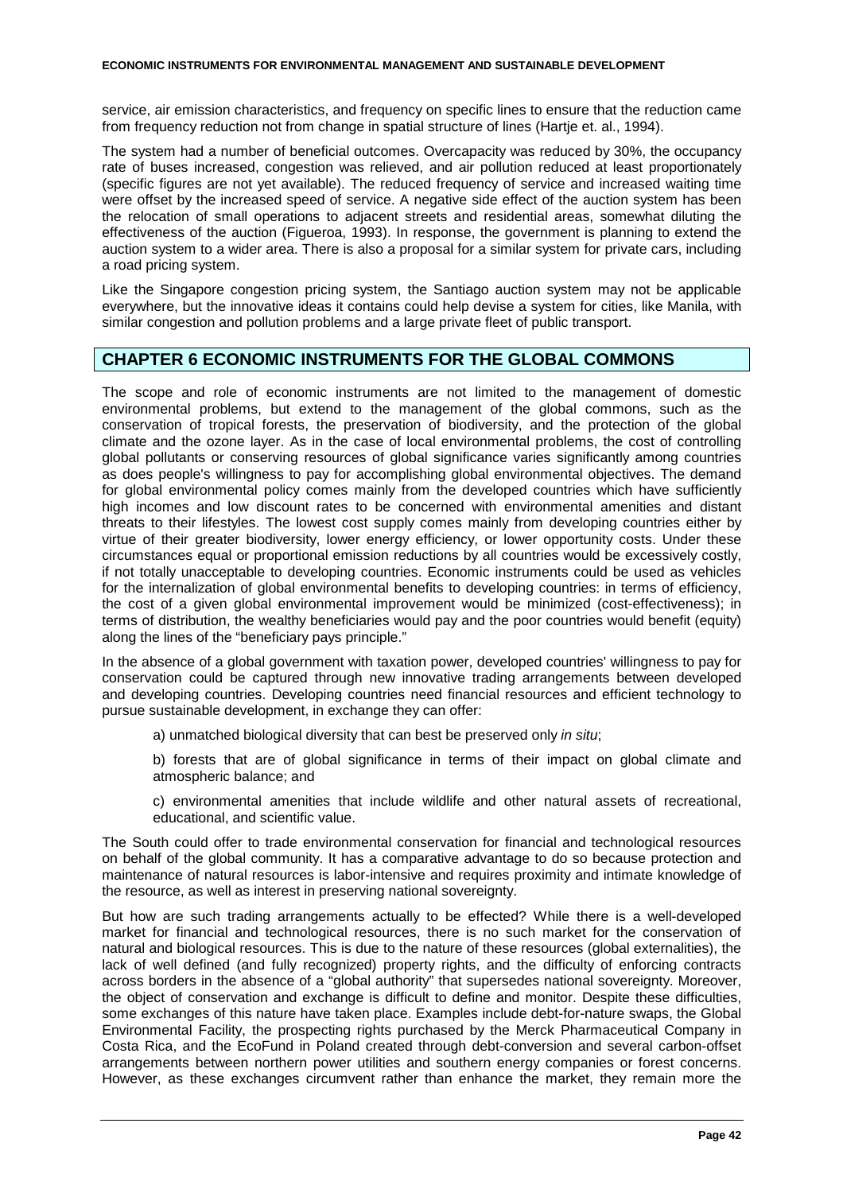service, air emission characteristics, and frequency on specific lines to ensure that the reduction came from frequency reduction not from change in spatial structure of lines (Hartje et. al., 1994).

The system had a number of beneficial outcomes. Overcapacity was reduced by 30%, the occupancy rate of buses increased, congestion was relieved, and air pollution reduced at least proportionately (specific figures are not yet available). The reduced frequency of service and increased waiting time were offset by the increased speed of service. A negative side effect of the auction system has been the relocation of small operations to adjacent streets and residential areas, somewhat diluting the effectiveness of the auction (Figueroa, 1993). In response, the government is planning to extend the auction system to a wider area. There is also a proposal for a similar system for private cars, including a road pricing system.

Like the Singapore congestion pricing system, the Santiago auction system may not be applicable everywhere, but the innovative ideas it contains could help devise a system for cities, like Manila, with similar congestion and pollution problems and a large private fleet of public transport.

## CHAPTER 6 ECONOMIC INSTRUMENTS FOR THE GLOBAL COMMONS

The scope and role of economic instruments are not limited to the management of domestic environmental problems, but extend to the management of the global commons, such as the conservation of tropical forests, the preservation of biodiversity, and the protection of the global climate and the ozone layer. As in the case of local environmental problems, the cost of controlling global pollutants or conserving resources of global significance varies significantly among countries as does people's willingness to pay for accomplishing global environmental objectives. The demand for global environmental policy comes mainly from the developed countries which have sufficiently high incomes and low discount rates to be concerned with environmental amenities and distant threats to their lifestyles. The lowest cost supply comes mainly from developing countries either by virtue of their greater biodiversity, lower energy efficiency, or lower opportunity costs. Under these circumstances equal or proportional emission reductions by all countries would be excessively costly, if not totally unacceptable to developing countries. Economic instruments could be used as vehicles for the internalization of global environmental benefits to developing countries: in terms of efficiency, the cost of a given global environmental improvement would be minimized (cost-effectiveness); in terms of distribution, the wealthy beneficiaries would pay and the poor countries would benefit (equity) along the lines of the "beneficiary pays principle."

In the absence of a global government with taxation power, developed countries' willingness to pay for conservation could be captured through new innovative trading arrangements between developed and developing countries. Developing countries need financial resources and efficient technology to pursue sustainable development, in exchange they can offer:

a) unmatched biological diversity that can best be preserved only *in situ*;

b) forests that are of global significance in terms of their impact on global climate and atmospheric balance; and

c) environmental amenities that include wildlife and other natural assets of recreational, educational, and scientific value.

The South could offer to trade environmental conservation for financial and technological resources on behalf of the global community. It has a comparative advantage to do so because protection and maintenance of natural resources is labor-intensive and requires proximity and intimate knowledge of the resource, as well as interest in preserving national sovereignty.

But how are such trading arrangements actually to be effected? While there is a well-developed market for financial and technological resources, there is no such market for the conservation of natural and biological resources. This is due to the nature of these resources (global externalities), the lack of well defined (and fully recognized) property rights, and the difficulty of enforcing contracts across borders in the absence of a "global authority" that supersedes national sovereignty. Moreover, the object of conservation and exchange is difficult to define and monitor. Despite these difficulties, some exchanges of this nature have taken place. Examples include debt-for-nature swaps, the Global Environmental Facility, the prospecting rights purchased by the Merck Pharmaceutical Company in Costa Rica, and the EcoFund in Poland created through debt-conversion and several carbon-offset arrangements between northern power utilities and southern energy companies or forest concerns. However, as these exchanges circumvent rather than enhance the market, they remain more the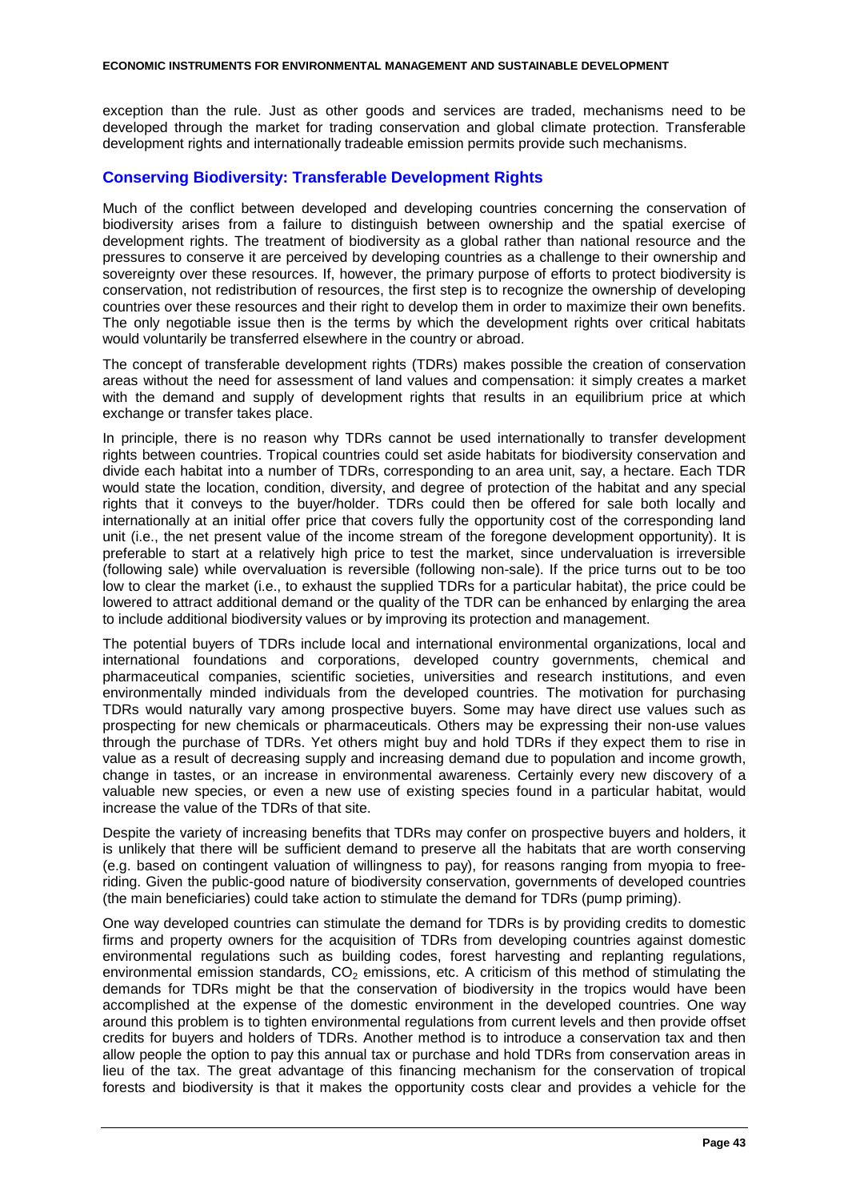exception than the rule. Just as other goods and services are traded, mechanisms need to be developed through the market for trading conservation and global climate protection. Transferable development rights and internationally tradeable emission permits provide such mechanisms.

## Conserving Biodiversity: Transferable Development Rights

Much of the conflict between developed and developing countries concerning the conservation of biodiversity arises from a failure to distinguish between ownership and the spatial exercise of development rights. The treatment of biodiversity as a global rather than national resource and the pressures to conserve it are perceived by developing countries as a challenge to their ownership and sovereignty over these resources. If, however, the primary purpose of efforts to protect biodiversity is conservation, not redistribution of resources, the first step is to recognize the ownership of developing countries over these resources and their right to develop them in order to maximize their own benefits. The only negotiable issue then is the terms by which the development rights over critical habitats would voluntarily be transferred elsewhere in the country or abroad.

The concept of transferable development rights (TDRs) makes possible the creation of conservation areas without the need for assessment of land values and compensation: it simply creates a market with the demand and supply of development rights that results in an equilibrium price at which exchange or transfer takes place.

In principle, there is no reason why TDRs cannot be used internationally to transfer development rights between countries. Tropical countries could set aside habitats for biodiversity conservation and divide each habitat into a number of TDRs, corresponding to an area unit, say, a hectare. Each TDR would state the location, condition, diversity, and degree of protection of the habitat and any special rights that it conveys to the buyer/holder. TDRs could then be offered for sale both locally and internationally at an initial offer price that covers fully the opportunity cost of the corresponding land unit (i.e., the net present value of the income stream of the foregone development opportunity). It is preferable to start at a relatively high price to test the market, since undervaluation is irreversible (following sale) while overvaluation is reversible (following non-sale). If the price turns out to be too low to clear the market (i.e., to exhaust the supplied TDRs for a particular habitat), the price could be lowered to attract additional demand or the quality of the TDR can be enhanced by enlarging the area to include additional biodiversity values or by improving its protection and management.

The potential buyers of TDRs include local and international environmental organizations, local and international foundations and corporations, developed country governments, chemical and pharmaceutical companies, scientific societies, universities and research institutions, and even environmentally minded individuals from the developed countries. The motivation for purchasing TDRs would naturally vary among prospective buyers. Some may have direct use values such as prospecting for new chemicals or pharmaceuticals. Others may be expressing their non-use values through the purchase of TDRs. Yet others might buy and hold TDRs if they expect them to rise in value as a result of decreasing supply and increasing demand due to population and income growth, change in tastes, or an increase in environmental awareness. Certainly every new discovery of a valuable new species, or even a new use of existing species found in a particular habitat, would increase the value of the TDRs of that site.

Despite the variety of increasing benefits that TDRs may confer on prospective buyers and holders, it is unlikely that there will be sufficient demand to preserve all the habitats that are worth conserving (e.g. based on contingent valuation of willingness to pay), for reasons ranging from myopia to free-riding. Given the public-good nature of biodiversity conservation, governments of developed countries (the main beneficiaries) could take action to stimulate the demand for TDRs (pump priming).

One way developed countries can stimulate the demand for TDRs is by providing credits to domestic firms and property owners for the acquisition of TDRs from developing countries against domestic environmental regulations such as building codes, forest harvesting and replanting regulations, environmental emission standards, $CO_2$ emissions, etc. A criticism of this method of stimulating the demands for TDRs might be that the conservation of biodiversity in the tropics would have been accomplished at the expense of the domestic environment in the developed countries. One way around this problem is to tighten environmental regulations from current levels and then provide offset credits for buyers and holders of TDRs. Another method is to introduce a conservation tax and then allow people the option to pay this annual tax or purchase and hold TDRs from conservation areas in lieu of the tax. The great advantage of this financing mechanism for the conservation of tropical forests and biodiversity is that it makes the opportunity costs clear and provides a vehicle for the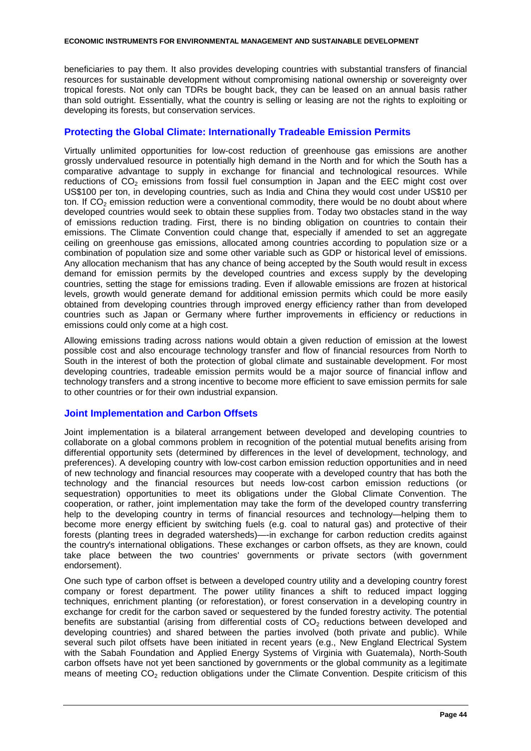beneficiaries to pay them. It also provides developing countries with substantial transfers of financial resources for sustainable development without compromising national ownership or sovereignty over tropical forests. Not only can TDRs be bought back, they can be leased on an annual basis rather than sold outright. Essentially, what the country is selling or leasing are not the rights to exploiting or developing its forests, but conservation services.

## Protecting the Global Climate: Internationally Tradeable Emission Permits

Virtually unlimited opportunities for low-cost reduction of greenhouse gas emissions are another grossly undervalued resource in potentially high demand in the North and for which the South has a comparative advantage to supply in exchange for financial and technological resources. While reductions of $CO_2$ emissions from fossil fuel consumption in Japan and the EEC might cost over US$100 per ton, in developing countries, such as India and China they would cost under US$10 per ton. If $CO_2$ emission reduction were a conventional commodity, there would be no doubt about where developed countries would seek to obtain these supplies from. Today two obstacles stand in the way of emissions reduction trading. First, there is no binding obligation on countries to contain their emissions. The Climate Convention could change that, especially if amended to set an aggregate ceiling on greenhouse gas emissions, allocated among countries according to population size or a combination of population size and some other variable such as GDP or historical level of emissions. Any allocation mechanism that has any chance of being accepted by the South would result in excess demand for emission permits by the developed countries and excess supply by the developing countries, setting the stage for emissions trading. Even if allowable emissions are frozen at historical levels, growth would generate demand for additional emission permits which could be more easily obtained from developing countries through improved energy efficiency rather than from developed countries such as Japan or Germany where further improvements in efficiency or reductions in emissions could only come at a high cost.

Allowing emissions trading across nations would obtain a given reduction of emission at the lowest possible cost and also encourage technology transfer and flow of financial resources from North to South in the interest of both the protection of global climate and sustainable development. For most developing countries, tradeable emission permits would be a major source of financial inflow and technology transfers and a strong incentive to become more efficient to save emission permits for sale to other countries or for their own industrial expansion.

## Joint Implementation and Carbon Offsets

Joint implementation is a bilateral arrangement between developed and developing countries to collaborate on a global commons problem in recognition of the potential mutual benefits arising from differential opportunity sets (determined by differences in the level of development, technology, and preferences). A developing country with low-cost carbon emission reduction opportunities and in need of new technology and financial resources may cooperate with a developed country that has both the technology and the financial resources but needs low-cost carbon emission reductions (or sequestration) opportunities to meet its obligations under the Global Climate Convention. The cooperation, or rather, joint implementation may take the form of the developed country transferring help to the developing country in terms of financial resources and technology—helping them to become more energy efficient by switching fuels (e.g. coal to natural gas) and protective of their forests (planting trees in degraded watersheds)—-in exchange for carbon reduction credits against the country's international obligations. These exchanges or carbon offsets, as they are known, could take place between the two countries' governments or private sectors (with government endorsement).

One such type of carbon offset is between a developed country utility and a developing country forest company or forest department. The power utility finances a shift to reduced impact logging techniques, enrichment planting (or reforestation), or forest conservation in a developing country in exchange for credit for the carbon saved or sequestered by the funded forestry activity. The potential benefits are substantial (arising from differential costs of $CO_2$ reductions between developed and developing countries) and shared between the parties involved (both private and public). While several such pilot offsets have been initiated in recent years (e.g., New England Electrical System with the Sabah Foundation and Applied Energy Systems of Virginia with Guatemala), North-South carbon offsets have not yet been sanctioned by governments or the global community as a legitimate means of meeting $CO_2$ reduction obligations under the Climate Convention. Despite criticism of this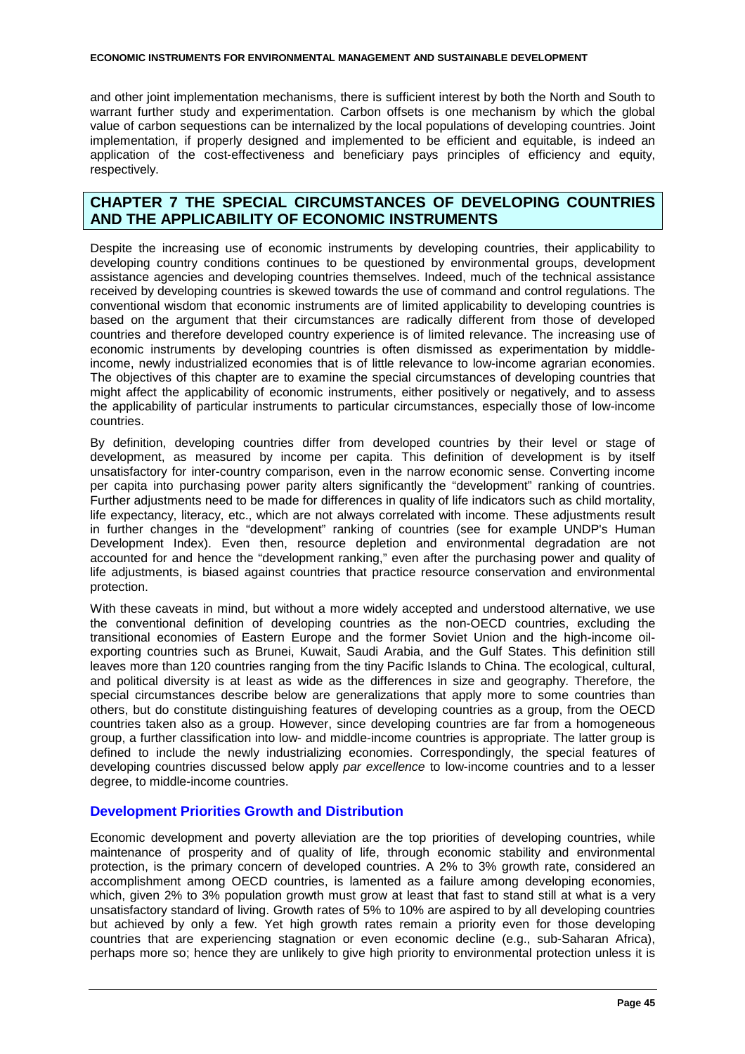and other joint implementation mechanisms, there is sufficient interest by both the North and South to warrant further study and experimentation. Carbon offsets is one mechanism by which the global value of carbon sequestions can be internalized by the local populations of developing countries. Joint implementation, if properly designed and implemented to be efficient and equitable, is indeed an application of the cost-effectiveness and beneficiary pays principles of efficiency and equity, respectively.

## CHAPTER 7 THE SPECIAL CIRCUMSTANCES OF DEVELOPING COUNTRIES AND THE APPLICABILITY OF ECONOMIC INSTRUMENTS

Despite the increasing use of economic instruments by developing countries, their applicability to developing country conditions continues to be questioned by environmental groups, development assistance agencies and developing countries themselves. Indeed, much of the technical assistance received by developing countries is skewed towards the use of command and control regulations. The conventional wisdom that economic instruments are of limited applicability to developing countries is based on the argument that their circumstances are radically different from those of developed countries and therefore developed country experience is of limited relevance. The increasing use of economic instruments by developing countries is often dismissed as experimentation by middle-income, newly industrialized economies that is of little relevance to low-income agrarian economies. The objectives of this chapter are to examine the special circumstances of developing countries that might affect the applicability of economic instruments, either positively or negatively, and to assess the applicability of particular instruments to particular circumstances, especially those of low-income countries.

By definition, developing countries differ from developed countries by their level or stage of development, as measured by income per capita. This definition of development is by itself unsatisfactory for inter-country comparison, even in the narrow economic sense. Converting income per capita into purchasing power parity alters significantly the "development" ranking of countries. Further adjustments need to be made for differences in quality of life indicators such as child mortality, life expectancy, literacy, etc., which are not always correlated with income. These adjustments result in further changes in the "development" ranking of countries (see for example UNDP's Human Development Index). Even then, resource depletion and environmental degradation are not accounted for and hence the "development ranking," even after the purchasing power and quality of life adjustments, is biased against countries that practice resource conservation and environmental protection.

With these caveats in mind, but without a more widely accepted and understood alternative, we use the conventional definition of developing countries as the non-OECD countries, excluding the transitional economies of Eastern Europe and the former Soviet Union and the high-income oil-exporting countries such as Brunei, Kuwait, Saudi Arabia, and the Gulf States. This definition still leaves more than 120 countries ranging from the tiny Pacific Islands to China. The ecological, cultural, and political diversity is at least as wide as the differences in size and geography. Therefore, the special circumstances describe below are generalizations that apply more to some countries than others, but do constitute distinguishing features of developing countries as a group, from the OECD countries taken also as a group. However, since developing countries are far from a homogeneous group, a further classification into low- and middle-income countries is appropriate. The latter group is defined to include the newly industrializing economies. Correspondingly, the special features of developing countries discussed below apply *par excellence* to low-income countries and to a lesser degree, to middle-income countries.

### Development Priorities Growth and Distribution

Economic development and poverty alleviation are the top priorities of developing countries, while maintenance of prosperity and of quality of life, through economic stability and environmental protection, is the primary concern of developed countries. A 2% to 3% growth rate, considered an accomplishment among OECD countries, is lamented as a failure among developing economies, which, given 2% to 3% population growth must grow at least that fast to stand still at what is a very unsatisfactory standard of living. Growth rates of 5% to 10% are aspired to by all developing countries but achieved by only a few. Yet high growth rates remain a priority even for those developing countries that are experiencing stagnation or even economic decline (e.g., sub-Saharan Africa), perhaps more so; hence they are unlikely to give high priority to environmental protection unless it is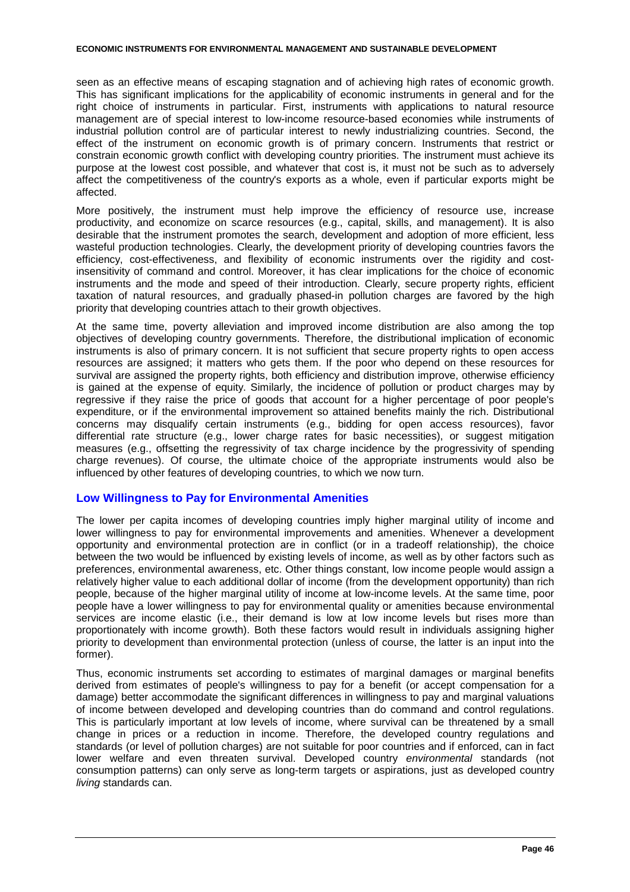seen as an effective means of escaping stagnation and of achieving high rates of economic growth. This has significant implications for the applicability of economic instruments in general and for the right choice of instruments in particular. First, instruments with applications to natural resource management are of special interest to low-income resource-based economies while instruments of industrial pollution control are of particular interest to newly industrializing countries. Second, the effect of the instrument on economic growth is of primary concern. Instruments that restrict or constrain economic growth conflict with developing country priorities. The instrument must achieve its purpose at the lowest cost possible, and whatever that cost is, it must not be such as to adversely affect the competitiveness of the country's exports as a whole, even if particular exports might be affected.

More positively, the instrument must help improve the efficiency of resource use, increase productivity, and economize on scarce resources (e.g., capital, skills, and management). It is also desirable that the instrument promotes the search, development and adoption of more efficient, less wasteful production technologies. Clearly, the development priority of developing countries favors the efficiency, cost-effectiveness, and flexibility of economic instruments over the rigidity and cost-insensitivity of command and control. Moreover, it has clear implications for the choice of economic instruments and the mode and speed of their introduction. Clearly, secure property rights, efficient taxation of natural resources, and gradually phased-in pollution charges are favored by the high priority that developing countries attach to their growth objectives.

At the same time, poverty alleviation and improved income distribution are also among the top objectives of developing country governments. Therefore, the distributional implication of economic instruments is also of primary concern. It is not sufficient that secure property rights to open access resources are assigned; it matters who gets them. If the poor who depend on these resources for survival are assigned the property rights, both efficiency and distribution improve, otherwise efficiency is gained at the expense of equity. Similarly, the incidence of pollution or product charges may by regressive if they raise the price of goods that account for a higher percentage of poor people's expenditure, or if the environmental improvement so attained benefits mainly the rich. Distributional concerns may disqualify certain instruments (e.g., bidding for open access resources), favor differential rate structure (e.g., lower charge rates for basic necessities), or suggest mitigation measures (e.g., offsetting the regressivity of tax charge incidence by the progressivity of spending charge revenues). Of course, the ultimate choice of the appropriate instruments would also be influenced by other features of developing countries, to which we now turn.

## Low Willingness to Pay for Environmental Amenities

The lower per capita incomes of developing countries imply higher marginal utility of income and lower willingness to pay for environmental improvements and amenities. Whenever a development opportunity and environmental protection are in conflict (or in a tradeoff relationship), the choice between the two would be influenced by existing levels of income, as well as by other factors such as preferences, environmental awareness, etc. Other things constant, low income people would assign a relatively higher value to each additional dollar of income (from the development opportunity) than rich people, because of the higher marginal utility of income at low-income levels. At the same time, poor people have a lower willingness to pay for environmental quality or amenities because environmental services are income elastic (i.e., their demand is low at low income levels but rises more than proportionately with income growth). Both these factors would result in individuals assigning higher priority to development than environmental protection (unless of course, the latter is an input into the former).

Thus, economic instruments set according to estimates of marginal damages or marginal benefits derived from estimates of people's willingness to pay for a benefit (or accept compensation for a damage) better accommodate the significant differences in willingness to pay and marginal valuations of income between developed and developing countries than do command and control regulations. This is particularly important at low levels of income, where survival can be threatened by a small change in prices or a reduction in income. Therefore, the developed country regulations and standards (or level of pollution charges) are not suitable for poor countries and if enforced, can in fact lower welfare and even threaten survival. Developed country *environmental* standards (not consumption patterns) can only serve as long-term targets or aspirations, just as developed country *living* standards can.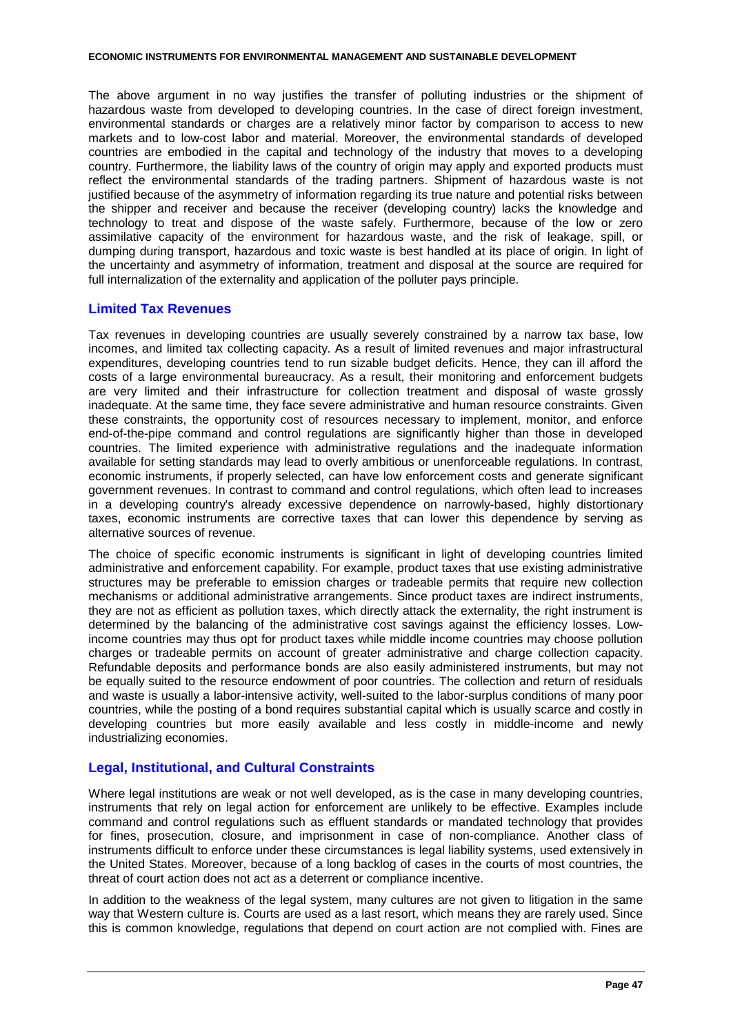The above argument in no way justifies the transfer of polluting industries or the shipment of hazardous waste from developed to developing countries. In the case of direct foreign investment, environmental standards or charges are a relatively minor factor by comparison to access to new markets and to low-cost labor and material. Moreover, the environmental standards of developed countries are embodied in the capital and technology of the industry that moves to a developing country. Furthermore, the liability laws of the country of origin may apply and exported products must reflect the environmental standards of the trading partners. Shipment of hazardous waste is not justified because of the asymmetry of information regarding its true nature and potential risks between the shipper and receiver and because the receiver (developing country) lacks the knowledge and technology to treat and dispose of the waste safely. Furthermore, because of the low or zero assimilative capacity of the environment for hazardous waste, and the risk of leakage, spill, or dumping during transport, hazardous and toxic waste is best handled at its place of origin. In light of the uncertainty and asymmetry of information, treatment and disposal at the source are required for full internalization of the externality and application of the polluter pays principle.

### Limited Tax Revenues

Tax revenues in developing countries are usually severely constrained by a narrow tax base, low incomes, and limited tax collecting capacity. As a result of limited revenues and major infrastructural expenditures, developing countries tend to run sizable budget deficits. Hence, they can ill afford the costs of a large environmental bureaucracy. As a result, their monitoring and enforcement budgets are very limited and their infrastructure for collection treatment and disposal of waste grossly inadequate. At the same time, they face severe administrative and human resource constraints. Given these constraints, the opportunity cost of resources necessary to implement, monitor, and enforce end-of-the-pipe command and control regulations are significantly higher than those in developed countries. The limited experience with administrative regulations and the inadequate information available for setting standards may lead to overly ambitious or unenforceable regulations. In contrast, economic instruments, if properly selected, can have low enforcement costs and generate significant government revenues. In contrast to command and control regulations, which often lead to increases in a developing country's already excessive dependence on narrowly-based, highly distortionary taxes, economic instruments are corrective taxes that can lower this dependence by serving as alternative sources of revenue.

The choice of specific economic instruments is significant in light of developing countries limited administrative and enforcement capability. For example, product taxes that use existing administrative structures may be preferable to emission charges or tradeable permits that require new collection mechanisms or additional administrative arrangements. Since product taxes are indirect instruments, they are not as efficient as pollution taxes, which directly attack the externality, the right instrument is determined by the balancing of the administrative cost savings against the efficiency losses. Low-income countries may thus opt for product taxes while middle income countries may choose pollution charges or tradeable permits on account of greater administrative and charge collection capacity. Refundable deposits and performance bonds are also easily administered instruments, but may not be equally suited to the resource endowment of poor countries. The collection and return of residuals and waste is usually a labor-intensive activity, well-suited to the labor-surplus conditions of many poor countries, while the posting of a bond requires substantial capital which is usually scarce and costly in developing countries but more easily available and less costly in middle-income and newly industrializing economies.

### Legal, Institutional, and Cultural Constraints

Where legal institutions are weak or not well developed, as is the case in many developing countries, instruments that rely on legal action for enforcement are unlikely to be effective. Examples include command and control regulations such as effluent standards or mandated technology that provides for fines, prosecution, closure, and imprisonment in case of non-compliance. Another class of instruments difficult to enforce under these circumstances is legal liability systems, used extensively in the United States. Moreover, because of a long backlog of cases in the courts of most countries, the threat of court action does not act as a deterrent or compliance incentive.

In addition to the weakness of the legal system, many cultures are not given to litigation in the same way that Western culture is. Courts are used as a last resort, which means they are rarely used. Since this is common knowledge, regulations that depend on court action are not complied with. Fines are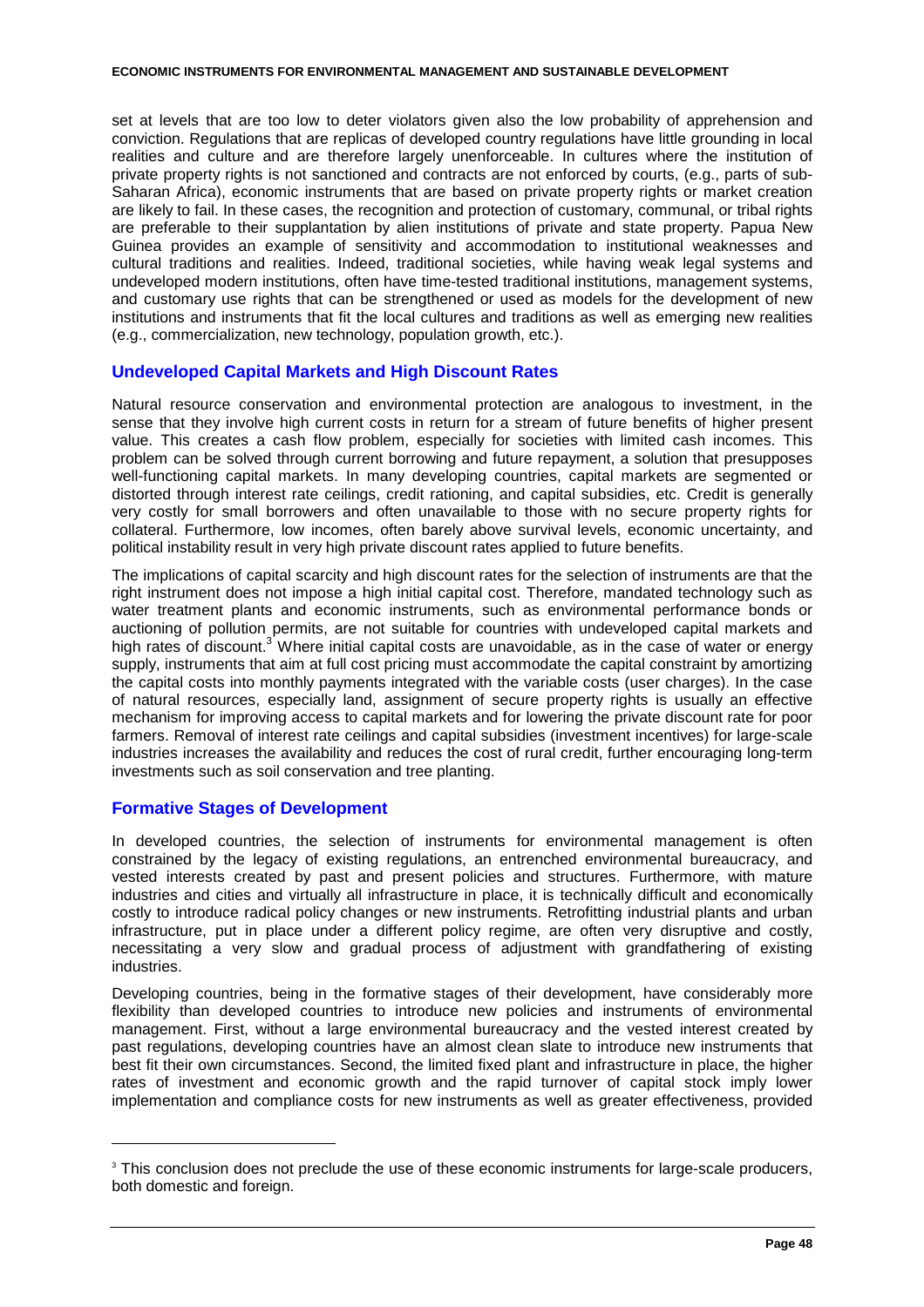set at levels that are too low to deter violators given also the low probability of apprehension and conviction. Regulations that are replicas of developed country regulations have little grounding in local realities and culture and are therefore largely unenforceable. In cultures where the institution of private property rights is not sanctioned and contracts are not enforced by courts, (e.g., parts of sub-Saharan Africa), economic instruments that are based on private property rights or market creation are likely to fail. In these cases, the recognition and protection of customary, communal, or tribal rights are preferable to their supplantation by alien institutions of private and state property. Papua New Guinea provides an example of sensitivity and accommodation to institutional weaknesses and cultural traditions and realities. Indeed, traditional societies, while having weak legal systems and undeveloped modern institutions, often have time-tested traditional institutions, management systems, and customary use rights that can be strengthened or used as models for the development of new institutions and instruments that fit the local cultures and traditions as well as emerging new realities (e.g., commercialization, new technology, population growth, etc.).

## Undeveloped Capital Markets and High Discount Rates

Natural resource conservation and environmental protection are analogous to investment, in the sense that they involve high current costs in return for a stream of future benefits of higher present value. This creates a cash flow problem, especially for societies with limited cash incomes. This problem can be solved through current borrowing and future repayment, a solution that presupposes well-functioning capital markets. In many developing countries, capital markets are segmented or distorted through interest rate ceilings, credit rationing, and capital subsidies, etc. Credit is generally very costly for small borrowers and often unavailable to those with no secure property rights for collateral. Furthermore, low incomes, often barely above survival levels, economic uncertainty, and political instability result in very high private discount rates applied to future benefits.

The implications of capital scarcity and high discount rates for the selection of instruments are that the right instrument does not impose a high initial capital cost. Therefore, mandated technology such as water treatment plants and economic instruments, such as environmental performance bonds or auctioning of pollution permits, are not suitable for countries with undeveloped capital markets and high rates of discount.[3] Where initial capital costs are unavoidable, as in the case of water or energy supply, instruments that aim at full cost pricing must accommodate the capital constraint by amortizing the capital costs into monthly payments integrated with the variable costs (user charges). In the case of natural resources, especially land, assignment of secure property rights is usually an effective mechanism for improving access to capital markets and for lowering the private discount rate for poor farmers. Removal of interest rate ceilings and capital subsidies (investment incentives) for large-scale industries increases the availability and reduces the cost of rural credit, further encouraging long-term investments such as soil conservation and tree planting.

## Formative Stages of Development

In developed countries, the selection of instruments for environmental management is often constrained by the legacy of existing regulations, an entrenched environmental bureaucracy, and vested interests created by past and present policies and structures. Furthermore, with mature industries and cities and virtually all infrastructure in place, it is technically difficult and economically costly to introduce radical policy changes or new instruments. Retrofitting industrial plants and urban infrastructure, put in place under a different policy regime, are often very disruptive and costly, necessitating a very slow and gradual process of adjustment with grandfathering of existing industries.

Developing countries, being in the formative stages of their development, have considerably more flexibility than developed countries to introduce new policies and instruments of environmental management. First, without a large environmental bureaucracy and the vested interest created by past regulations, developing countries have an almost clean slate to introduce new instruments that best fit their own circumstances. Second, the limited fixed plant and infrastructure in place, the higher rates of investment and economic growth and the rapid turnover of capital stock imply lower implementation and compliance costs for new instruments as well as greater effectiveness, provided

[3] This conclusion does not preclude the use of these economic instruments for large-scale producers, both domestic and foreign.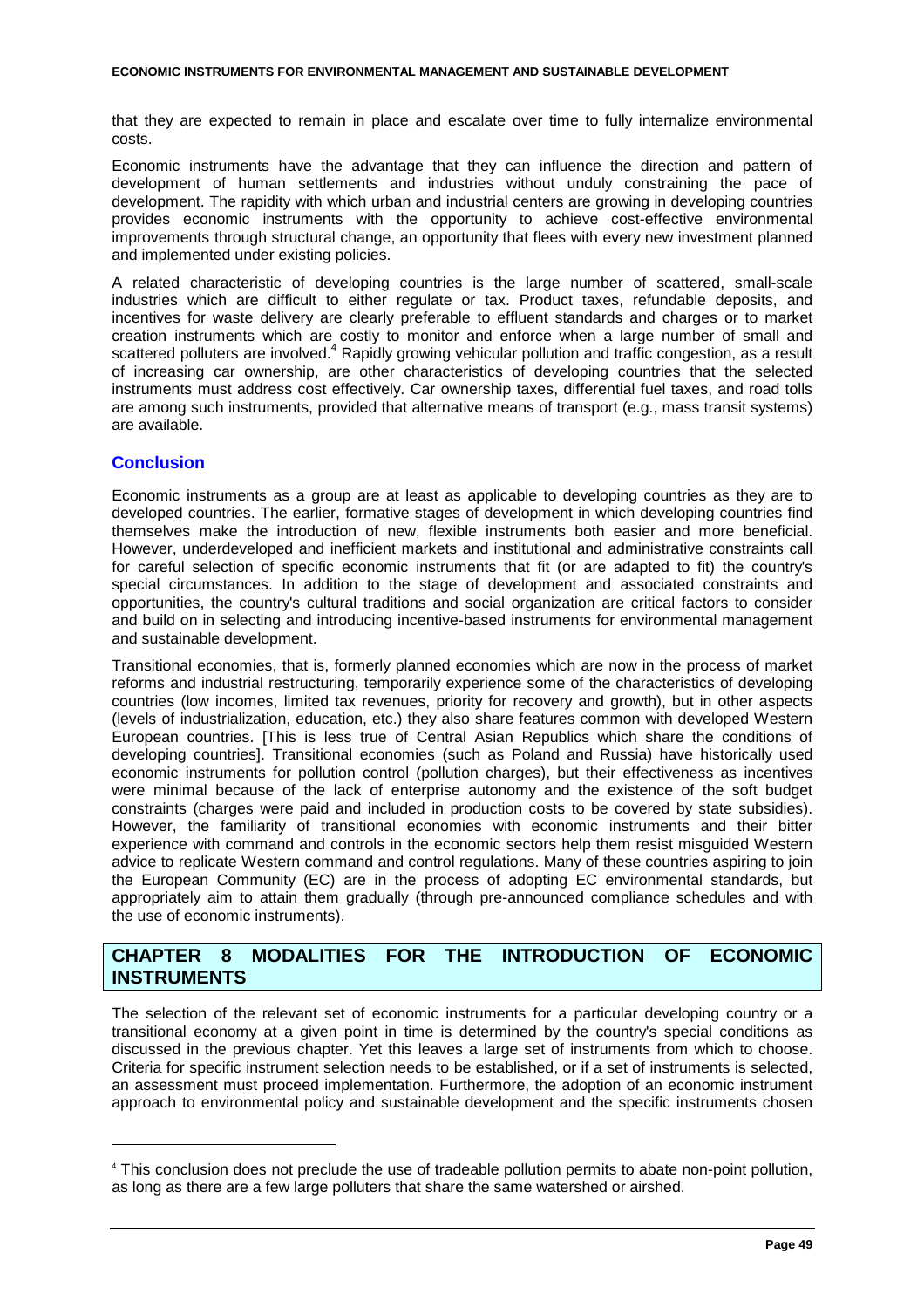that they are expected to remain in place and escalate over time to fully internalize environmental costs.

Economic instruments have the advantage that they can influence the direction and pattern of development of human settlements and industries without unduly constraining the pace of development. The rapidity with which urban and industrial centers are growing in developing countries provides economic instruments with the opportunity to achieve cost-effective environmental improvements through structural change, an opportunity that flees with every new investment planned and implemented under existing policies.

A related characteristic of developing countries is the large number of scattered, small-scale industries which are difficult to either regulate or tax. Product taxes, refundable deposits, and incentives for waste delivery are clearly preferable to effluent standards and charges or to market creation instruments which are costly to monitor and enforce when a large number of small and scattered polluters are involved.[4] Rapidly growing vehicular pollution and traffic congestion, as a result of increasing car ownership, are other characteristics of developing countries that the selected instruments must address cost effectively. Car ownership taxes, differential fuel taxes, and road tolls are among such instruments, provided that alternative means of transport (e.g., mass transit systems) are available.

### Conclusion

Economic instruments as a group are at least as applicable to developing countries as they are to developed countries. The earlier, formative stages of development in which developing countries find themselves make the introduction of new, flexible instruments both easier and more beneficial. However, underdeveloped and inefficient markets and institutional and administrative constraints call for careful selection of specific economic instruments that fit (or are adapted to fit) the country's special circumstances. In addition to the stage of development and associated constraints and opportunities, the country's cultural traditions and social organization are critical factors to consider and build on in selecting and introducing incentive-based instruments for environmental management and sustainable development.

Transitional economies, that is, formerly planned economies which are now in the process of market reforms and industrial restructuring, temporarily experience some of the characteristics of developing countries (low incomes, limited tax revenues, priority for recovery and growth), but in other aspects (levels of industrialization, education, etc.) they also share features common with developed Western European countries. [This is less true of Central Asian Republics which share the conditions of developing countries]. Transitional economies (such as Poland and Russia) have historically used economic instruments for pollution control (pollution charges), but their effectiveness as incentives were minimal because of the lack of enterprise autonomy and the existence of the soft budget constraints (charges were paid and included in production costs to be covered by state subsidies). However, the familiarity of transitional economies with economic instruments and their bitter experience with command and controls in the economic sectors help them resist misguided Western advice to replicate Western command and control regulations. Many of these countries aspiring to join the European Community (EC) are in the process of adopting EC environmental standards, but appropriately aim to attain them gradually (through pre-announced compliance schedules and with the use of economic instruments).

## CHAPTER 8 MODALITIES FOR THE INTRODUCTION OF ECONOMIC INSTRUMENTS

The selection of the relevant set of economic instruments for a particular developing country or a transitional economy at a given point in time is determined by the country's special conditions as discussed in the previous chapter. Yet this leaves a large set of instruments from which to choose. Criteria for specific instrument selection needs to be established, or if a set of instruments is selected, an assessment must proceed implementation. Furthermore, the adoption of an economic instrument approach to environmental policy and sustainable development and the specific instruments chosen

---

[4] This conclusion does not preclude the use of tradeable pollution permits to abate non-point pollution, as long as there are a few large polluters that share the same watershed or airshed.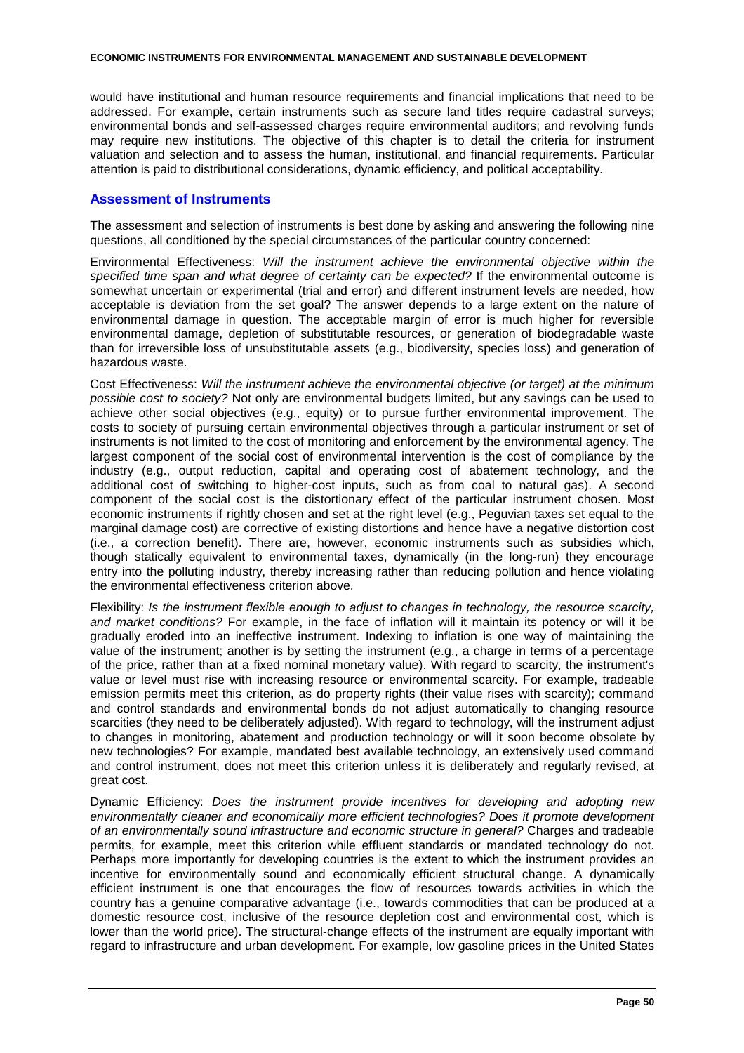would have institutional and human resource requirements and financial implications that need to be addressed. For example, certain instruments such as secure land titles require cadastral surveys; environmental bonds and self-assessed charges require environmental auditors; and revolving funds may require new institutions. The objective of this chapter is to detail the criteria for instrument valuation and selection and to assess the human, institutional, and financial requirements. Particular attention is paid to distributional considerations, dynamic efficiency, and political acceptability.

## Assessment of Instruments

The assessment and selection of instruments is best done by asking and answering the following nine questions, all conditioned by the special circumstances of the particular country concerned:

Environmental Effectiveness: *Will the instrument achieve the environmental objective within the specified time span and what degree of certainty can be expected?* If the environmental outcome is somewhat uncertain or experimental (trial and error) and different instrument levels are needed, how acceptable is deviation from the set goal? The answer depends to a large extent on the nature of environmental damage in question. The acceptable margin of error is much higher for reversible environmental damage, depletion of substitutable resources, or generation of biodegradable waste than for irreversible loss of unsubstitutable assets (e.g., biodiversity, species loss) and generation of hazardous waste.

Cost Effectiveness: *Will the instrument achieve the environmental objective (or target) at the minimum possible cost to society?* Not only are environmental budgets limited, but any savings can be used to achieve other social objectives (e.g., equity) or to pursue further environmental improvement. The costs to society of pursuing certain environmental objectives through a particular instrument or set of instruments is not limited to the cost of monitoring and enforcement by the environmental agency. The largest component of the social cost of environmental intervention is the cost of compliance by the industry (e.g., output reduction, capital and operating cost of abatement technology, and the additional cost of switching to higher-cost inputs, such as from coal to natural gas). A second component of the social cost is the distortionary effect of the particular instrument chosen. Most economic instruments if rightly chosen and set at the right level (e.g., Peguvian taxes set equal to the marginal damage cost) are corrective of existing distortions and hence have a negative distortion cost (i.e., a correction benefit). There are, however, economic instruments such as subsidies which, though statically equivalent to environmental taxes, dynamically (in the long-run) they encourage entry into the polluting industry, thereby increasing rather than reducing pollution and hence violating the environmental effectiveness criterion above.

Flexibility: *Is the instrument flexible enough to adjust to changes in technology, the resource scarcity, and market conditions?* For example, in the face of inflation will it maintain its potency or will it be gradually eroded into an ineffective instrument. Indexing to inflation is one way of maintaining the value of the instrument; another is by setting the instrument (e.g., a charge in terms of a percentage of the price, rather than at a fixed nominal monetary value). With regard to scarcity, the instrument's value or level must rise with increasing resource or environmental scarcity. For example, tradeable emission permits meet this criterion, as do property rights (their value rises with scarcity); command and control standards and environmental bonds do not adjust automatically to changing resource scarcities (they need to be deliberately adjusted). With regard to technology, will the instrument adjust to changes in monitoring, abatement and production technology or will it soon become obsolete by new technologies? For example, mandated best available technology, an extensively used command and control instrument, does not meet this criterion unless it is deliberately and regularly revised, at great cost.

Dynamic Efficiency: *Does the instrument provide incentives for developing and adopting new environmentally cleaner and economically more efficient technologies? Does it promote development of an environmentally sound infrastructure and economic structure in general?* Charges and tradeable permits, for example, meet this criterion while effluent standards or mandated technology do not. Perhaps more importantly for developing countries is the extent to which the instrument provides an incentive for environmentally sound and economically efficient structural change. A dynamically efficient instrument is one that encourages the flow of resources towards activities in which the country has a genuine comparative advantage (i.e., towards commodities that can be produced at a domestic resource cost, inclusive of the resource depletion cost and environmental cost, which is lower than the world price). The structural-change effects of the instrument are equally important with regard to infrastructure and urban development. For example, low gasoline prices in the United States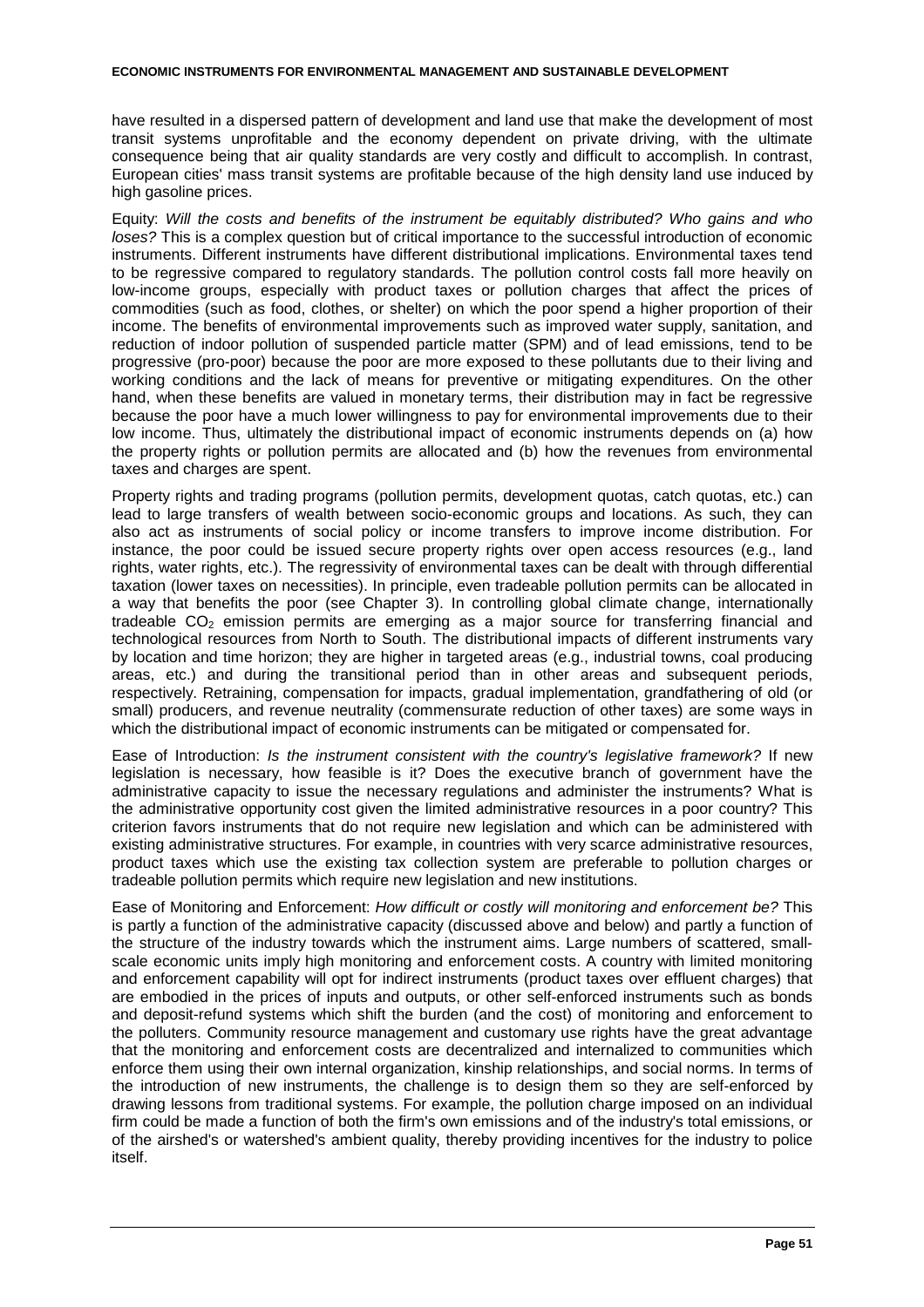have resulted in a dispersed pattern of development and land use that make the development of most transit systems unprofitable and the economy dependent on private driving, with the ultimate consequence being that air quality standards are very costly and difficult to accomplish. In contrast, European cities' mass transit systems are profitable because of the high density land use induced by high gasoline prices.

Equity: *Will the costs and benefits of the instrument be equitably distributed? Who gains and who loses?* This is a complex question but of critical importance to the successful introduction of economic instruments. Different instruments have different distributional implications. Environmental taxes tend to be regressive compared to regulatory standards. The pollution control costs fall more heavily on low-income groups, especially with product taxes or pollution charges that affect the prices of commodities (such as food, clothes, or shelter) on which the poor spend a higher proportion of their income. The benefits of environmental improvements such as improved water supply, sanitation, and reduction of indoor pollution of suspended particle matter (SPM) and of lead emissions, tend to be progressive (pro-poor) because the poor are more exposed to these pollutants due to their living and working conditions and the lack of means for preventive or mitigating expenditures. On the other hand, when these benefits are valued in monetary terms, their distribution may in fact be regressive because the poor have a much lower willingness to pay for environmental improvements due to their low income. Thus, ultimately the distributional impact of economic instruments depends on (a) how the property rights or pollution permits are allocated and (b) how the revenues from environmental taxes and charges are spent.

Property rights and trading programs (pollution permits, development quotas, catch quotas, etc.) can lead to large transfers of wealth between socio-economic groups and locations. As such, they can also act as instruments of social policy or income transfers to improve income distribution. For instance, the poor could be issued secure property rights over open access resources (e.g., land rights, water rights, etc.). The regressivity of environmental taxes can be dealt with through differential taxation (lower taxes on necessities). In principle, even tradeable pollution permits can be allocated in a way that benefits the poor (see Chapter 3). In controlling global climate change, internationally tradeable $CO_2$ emission permits are emerging as a major source for transferring financial and technological resources from North to South. The distributional impacts of different instruments vary by location and time horizon; they are higher in targeted areas (e.g., industrial towns, coal producing areas, etc.) and during the transitional period than in other areas and subsequent periods, respectively. Retraining, compensation for impacts, gradual implementation, grandfathering of old (or small) producers, and revenue neutrality (commensurate reduction of other taxes) are some ways in which the distributional impact of economic instruments can be mitigated or compensated for.

Ease of Introduction: *Is the instrument consistent with the country's legislative framework?* If new legislation is necessary, how feasible is it? Does the executive branch of government have the administrative capacity to issue the necessary regulations and administer the instruments? What is the administrative opportunity cost given the limited administrative resources in a poor country? This criterion favors instruments that do not require new legislation and which can be administered with existing administrative structures. For example, in countries with very scarce administrative resources, product taxes which use the existing tax collection system are preferable to pollution charges or tradeable pollution permits which require new legislation and new institutions.

Ease of Monitoring and Enforcement: *How difficult or costly will monitoring and enforcement be?* This is partly a function of the administrative capacity (discussed above and below) and partly a function of the structure of the industry towards which the instrument aims. Large numbers of scattered, small-scale economic units imply high monitoring and enforcement costs. A country with limited monitoring and enforcement capability will opt for indirect instruments (product taxes over effluent charges) that are embodied in the prices of inputs and outputs, or other self-enforced instruments such as bonds and deposit-refund systems which shift the burden (and the cost) of monitoring and enforcement to the polluters. Community resource management and customary use rights have the great advantage that the monitoring and enforcement costs are decentralized and internalized to communities which enforce them using their own internal organization, kinship relationships, and social norms. In terms of the introduction of new instruments, the challenge is to design them so they are self-enforced by drawing lessons from traditional systems. For example, the pollution charge imposed on an individual firm could be made a function of both the firm's own emissions and of the industry's total emissions, or of the airshed's or watershed's ambient quality, thereby providing incentives for the industry to police itself.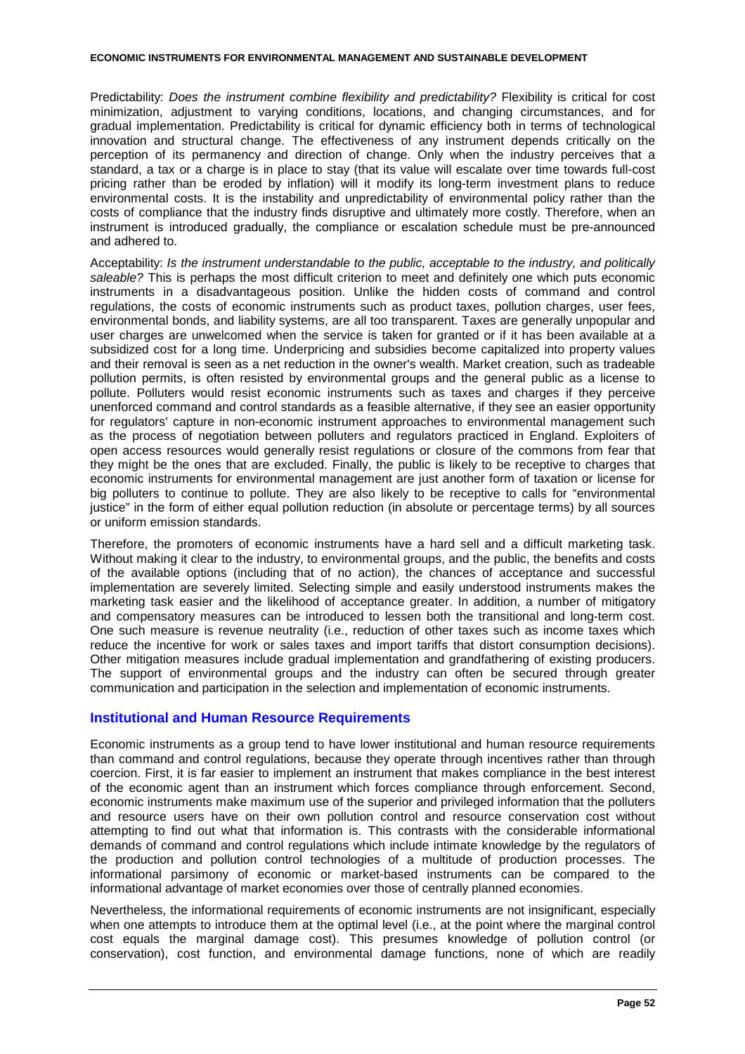Predictability: *Does the instrument combine flexibility and predictability?* Flexibility is critical for cost minimization, adjustment to varying conditions, locations, and changing circumstances, and for gradual implementation. Predictability is critical for dynamic efficiency both in terms of technological innovation and structural change. The effectiveness of any instrument depends critically on the perception of its permanency and direction of change. Only when the industry perceives that a standard, a tax or a charge is in place to stay (that its value will escalate over time towards full-cost pricing rather than be eroded by inflation) will it modify its long-term investment plans to reduce environmental costs. It is the instability and unpredictability of environmental policy rather than the costs of compliance that the industry finds disruptive and ultimately more costly. Therefore, when an instrument is introduced gradually, the compliance or escalation schedule must be pre-announced and adhered to.

Acceptability: *Is the instrument understandable to the public, acceptable to the industry, and politically saleable?* This is perhaps the most difficult criterion to meet and definitely one which puts economic instruments in a disadvantageous position. Unlike the hidden costs of command and control regulations, the costs of economic instruments such as product taxes, pollution charges, user fees, environmental bonds, and liability systems, are all too transparent. Taxes are generally unpopular and user charges are unwelcomed when the service is taken for granted or if it has been available at a subsidized cost for a long time. Underpricing and subsidies become capitalized into property values and their removal is seen as a net reduction in the owner's wealth. Market creation, such as tradeable pollution permits, is often resisted by environmental groups and the general public as a license to pollute. Polluters would resist economic instruments such as taxes and charges if they perceive unenforced command and control standards as a feasible alternative, if they see an easier opportunity for regulators' capture in non-economic instrument approaches to environmental management such as the process of negotiation between polluters and regulators practiced in England. Exploiters of open access resources would generally resist regulations or closure of the commons from fear that they might be the ones that are excluded. Finally, the public is likely to be receptive to charges that economic instruments for environmental management are just another form of taxation or license for big polluters to continue to pollute. They are also likely to be receptive to calls for "environmental justice" in the form of either equal pollution reduction (in absolute or percentage terms) by all sources or uniform emission standards.

Therefore, the promoters of economic instruments have a hard sell and a difficult marketing task. Without making it clear to the industry, to environmental groups, and the public, the benefits and costs of the available options (including that of no action), the chances of acceptance and successful implementation are severely limited. Selecting simple and easily understood instruments makes the marketing task easier and the likelihood of acceptance greater. In addition, a number of mitigatory and compensatory measures can be introduced to lessen both the transitional and long-term cost. One such measure is revenue neutrality (i.e., reduction of other taxes such as income taxes which reduce the incentive for work or sales taxes and import tariffs that distort consumption decisions). Other mitigation measures include gradual implementation and grandfathering of existing producers. The support of environmental groups and the industry can often be secured through greater communication and participation in the selection and implementation of economic instruments.

## Institutional and Human Resource Requirements

Economic instruments as a group tend to have lower institutional and human resource requirements than command and control regulations, because they operate through incentives rather than through coercion. First, it is far easier to implement an instrument that makes compliance in the best interest of the economic agent than an instrument which forces compliance through enforcement. Second, economic instruments make maximum use of the superior and privileged information that the polluters and resource users have on their own pollution control and resource conservation cost without attempting to find out what that information is. This contrasts with the considerable informational demands of command and control regulations which include intimate knowledge by the regulators of the production and pollution control technologies of a multitude of production processes. The informational parsimony of economic or market-based instruments can be compared to the informational advantage of market economies over those of centrally planned economies.

Nevertheless, the informational requirements of economic instruments are not insignificant, especially when one attempts to introduce them at the optimal level (i.e., at the point where the marginal control cost equals the marginal damage cost). This presumes knowledge of pollution control (or conservation), cost function, and environmental damage functions, none of which are readily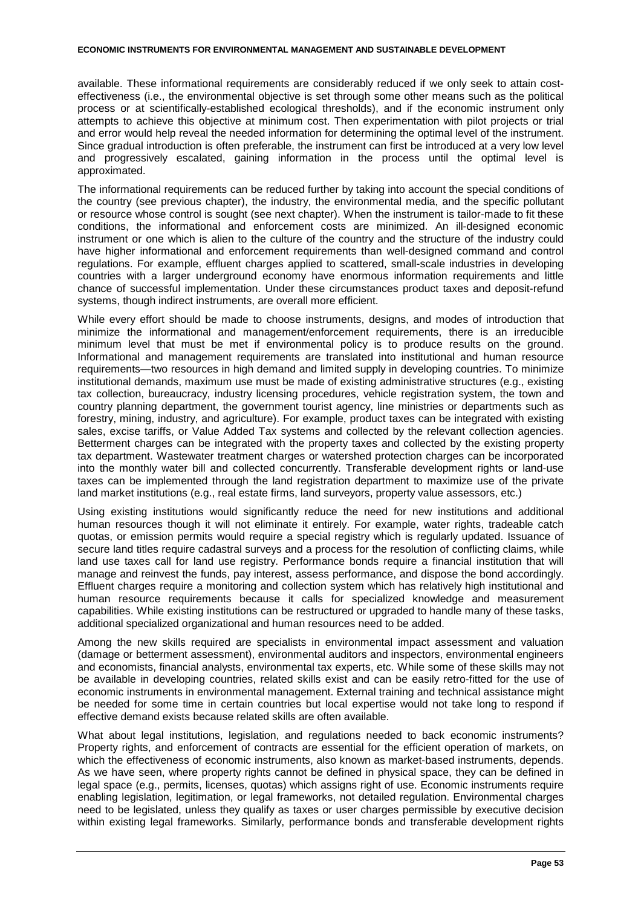available. These informational requirements are considerably reduced if we only seek to attain cost-effectiveness (i.e., the environmental objective is set through some other means such as the political process or at scientifically-established ecological thresholds), and if the economic instrument only attempts to achieve this objective at minimum cost. Then experimentation with pilot projects or trial and error would help reveal the needed information for determining the optimal level of the instrument. Since gradual introduction is often preferable, the instrument can first be introduced at a very low level and progressively escalated, gaining information in the process until the optimal level is approximated.

The informational requirements can be reduced further by taking into account the special conditions of the country (see previous chapter), the industry, the environmental media, and the specific pollutant or resource whose control is sought (see next chapter). When the instrument is tailor-made to fit these conditions, the informational and enforcement costs are minimized. An ill-designed economic instrument or one which is alien to the culture of the country and the structure of the industry could have higher informational and enforcement requirements than well-designed command and control regulations. For example, effluent charges applied to scattered, small-scale industries in developing countries with a larger underground economy have enormous information requirements and little chance of successful implementation. Under these circumstances product taxes and deposit-refund systems, though indirect instruments, are overall more efficient.

While every effort should be made to choose instruments, designs, and modes of introduction that minimize the informational and management/enforcement requirements, there is an irreducible minimum level that must be met if environmental policy is to produce results on the ground. Informational and management requirements are translated into institutional and human resource requirements—two resources in high demand and limited supply in developing countries. To minimize institutional demands, maximum use must be made of existing administrative structures (e.g., existing tax collection, bureaucracy, industry licensing procedures, vehicle registration system, the town and country planning department, the government tourist agency, line ministries or departments such as forestry, mining, industry, and agriculture). For example, product taxes can be integrated with existing sales, excise tariffs, or Value Added Tax systems and collected by the relevant collection agencies. Betterment charges can be integrated with the property taxes and collected by the existing property tax department. Wastewater treatment charges or watershed protection charges can be incorporated into the monthly water bill and collected concurrently. Transferable development rights or land-use taxes can be implemented through the land registration department to maximize use of the private land market institutions (e.g., real estate firms, land surveyors, property value assessors, etc.)

Using existing institutions would significantly reduce the need for new institutions and additional human resources though it will not eliminate it entirely. For example, water rights, tradeable catch quotas, or emission permits would require a special registry which is regularly updated. Issuance of secure land titles require cadastral surveys and a process for the resolution of conflicting claims, while land use taxes call for land use registry. Performance bonds require a financial institution that will manage and reinvest the funds, pay interest, assess performance, and dispose the bond accordingly. Effluent charges require a monitoring and collection system which has relatively high institutional and human resource requirements because it calls for specialized knowledge and measurement capabilities. While existing institutions can be restructured or upgraded to handle many of these tasks, additional specialized organizational and human resources need to be added.

Among the new skills required are specialists in environmental impact assessment and valuation (damage or betterment assessment), environmental auditors and inspectors, environmental engineers and economists, financial analysts, environmental tax experts, etc. While some of these skills may not be available in developing countries, related skills exist and can be easily retro-fitted for the use of economic instruments in environmental management. External training and technical assistance might be needed for some time in certain countries but local expertise would not take long to respond if effective demand exists because related skills are often available.

What about legal institutions, legislation, and regulations needed to back economic instruments? Property rights, and enforcement of contracts are essential for the efficient operation of markets, on which the effectiveness of economic instruments, also known as market-based instruments, depends. As we have seen, where property rights cannot be defined in physical space, they can be defined in legal space (e.g., permits, licenses, quotas) which assigns right of use. Economic instruments require enabling legislation, legitimation, or legal frameworks, not detailed regulation. Environmental charges need to be legislated, unless they qualify as taxes or user charges permissible by executive decision within existing legal frameworks. Similarly, performance bonds and transferable development rights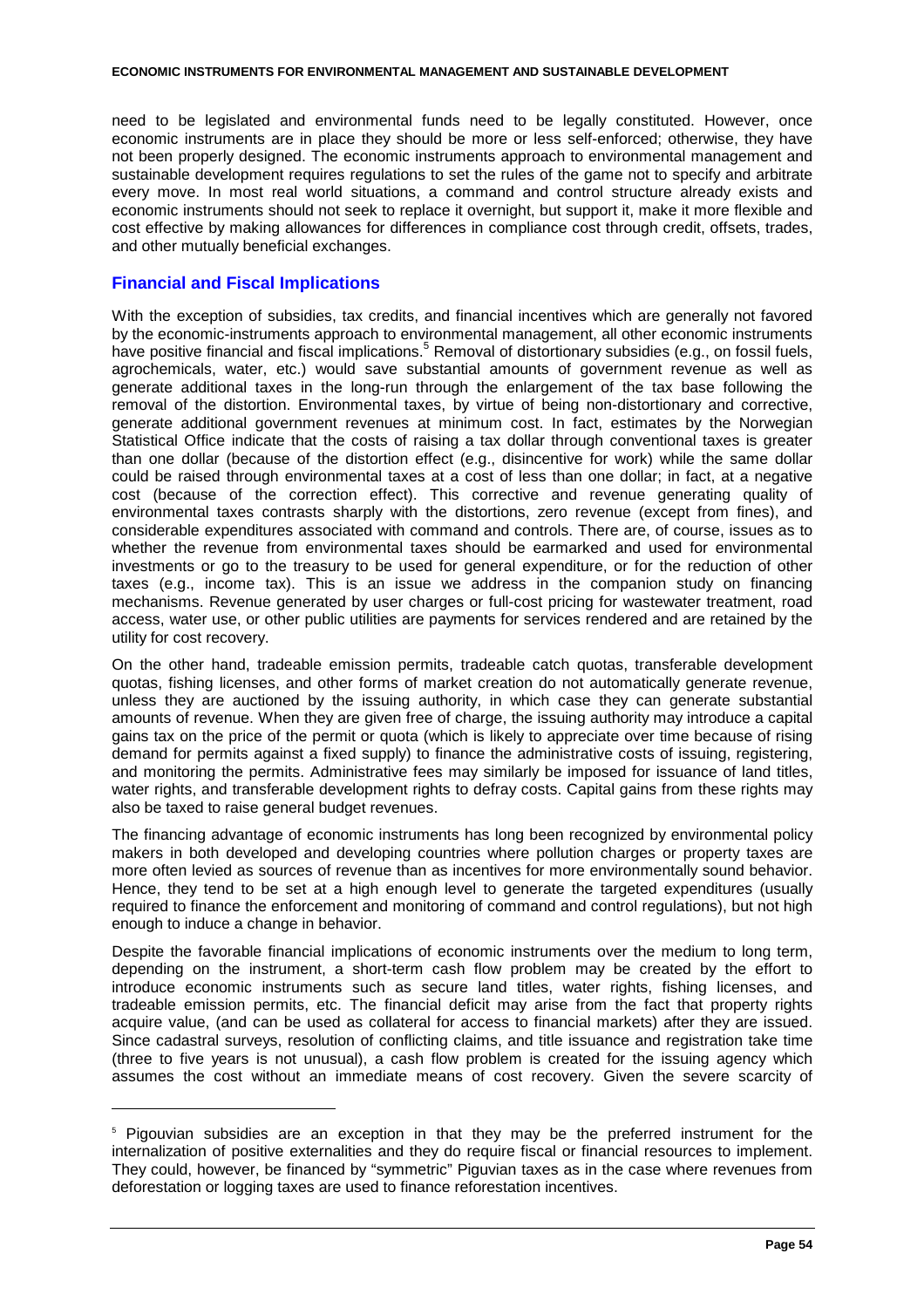need to be legislated and environmental funds need to be legally constituted. However, once economic instruments are in place they should be more or less self-enforced; otherwise, they have not been properly designed. The economic instruments approach to environmental management and sustainable development requires regulations to set the rules of the game not to specify and arbitrate every move. In most real world situations, a command and control structure already exists and economic instruments should not seek to replace it overnight, but support it, make it more flexible and cost effective by making allowances for differences in compliance cost through credit, offsets, trades, and other mutually beneficial exchanges.

## Financial and Fiscal Implications

With the exception of subsidies, tax credits, and financial incentives which are generally not favored by the economic-instruments approach to environmental management, all other economic instruments have positive financial and fiscal implications.[5] Removal of distortionary subsidies (e.g., on fossil fuels, agrochemicals, water, etc.) would save substantial amounts of government revenue as well as generate additional taxes in the long-run through the enlargement of the tax base following the removal of the distortion. Environmental taxes, by virtue of being non-distortionary and corrective, generate additional government revenues at minimum cost. In fact, estimates by the Norwegian Statistical Office indicate that the costs of raising a tax dollar through conventional taxes is greater than one dollar (because of the distortion effect (e.g., disincentive for work) while the same dollar could be raised through environmental taxes at a cost of less than one dollar; in fact, at a negative cost (because of the correction effect). This corrective and revenue generating quality of environmental taxes contrasts sharply with the distortions, zero revenue (except from fines), and considerable expenditures associated with command and controls. There are, of course, issues as to whether the revenue from environmental taxes should be earmarked and used for environmental investments or go to the treasury to be used for general expenditure, or for the reduction of other taxes (e.g., income tax). This is an issue we address in the companion study on financing mechanisms. Revenue generated by user charges or full-cost pricing for wastewater treatment, road access, water use, or other public utilities are payments for services rendered and are retained by the utility for cost recovery.

On the other hand, tradeable emission permits, tradeable catch quotas, transferable development quotas, fishing licenses, and other forms of market creation do not automatically generate revenue, unless they are auctioned by the issuing authority, in which case they can generate substantial amounts of revenue. When they are given free of charge, the issuing authority may introduce a capital gains tax on the price of the permit or quota (which is likely to appreciate over time because of rising demand for permits against a fixed supply) to finance the administrative costs of issuing, registering, and monitoring the permits. Administrative fees may similarly be imposed for issuance of land titles, water rights, and transferable development rights to defray costs. Capital gains from these rights may also be taxed to raise general budget revenues.

The financing advantage of economic instruments has long been recognized by environmental policy makers in both developed and developing countries where pollution charges or property taxes are more often levied as sources of revenue than as incentives for more environmentally sound behavior. Hence, they tend to be set at a high enough level to generate the targeted expenditures (usually required to finance the enforcement and monitoring of command and control regulations), but not high enough to induce a change in behavior.

Despite the favorable financial implications of economic instruments over the medium to long term, depending on the instrument, a short-term cash flow problem may be created by the effort to introduce economic instruments such as secure land titles, water rights, fishing licenses, and tradeable emission permits, etc. The financial deficit may arise from the fact that property rights acquire value, (and can be used as collateral for access to financial markets) after they are issued. Since cadastral surveys, resolution of conflicting claims, and title issuance and registration take time (three to five years is not unusual), a cash flow problem is created for the issuing agency which assumes the cost without an immediate means of cost recovery. Given the severe scarcity of

---

[5] Pigouvian subsidies are an exception in that they may be the preferred instrument for the internalization of positive externalities and they do require fiscal or financial resources to implement. They could, however, be financed by "symmetric" Piguvian taxes as in the case where revenues from deforestation or logging taxes are used to finance reforestation incentives.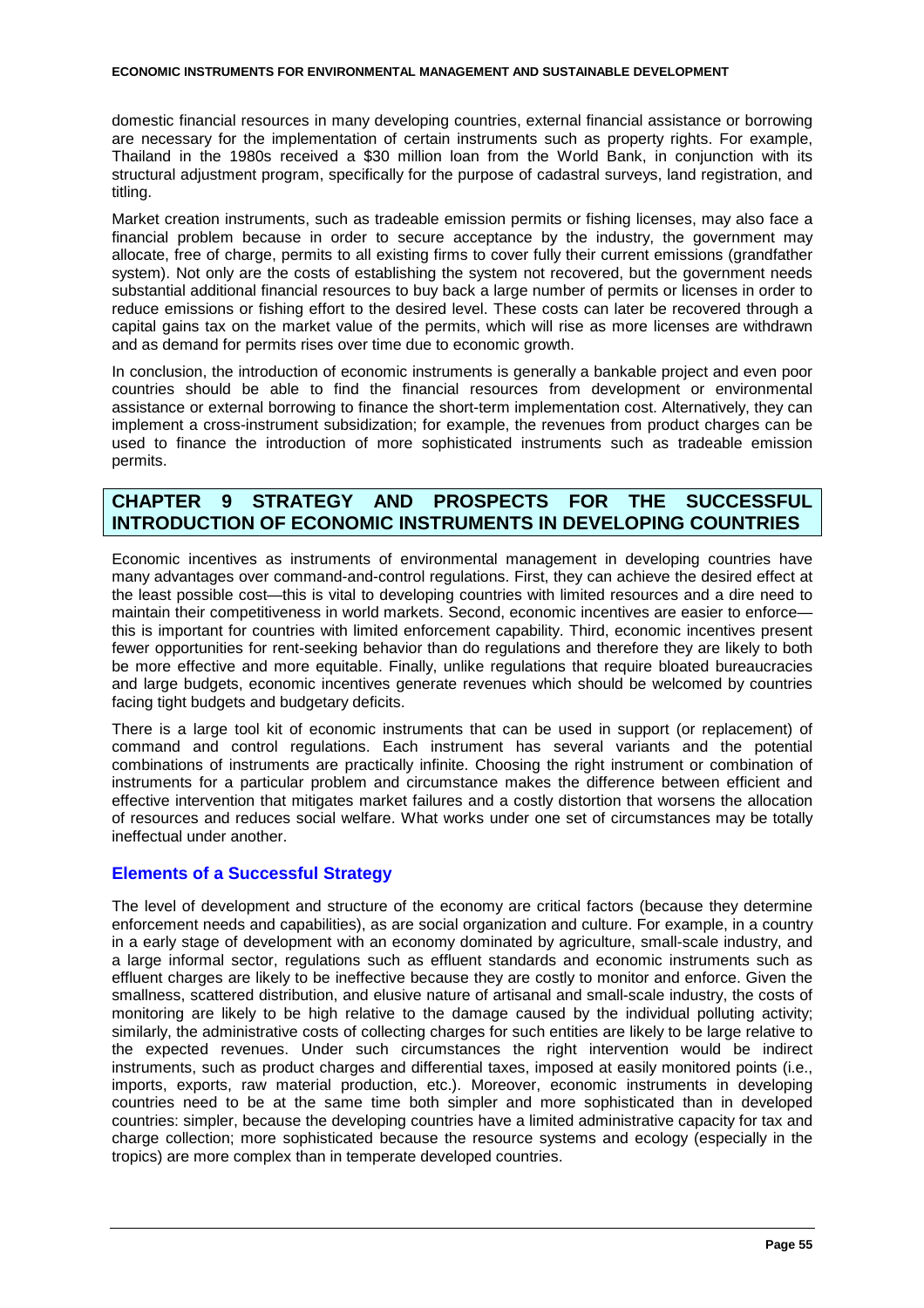domestic financial resources in many developing countries, external financial assistance or borrowing are necessary for the implementation of certain instruments such as property rights. For example, Thailand in the 1980s received a $30 million loan from the World Bank, in conjunction with its structural adjustment program, specifically for the purpose of cadastral surveys, land registration, and titling.

Market creation instruments, such as tradeable emission permits or fishing licenses, may also face a financial problem because in order to secure acceptance by the industry, the government may allocate, free of charge, permits to all existing firms to cover fully their current emissions (grandfather system). Not only are the costs of establishing the system not recovered, but the government needs substantial additional financial resources to buy back a large number of permits or licenses in order to reduce emissions or fishing effort to the desired level. These costs can later be recovered through a capital gains tax on the market value of the permits, which will rise as more licenses are withdrawn and as demand for permits rises over time due to economic growth.

In conclusion, the introduction of economic instruments is generally a bankable project and even poor countries should be able to find the financial resources from development or environmental assistance or external borrowing to finance the short-term implementation cost. Alternatively, they can implement a cross-instrument subsidization; for example, the revenues from product charges can be used to finance the introduction of more sophisticated instruments such as tradeable emission permits.

# CHAPTER 9 STRATEGY AND PROSPECTS FOR THE SUCCESSFUL INTRODUCTION OF ECONOMIC INSTRUMENTS IN DEVELOPING COUNTRIES

Economic incentives as instruments of environmental management in developing countries have many advantages over command-and-control regulations. First, they can achieve the desired effect at the least possible cost—this is vital to developing countries with limited resources and a dire need to maintain their competitiveness in world markets. Second, economic incentives are easier to enforce—this is important for countries with limited enforcement capability. Third, economic incentives present fewer opportunities for rent-seeking behavior than do regulations and therefore they are likely to both be more effective and more equitable. Finally, unlike regulations that require bloated bureaucracies and large budgets, economic incentives generate revenues which should be welcomed by countries facing tight budgets and budgetary deficits.

There is a large tool kit of economic instruments that can be used in support (or replacement) of command and control regulations. Each instrument has several variants and the potential combinations of instruments are practically infinite. Choosing the right instrument or combination of instruments for a particular problem and circumstance makes the difference between efficient and effective intervention that mitigates market failures and a costly distortion that worsens the allocation of resources and reduces social welfare. What works under one set of circumstances may be totally ineffectual under another.

## Elements of a Successful Strategy

The level of development and structure of the economy are critical factors (because they determine enforcement needs and capabilities), as are social organization and culture. For example, in a country in a early stage of development with an economy dominated by agriculture, small-scale industry, and a large informal sector, regulations such as effluent standards and economic instruments such as effluent charges are likely to be ineffective because they are costly to monitor and enforce. Given the smallness, scattered distribution, and elusive nature of artisanal and small-scale industry, the costs of monitoring are likely to be high relative to the damage caused by the individual polluting activity; similarly, the administrative costs of collecting charges for such entities are likely to be large relative to the expected revenues. Under such circumstances the right intervention would be indirect instruments, such as product charges and differential taxes, imposed at easily monitored points (i.e., imports, exports, raw material production, etc.). Moreover, economic instruments in developing countries need to be at the same time both simpler and more sophisticated than in developed countries: simpler, because the developing countries have a limited administrative capacity for tax and charge collection; more sophisticated because the resource systems and ecology (especially in the tropics) are more complex than in temperate developed countries.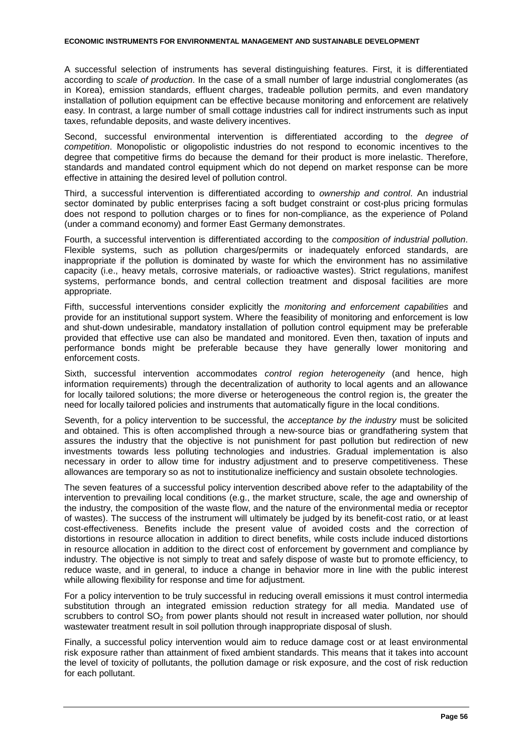A successful selection of instruments has several distinguishing features. First, it is differentiated according to *scale of production*. In the case of a small number of large industrial conglomerates (as in Korea), emission standards, effluent charges, tradeable pollution permits, and even mandatory installation of pollution equipment can be effective because monitoring and enforcement are relatively easy. In contrast, a large number of small cottage industries call for indirect instruments such as input taxes, refundable deposits, and waste delivery incentives.

Second, successful environmental intervention is differentiated according to the *degree of competition*. Monopolistic or oligopolistic industries do not respond to economic incentives to the degree that competitive firms do because the demand for their product is more inelastic. Therefore, standards and mandated control equipment which do not depend on market response can be more effective in attaining the desired level of pollution control.

Third, a successful intervention is differentiated according to *ownership and control*. An industrial sector dominated by public enterprises facing a soft budget constraint or cost-plus pricing formulas does not respond to pollution charges or to fines for non-compliance, as the experience of Poland (under a command economy) and former East Germany demonstrates.

Fourth, a successful intervention is differentiated according to the *composition of industrial pollution*. Flexible systems, such as pollution charges/permits or inadequately enforced standards, are inappropriate if the pollution is dominated by waste for which the environment has no assimilative capacity (i.e., heavy metals, corrosive materials, or radioactive wastes). Strict regulations, manifest systems, performance bonds, and central collection treatment and disposal facilities are more appropriate.

Fifth, successful interventions consider explicitly the *monitoring and enforcement capabilities* and provide for an institutional support system. Where the feasibility of monitoring and enforcement is low and shut-down undesirable, mandatory installation of pollution control equipment may be preferable provided that effective use can also be mandated and monitored. Even then, taxation of inputs and performance bonds might be preferable because they have generally lower monitoring and enforcement costs.

Sixth, successful intervention accommodates *control region heterogeneity* (and hence, high information requirements) through the decentralization of authority to local agents and an allowance for locally tailored solutions; the more diverse or heterogeneous the control region is, the greater the need for locally tailored policies and instruments that automatically figure in the local conditions.

Seventh, for a policy intervention to be successful, the *acceptance by the industry* must be solicited and obtained. This is often accomplished through a new-source bias or grandfathering system that assures the industry that the objective is not punishment for past pollution but redirection of new investments towards less polluting technologies and industries. Gradual implementation is also necessary in order to allow time for industry adjustment and to preserve competitiveness. These allowances are temporary so as not to institutionalize inefficiency and sustain obsolete technologies.

The seven features of a successful policy intervention described above refer to the adaptability of the intervention to prevailing local conditions (e.g., the market structure, scale, the age and ownership of the industry, the composition of the waste flow, and the nature of the environmental media or receptor of wastes). The success of the instrument will ultimately be judged by its benefit-cost ratio, or at least cost-effectiveness. Benefits include the present value of avoided costs and the correction of distortions in resource allocation in addition to direct benefits, while costs include induced distortions in resource allocation in addition to the direct cost of enforcement by government and compliance by industry. The objective is not simply to treat and safely dispose of waste but to promote efficiency, to reduce waste, and in general, to induce a change in behavior more in line with the public interest while allowing flexibility for response and time for adjustment.

For a policy intervention to be truly successful in reducing overall emissions it must control intermedia substitution through an integrated emission reduction strategy for all media. Mandated use of scrubbers to control $SO_2$ from power plants should not result in increased water pollution, nor should wastewater treatment result in soil pollution through inappropriate disposal of slush.

Finally, a successful policy intervention would aim to reduce damage cost or at least environmental risk exposure rather than attainment of fixed ambient standards. This means that it takes into account the level of toxicity of pollutants, the pollution damage or risk exposure, and the cost of risk reduction for each pollutant.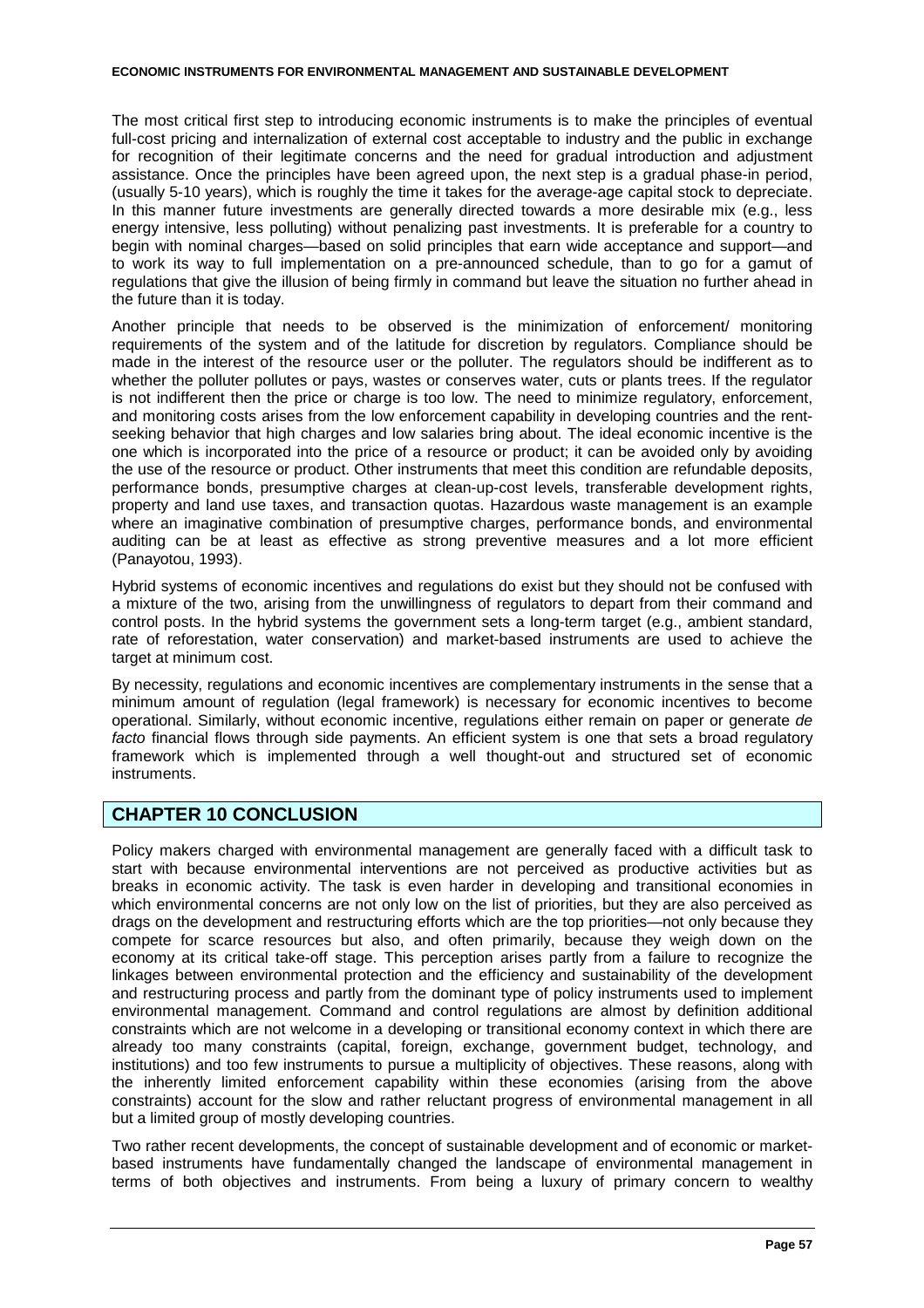The most critical first step to introducing economic instruments is to make the principles of eventual full-cost pricing and internalization of external cost acceptable to industry and the public in exchange for recognition of their legitimate concerns and the need for gradual introduction and adjustment assistance. Once the principles have been agreed upon, the next step is a gradual phase-in period, (usually 5-10 years), which is roughly the time it takes for the average-age capital stock to depreciate. In this manner future investments are generally directed towards a more desirable mix (e.g., less energy intensive, less polluting) without penalizing past investments. It is preferable for a country to begin with nominal charges—based on solid principles that earn wide acceptance and support—and to work its way to full implementation on a pre-announced schedule, than to go for a gamut of regulations that give the illusion of being firmly in command but leave the situation no further ahead in the future than it is today.

Another principle that needs to be observed is the minimization of enforcement/ monitoring requirements of the system and of the latitude for discretion by regulators. Compliance should be made in the interest of the resource user or the polluter. The regulators should be indifferent as to whether the polluter pollutes or pays, wastes or conserves water, cuts or plants trees. If the regulator is not indifferent then the price or charge is too low. The need to minimize regulatory, enforcement, and monitoring costs arises from the low enforcement capability in developing countries and the rent-seeking behavior that high charges and low salaries bring about. The ideal economic incentive is the one which is incorporated into the price of a resource or product; it can be avoided only by avoiding the use of the resource or product. Other instruments that meet this condition are refundable deposits, performance bonds, presumptive charges at clean-up-cost levels, transferable development rights, property and land use taxes, and transaction quotas. Hazardous waste management is an example where an imaginative combination of presumptive charges, performance bonds, and environmental auditing can be at least as effective as strong preventive measures and a lot more efficient (Panayotou, 1993).

Hybrid systems of economic incentives and regulations do exist but they should not be confused with a mixture of the two, arising from the unwillingness of regulators to depart from their command and control posts. In the hybrid systems the government sets a long-term target (e.g., ambient standard, rate of reforestation, water conservation) and market-based instruments are used to achieve the target at minimum cost.

By necessity, regulations and economic incentives are complementary instruments in the sense that a minimum amount of regulation (legal framework) is necessary for economic incentives to become operational. Similarly, without economic incentive, regulations either remain on paper or generate *de facto* financial flows through side payments. An efficient system is one that sets a broad regulatory framework which is implemented through a well thought-out and structured set of economic instruments.

## CHAPTER 10 CONCLUSION

Policy makers charged with environmental management are generally faced with a difficult task to start with because environmental interventions are not perceived as productive activities but as breaks in economic activity. The task is even harder in developing and transitional economies in which environmental concerns are not only low on the list of priorities, but they are also perceived as drags on the development and restructuring efforts which are the top priorities—not only because they compete for scarce resources but also, and often primarily, because they weigh down on the economy at its critical take-off stage. This perception arises partly from a failure to recognize the linkages between environmental protection and the efficiency and sustainability of the development and restructuring process and partly from the dominant type of policy instruments used to implement environmental management. Command and control regulations are almost by definition additional constraints which are not welcome in a developing or transitional economy context in which there are already too many constraints (capital, foreign, exchange, government budget, technology, and institutions) and too few instruments to pursue a multiplicity of objectives. These reasons, along with the inherently limited enforcement capability within these economies (arising from the above constraints) account for the slow and rather reluctant progress of environmental management in all but a limited group of mostly developing countries.

Two rather recent developments, the concept of sustainable development and of economic or market-based instruments have fundamentally changed the landscape of environmental management in terms of both objectives and instruments. From being a luxury of primary concern to wealthy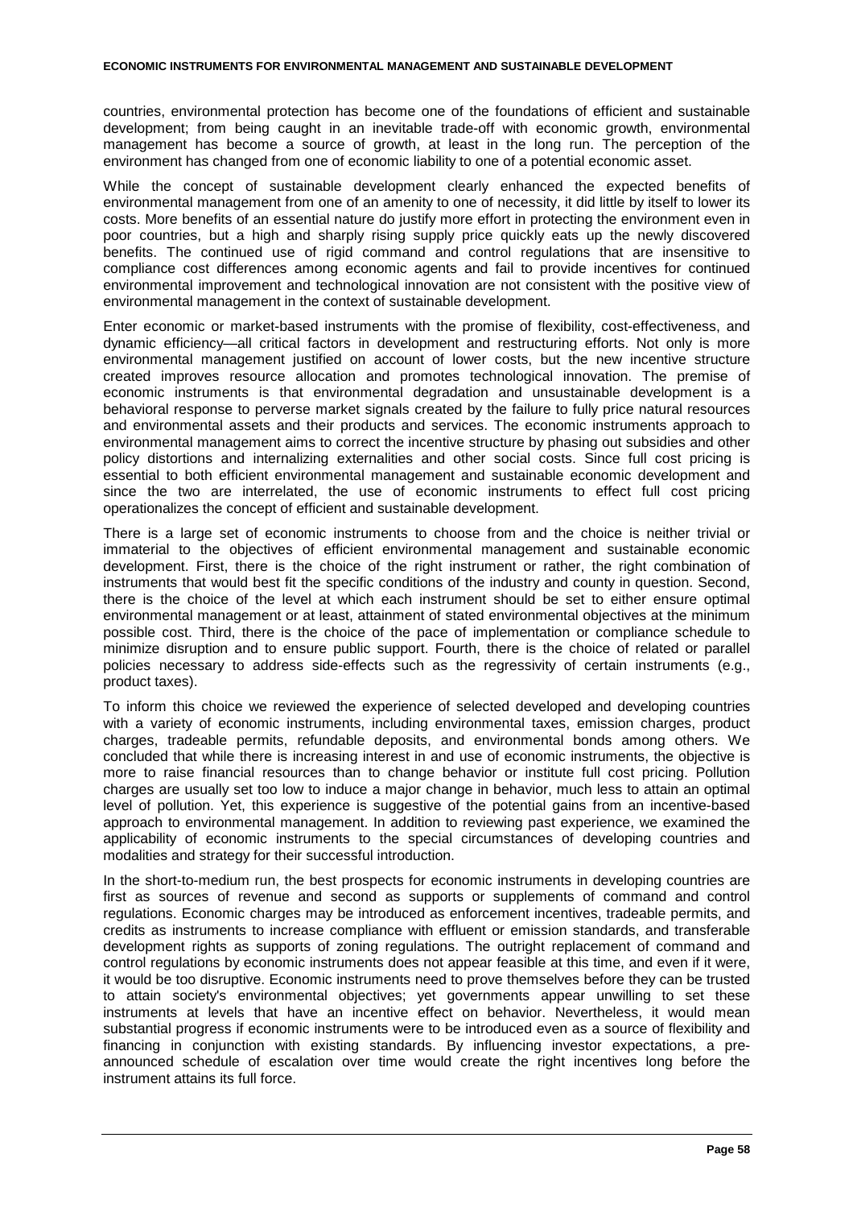countries, environmental protection has become one of the foundations of efficient and sustainable development; from being caught in an inevitable trade-off with economic growth, environmental management has become a source of growth, at least in the long run. The perception of the environment has changed from one of economic liability to one of a potential economic asset.

While the concept of sustainable development clearly enhanced the expected benefits of environmental management from one of an amenity to one of necessity, it did little by itself to lower its costs. More benefits of an essential nature do justify more effort in protecting the environment even in poor countries, but a high and sharply rising supply price quickly eats up the newly discovered benefits. The continued use of rigid command and control regulations that are insensitive to compliance cost differences among economic agents and fail to provide incentives for continued environmental improvement and technological innovation are not consistent with the positive view of environmental management in the context of sustainable development.

Enter economic or market-based instruments with the promise of flexibility, cost-effectiveness, and dynamic efficiency—all critical factors in development and restructuring efforts. Not only is more environmental management justified on account of lower costs, but the new incentive structure created improves resource allocation and promotes technological innovation. The premise of economic instruments is that environmental degradation and unsustainable development is a behavioral response to perverse market signals created by the failure to fully price natural resources and environmental assets and their products and services. The economic instruments approach to environmental management aims to correct the incentive structure by phasing out subsidies and other policy distortions and internalizing externalities and other social costs. Since full cost pricing is essential to both efficient environmental management and sustainable economic development and since the two are interrelated, the use of economic instruments to effect full cost pricing operationalizes the concept of efficient and sustainable development.

There is a large set of economic instruments to choose from and the choice is neither trivial or immaterial to the objectives of efficient environmental management and sustainable economic development. First, there is the choice of the right instrument or rather, the right combination of instruments that would best fit the specific conditions of the industry and county in question. Second, there is the choice of the level at which each instrument should be set to either ensure optimal environmental management or at least, attainment of stated environmental objectives at the minimum possible cost. Third, there is the choice of the pace of implementation or compliance schedule to minimize disruption and to ensure public support. Fourth, there is the choice of related or parallel policies necessary to address side-effects such as the regressivity of certain instruments (e.g., product taxes).

To inform this choice we reviewed the experience of selected developed and developing countries with a variety of economic instruments, including environmental taxes, emission charges, product charges, tradeable permits, refundable deposits, and environmental bonds among others. We concluded that while there is increasing interest in and use of economic instruments, the objective is more to raise financial resources than to change behavior or institute full cost pricing. Pollution charges are usually set too low to induce a major change in behavior, much less to attain an optimal level of pollution. Yet, this experience is suggestive of the potential gains from an incentive-based approach to environmental management. In addition to reviewing past experience, we examined the applicability of economic instruments to the special circumstances of developing countries and modalities and strategy for their successful introduction.

In the short-to-medium run, the best prospects for economic instruments in developing countries are first as sources of revenue and second as supports or supplements of command and control regulations. Economic charges may be introduced as enforcement incentives, tradeable permits, and credits as instruments to increase compliance with effluent or emission standards, and transferable development rights as supports of zoning regulations. The outright replacement of command and control regulations by economic instruments does not appear feasible at this time, and even if it were, it would be too disruptive. Economic instruments need to prove themselves before they can be trusted to attain society's environmental objectives; yet governments appear unwilling to set these instruments at levels that have an incentive effect on behavior. Nevertheless, it would mean substantial progress if economic instruments were to be introduced even as a source of flexibility and financing in conjunction with existing standards. By influencing investor expectations, a pre-announced schedule of escalation over time would create the right incentives long before the instrument attains its full force.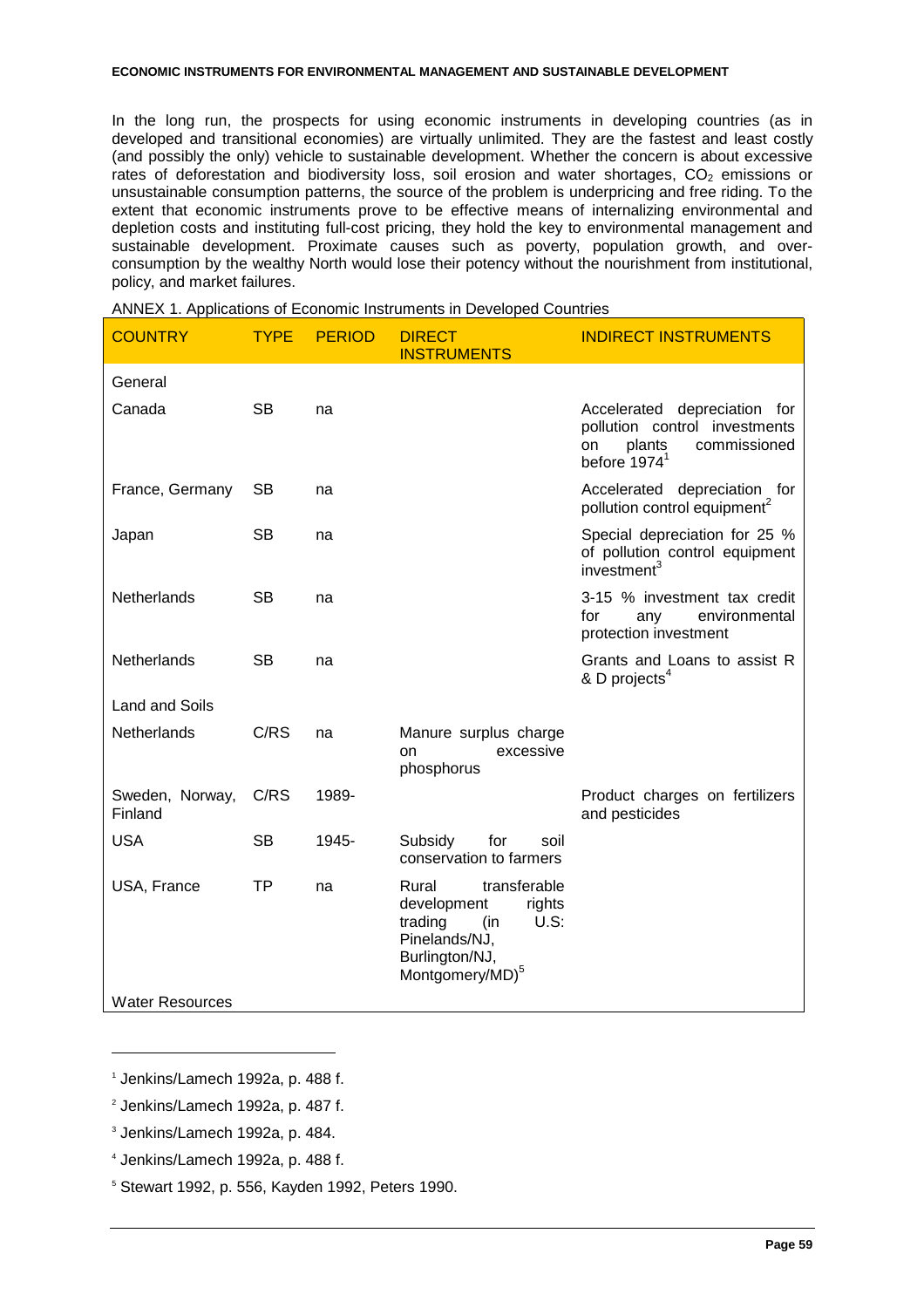In the long run, the prospects for using economic instruments in developing countries (as in developed and transitional economies) are virtually unlimited. They are the fastest and least costly (and possibly the only) vehicle to sustainable development. Whether the concern is about excessive rates of deforestation and biodiversity loss, soil erosion and water shortages, $CO_2$ emissions or unsustainable consumption patterns, the source of the problem is underpricing and free riding. To the extent that economic instruments prove to be effective means of internalizing environmental and depletion costs and instituting full-cost pricing, they hold the key to environmental management and sustainable development. Proximate causes such as poverty, population growth, and over-consumption by the wealthy North would lose their potency without the nourishment from institutional, policy, and market failures.

ANNEX 1. Applications of Economic Instruments in Developed Countries

| COUNTRY | TYPE | PERIOD | DIRECT INSTRUMENTS | INDIRECT INSTRUMENTS |
|---|---|---|---|---|
| General | | | | |
| Canada | SB | na | | Accelerated depreciation for pollution control investments on plants commissioned before 1974[1] |
| France, Germany | SB | na | | Accelerated depreciation for pollution control equipment[2] |
| Japan | SB | na | | Special depreciation for 25 % of pollution control equipment investment[3] |
| Netherlands | SB | na | | 3-15 % investment tax credit for any environmental protection investment |
| Netherlands | SB | na | | Grants and Loans to assist R & D projects[4] |
| Land and Soils | | | | |
| Netherlands | C/RS | na | Manure surplus charge on excessive phosphorus | |
| Sweden, Norway, Finland | C/RS | 1989- | | Product charges on fertilizers and pesticides |
| USA | SB | 1945- | Subsidy for soil conservation to farmers | |
| USA, France | TP | na | Rural transferable development rights trading (in U.S: Pinelands/NJ, Burlington/NJ, Montgomery/MD)[5] | |
| Water Resources | | | | |

[1] Jenkins/Lamech 1992a, p. 488 f.

[2] Jenkins/Lamech 1992a, p. 487 f.

[3] Jenkins/Lamech 1992a, p. 484.

[4] Jenkins/Lamech 1992a, p. 488 f.

[5] Stewart 1992, p. 556, Kayden 1992, Peters 1990.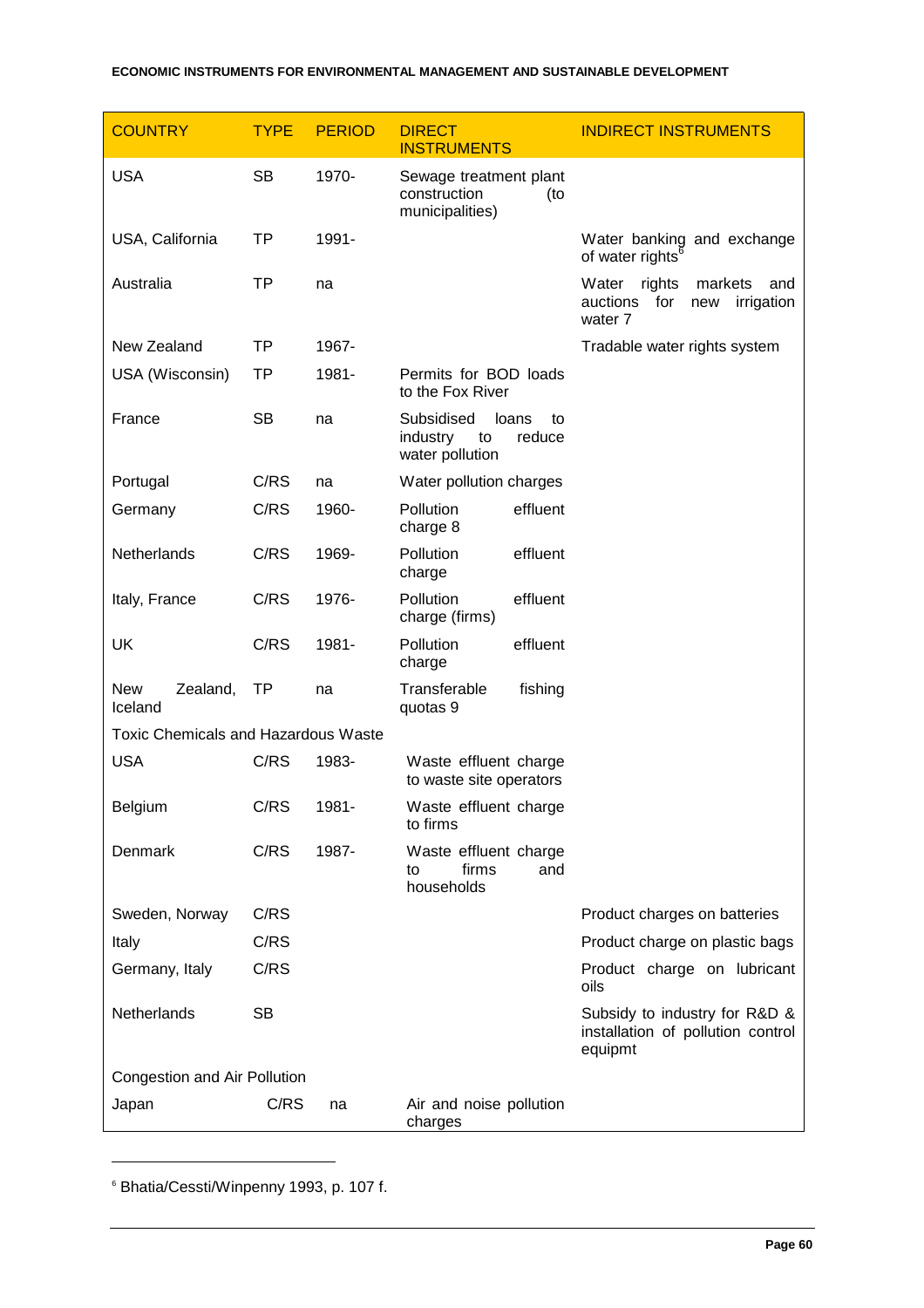| COUNTRY | TYPE | PERIOD | DIRECT INSTRUMENTS | INDIRECT INSTRUMENTS |
| --- | --- | --- | --- | --- |
| USA | SB | 1970- | Sewage treatment plant construction (to municipalities) | |
| USA, California | TP | 1991- | | Water banking and exchange of water rights[6] |
| Australia | TP | na | | Water rights markets and auctions for new irrigation water 7 |
| New Zealand | TP | 1967- | | Tradable water rights system |
| USA (Wisconsin) | TP | 1981- | Permits for BOD loads to the Fox River | |
| France | SB | na | Subsidised loans to industry to reduce water pollution | |
| Portugal | C/RS | na | Water pollution charges | |
| Germany | C/RS | 1960- | Pollution effluent charge 8 | |
| Netherlands | C/RS | 1969- | Pollution effluent charge | |
| Italy, France | C/RS | 1976- | Pollution effluent charge (firms) | |
| UK | C/RS | 1981- | Pollution effluent charge | |
| New Zealand, Iceland | TP | na | Transferable fishing quotas 9 | |
| Toxic Chemicals and Hazardous Waste | | | | |
| USA | C/RS | 1983- | Waste effluent charge to waste site operators | |
| Belgium | C/RS | 1981- | Waste effluent charge to firms | |
| Denmark | C/RS | 1987- | Waste effluent charge to firms and households | |
| Sweden, Norway | C/RS | | | Product charges on batteries |
| Italy | C/RS | | | Product charge on plastic bags |
| Germany, Italy | C/RS | | | Product charge on lubricant oils |
| Netherlands | SB | | | Subsidy to industry for R&D & installation of pollution control equipmt |
| Congestion and Air Pollution | | | | |
| Japan | C/RS | na | Air and noise pollution charges | |

[6] Bhatia/Cessti/Winpenny 1993, p. 107 f.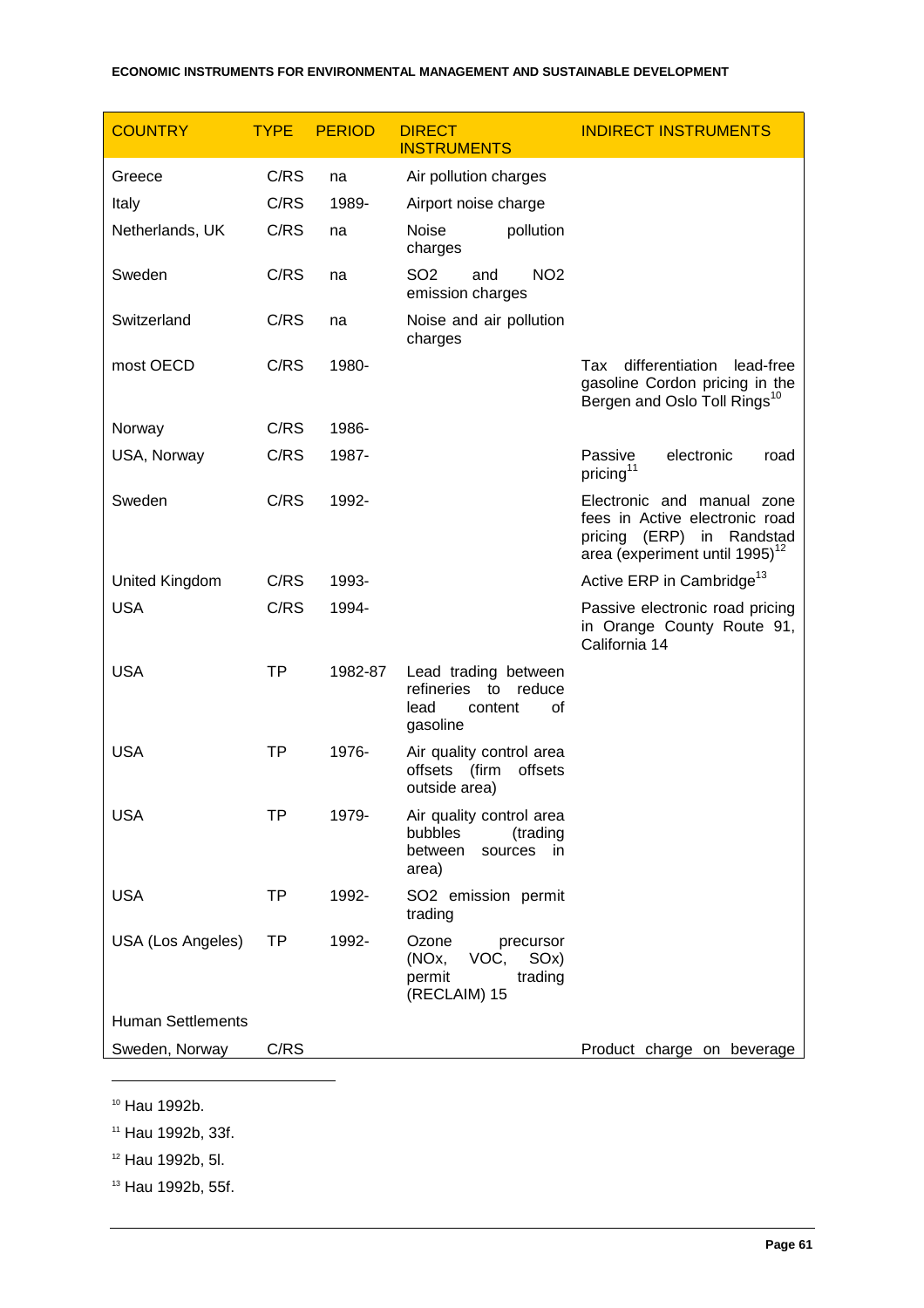| COUNTRY | TYPE | PERIOD | DIRECT INSTRUMENTS | INDIRECT INSTRUMENTS |
|---|---|---|---|---|
| Greece | C/RS | na | Air pollution charges | |
| Italy | C/RS | 1989- | Airport noise charge | |
| Netherlands, UK | C/RS | na | Noise pollution charges | |
| Sweden | C/RS | na | $SO_2$ and $NO_2$ emission charges | |
| Switzerland | C/RS | na | Noise and air pollution charges | |
| most OECD | C/RS | 1980- | | Tax differentiation lead-free gasoline Cordon pricing in the Bergen and Oslo Toll Rings[10] |
| Norway | C/RS | 1986- | | |
| USA, Norway | C/RS | 1987- | | Passive electronic road pricing[11] |
| Sweden | C/RS | 1992- | | Electronic and manual zone fees in Active electronic road pricing (ERP) in Randstad area (experiment until 1995)[12] |
| United Kingdom | C/RS | 1993- | | Active ERP in Cambridge[13] |
| USA | C/RS | 1994- | | Passive electronic road pricing in Orange County Route 91, California 14 |
| USA | TP | 1982-87 | Lead trading between refineries to reduce lead content of gasoline | |
| USA | TP | 1976- | Air quality control area offsets (firm offsets outside area) | |
| USA | TP | 1979- | Air quality control area bubbles (trading between sources in area) | |
| USA | TP | 1992- | $SO_2$ emission permit trading | |
| USA (Los Angeles) | TP | 1992- | Ozone precursor ($NO_x$, VOC, $SO_x$) permit trading (RECLAIM) 15 | |
| Human Settlements | | | | |
| Sweden, Norway | C/RS | | | Product charge on beverage |

[10] Hau 1992b.

[11] Hau 1992b, 33f.

[12] Hau 1992b, 5l.

[13] Hau 1992b, 55f.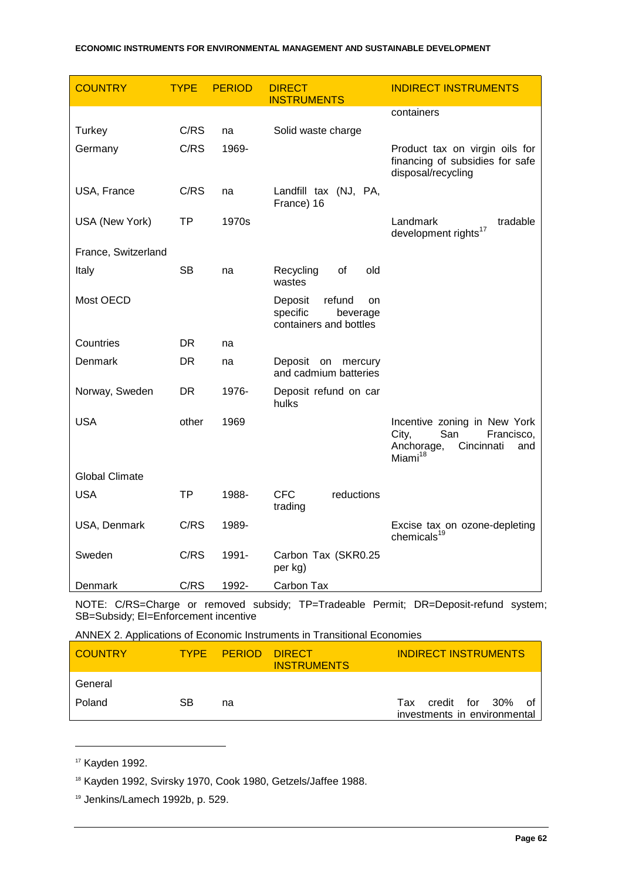| COUNTRY | TYPE | PERIOD | DIRECT INSTRUMENTS | INDIRECT INSTRUMENTS |
|---|---|---|---|---|
| | | | | containers |
| Turkey | C/RS | na | Solid waste charge | |
| Germany | C/RS | 1969- | | Product tax on virgin oils for financing of subsidies for safe disposal/recycling |
| USA, France | C/RS | na | Landfill tax (NJ, PA, France) 16 | |
| USA (New York) | TP | 1970s | | Landmark tradable development rights[17] |
| France, Switzerland | | | | |
| Italy | SB | na | Recycling of old wastes | |
| Most OECD | | | Deposit refund on specific beverage containers and bottles | |
| Countries | DR | na | | |
| Denmark | DR | na | Deposit on mercury and cadmium batteries | |
| Norway, Sweden | DR | 1976- | Deposit refund on car hulks | |
| USA | other | 1969 | | Incentive zoning in New York City, San Francisco, Anchorage, Cincinnati and Miami[18] |
| Global Climate | | | | |
| USA | TP | 1988- | CFC reductions trading | |
| USA, Denmark | C/RS | 1989- | | Excise tax on ozone-depleting chemicals[19] |
| Sweden | C/RS | 1991- | Carbon Tax (SKR0.25 per kg) | |
| Denmark | C/RS | 1992- | Carbon Tax | |

NOTE: C/RS=Charge or removed subsidy; TP=Tradeable Permit; DR=Deposit-refund system; SB=Subsidy; EI=Enforcement incentive

ANNEX 2. Applications of Economic Instruments in Transitional Economies

| COUNTRY | TYPE | PERIOD | DIRECT INSTRUMENTS | INDIRECT INSTRUMENTS |
|---|---|---|---|---|
| General | | | | |
| Poland | SB | na | | Tax credit for 30% of investments in environmental |

---

[17] Kayden 1992.

[18] Kayden 1992, Svirsky 1970, Cook 1980, Getzels/Jaffee 1988.

[19] Jenkins/Lamech 1992b, p. 529.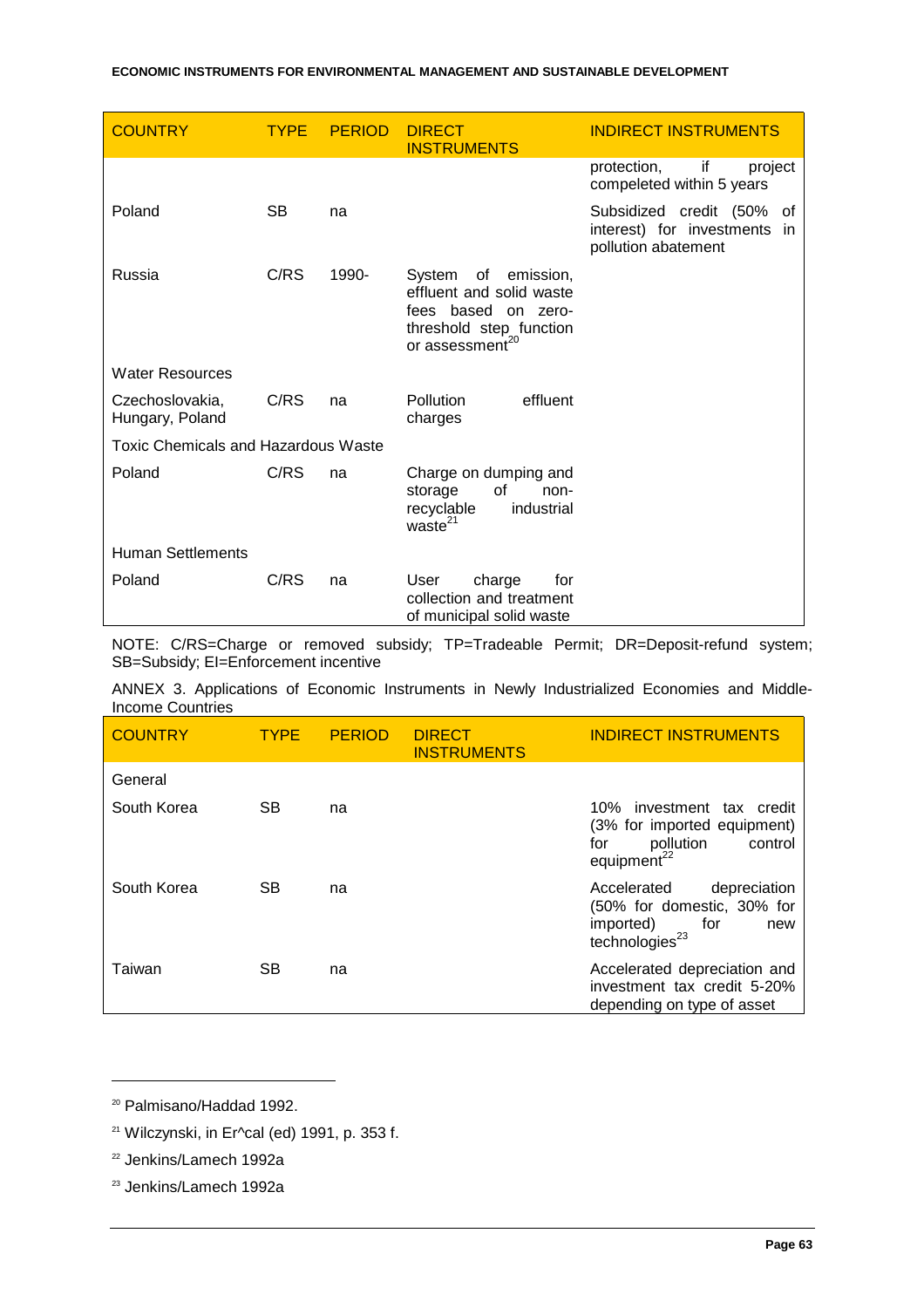| COUNTRY | TYPE | PERIOD | DIRECT INSTRUMENTS | INDIRECT INSTRUMENTS |
|---|---|---|---|---|
| | | | | protection, if project compeleted within 5 years |
| Poland | SB | na | | Subsidized credit (50% of interest) for investments in pollution abatement |
| Russia | C/RS | 1990- | System of emission, effluent and solid waste fees based on zero-threshold step function or assessment[20] | |
| Water Resources | | | | |
| Czechoslovakia, Hungary, Poland | C/RS | na | Pollution effluent charges | |
| Toxic Chemicals and Hazardous Waste | | | | |
| Poland | C/RS | na | Charge on dumping and storage of non-recyclable industrial waste[21] | |
| Human Settlements | | | | |
| Poland | C/RS | na | User charge for collection and treatment of municipal solid waste | |

NOTE: C/RS=Charge or removed subsidy; TP=Tradeable Permit; DR=Deposit-refund system; SB=Subsidy; EI=Enforcement incentive

ANNEX 3. Applications of Economic Instruments in Newly Industrialized Economies and Middle-Income Countries

| COUNTRY | TYPE | PERIOD | DIRECT INSTRUMENTS | INDIRECT INSTRUMENTS |
|---|---|---|---|---|
| General | | | | |
| South Korea | SB | na | | 10% investment tax credit (3% for imported equipment) for pollution control equipment[22] |
| South Korea | SB | na | | Accelerated depreciation (50% for domestic, 30% for imported) for new technologies[23] |
| Taiwan | SB | na | | Accelerated depreciation and investment tax credit 5-20% depending on type of asset |

[20] Palmisano/Haddad 1992.

[21] Wilczynski, in Er^cal (ed) 1991, p. 353 f.

[22] Jenkins/Lamech 1992a

[23] Jenkins/Lamech 1992a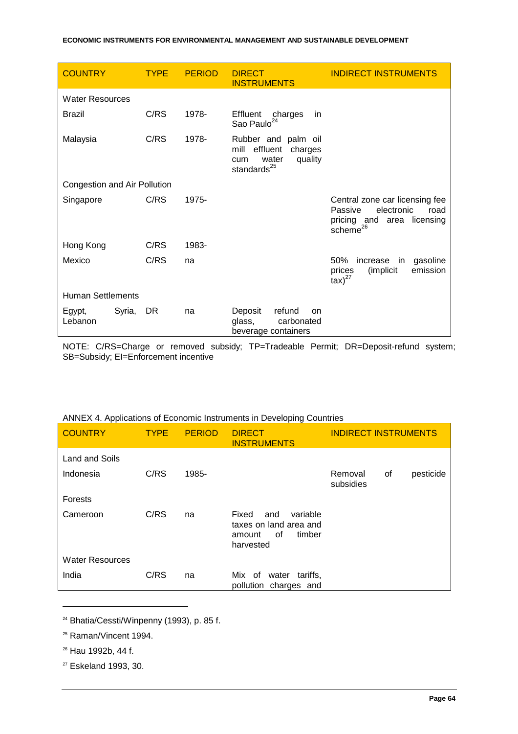| COUNTRY | TYPE | PERIOD | DIRECT INSTRUMENTS | INDIRECT INSTRUMENTS |
|---|---|---|---|---|
| Water Resources | | | | |
| Brazil | C/RS | 1978- | Effluent charges in Sao Paulo[24] | |
| Malaysia | C/RS | 1978- | Rubber and palm oil mill effluent charges cum water quality standards[25] | |
| Congestion and Air Pollution | | | | |
| Singapore | C/RS | 1975- | | Central zone car licensing fee Passive electronic road pricing and area licensing scheme[26] |
| Hong Kong | C/RS | 1983- | | |
| Mexico | C/RS | na | | 50% increase in gasoline prices (implicit emission tax)[27] |
| Human Settlements | | | | |
| Egypt, Syria, Lebanon | DR | na | Deposit refund on glass, carbonated beverage containers | |

NOTE: C/RS=Charge or removed subsidy; TP=Tradeable Permit; DR=Deposit-refund system; SB=Subsidy; EI=Enforcement incentive

ANNEX 4. Applications of Economic Instruments in Developing Countries

| COUNTRY | TYPE | PERIOD | DIRECT INSTRUMENTS | INDIRECT INSTRUMENTS |
|---|---|---|---|---|
| Land and Soils | | | | |
| Indonesia | C/RS | 1985- | | Removal of pesticide subsidies |
| Forests | | | | |
| Cameroon | C/RS | na | Fixed and variable taxes on land area and amount of timber harvested | |
| Water Resources | | | | |
| India | C/RS | na | Mix of water tariffs, pollution charges and | |

[24] Bhatia/Cessti/Winpenny (1993), p. 85 f.

[25] Raman/Vincent 1994.

[26] Hau 1992b, 44 f.

[27] Eskeland 1993, 30.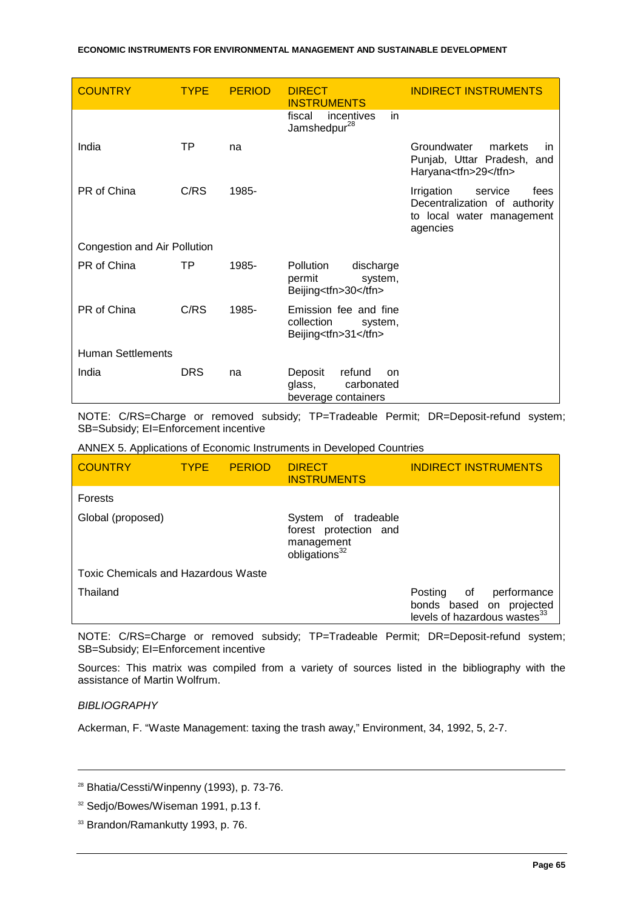| COUNTRY | TYPE | PERIOD | DIRECT INSTRUMENTS | INDIRECT INSTRUMENTS |
|---|---|---|---|---|
| | | | fiscal incentives in Jamshedpur[28] | |
| India | TP | na | | Groundwater markets in Punjab, Uttar Pradesh, and Haryana<tfn>29</tfn> |
| PR of China | C/RS | 1985- | | Irrigation service fees Decentralization of authority to local water management agencies |
| Congestion and Air Pollution | | | | |
| PR of China | TP | 1985- | Pollution discharge permit system, Beijing<tfn>30</tfn> | |
| PR of China | C/RS | 1985- | Emission fee and fine collection system, Beijing<tfn>31</tfn> | |
| Human Settlements | | | | |
| India | DRS | na | Deposit refund on glass, carbonated beverage containers | |

NOTE: C/RS=Charge or removed subsidy; TP=Tradeable Permit; DR=Deposit-refund system; SB=Subsidy; EI=Enforcement incentive

ANNEX 5. Applications of Economic Instruments in Developed Countries

| COUNTRY | TYPE | PERIOD | DIRECT INSTRUMENTS | INDIRECT INSTRUMENTS |
|---|---|---|---|---|
| Forests | | | | |
| Global (proposed) | | | System of tradeable forest protection and management obligations[32] | |
| Toxic Chemicals and Hazardous Waste | | | | |
| Thailand | | | | Posting of performance bonds based on projected levels of hazardous wastes[33] |

NOTE: C/RS=Charge or removed subsidy; TP=Tradeable Permit; DR=Deposit-refund system; SB=Subsidy; EI=Enforcement incentive

Sources: This matrix was compiled from a variety of sources listed in the bibliography with the assistance of Martin Wolfrum.

*BIBLIOGRAPHY*

Ackerman, F. "Waste Management: taxing the trash away," Environment, 34, 1992, 5, 2-7.

---

[28] Bhatia/Cessti/Winpenny (1993), p. 73-76.

[32] Sedjo/Bowes/Wiseman 1991, p.13 f.

[33] Brandon/Ramankutty 1993, p. 76.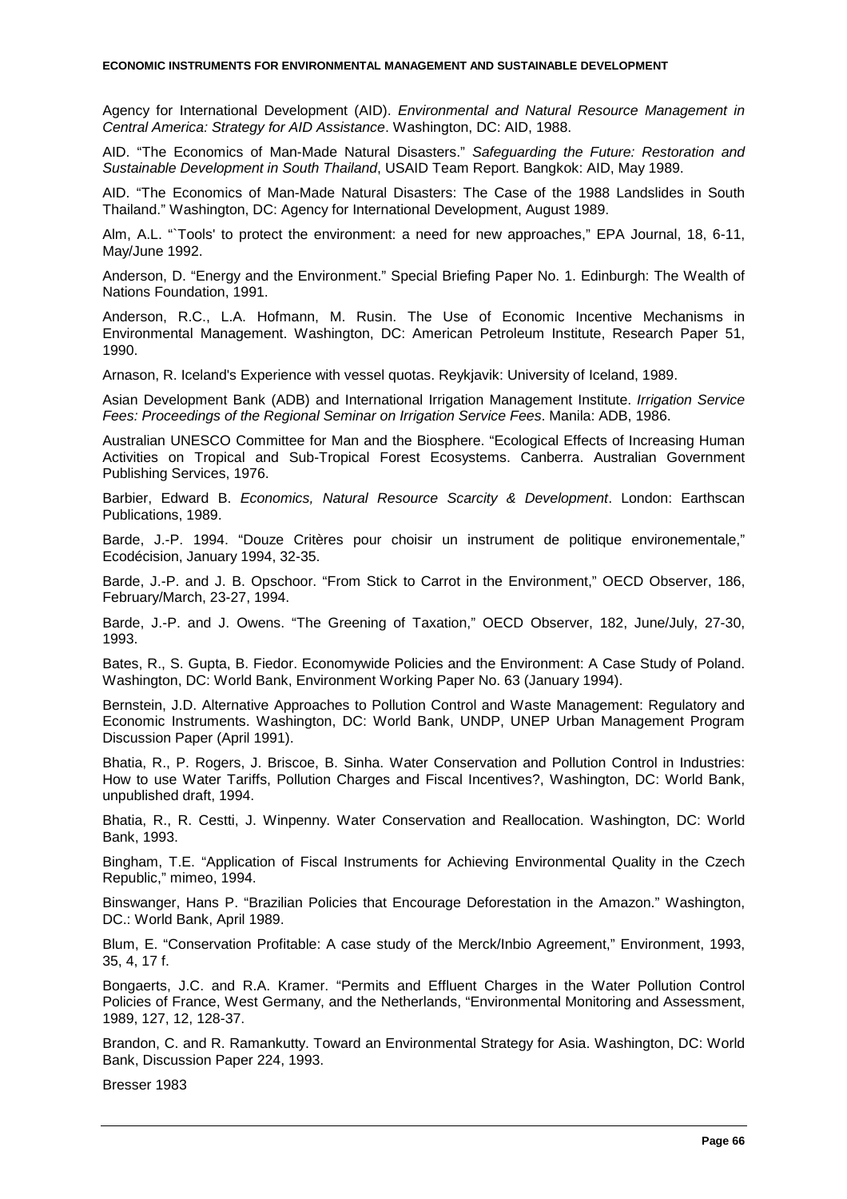Agency for International Development (AID). *Environmental and Natural Resource Management in Central America: Strategy for AID Assistance*. Washington, DC: AID, 1988.

AID. "The Economics of Man-Made Natural Disasters." *Safeguarding the Future: Restoration and Sustainable Development in South Thailand*, USAID Team Report. Bangkok: AID, May 1989.

AID. "The Economics of Man-Made Natural Disasters: The Case of the 1988 Landslides in South Thailand." Washington, DC: Agency for International Development, August 1989.

Alm, A.L. "`Tools' to protect the environment: a need for new approaches," EPA Journal, 18, 6-11, May/June 1992.

Anderson, D. "Energy and the Environment." Special Briefing Paper No. 1. Edinburgh: The Wealth of Nations Foundation, 1991.

Anderson, R.C., L.A. Hofmann, M. Rusin. The Use of Economic Incentive Mechanisms in Environmental Management. Washington, DC: American Petroleum Institute, Research Paper 51, 1990.

Arnason, R. Iceland's Experience with vessel quotas. Reykjavik: University of Iceland, 1989.

Asian Development Bank (ADB) and International Irrigation Management Institute. *Irrigation Service Fees: Proceedings of the Regional Seminar on Irrigation Service Fees*. Manila: ADB, 1986.

Australian UNESCO Committee for Man and the Biosphere. "Ecological Effects of Increasing Human Activities on Tropical and Sub-Tropical Forest Ecosystems. Canberra. Australian Government Publishing Services, 1976.

Barbier, Edward B. *Economics, Natural Resource Scarcity & Development*. London: Earthscan Publications, 1989.

Barde, J.-P. 1994. "Douze Critères pour choisir un instrument de politique environementale," Ecodécision, January 1994, 32-35.

Barde, J.-P. and J. B. Opschoor. "From Stick to Carrot in the Environment," OECD Observer, 186, February/March, 23-27, 1994.

Barde, J.-P. and J. Owens. "The Greening of Taxation," OECD Observer, 182, June/July, 27-30, 1993.

Bates, R., S. Gupta, B. Fiedor. Economywide Policies and the Environment: A Case Study of Poland. Washington, DC: World Bank, Environment Working Paper No. 63 (January 1994).

Bernstein, J.D. Alternative Approaches to Pollution Control and Waste Management: Regulatory and Economic Instruments. Washington, DC: World Bank, UNDP, UNEP Urban Management Program Discussion Paper (April 1991).

Bhatia, R., P. Rogers, J. Briscoe, B. Sinha. Water Conservation and Pollution Control in Industries: How to use Water Tariffs, Pollution Charges and Fiscal Incentives?, Washington, DC: World Bank, unpublished draft, 1994.

Bhatia, R., R. Cestti, J. Winpenny. Water Conservation and Reallocation. Washington, DC: World Bank, 1993.

Bingham, T.E. "Application of Fiscal Instruments for Achieving Environmental Quality in the Czech Republic," mimeo, 1994.

Binswanger, Hans P. "Brazilian Policies that Encourage Deforestation in the Amazon." Washington, DC.: World Bank, April 1989.

Blum, E. "Conservation Profitable: A case study of the Merck/Inbio Agreement," Environment, 1993, 35, 4, 17 f.

Bongaerts, J.C. and R.A. Kramer. "Permits and Effluent Charges in the Water Pollution Control Policies of France, West Germany, and the Netherlands, "Environmental Monitoring and Assessment, 1989, 127, 12, 128-37.

Brandon, C. and R. Ramankutty. Toward an Environmental Strategy for Asia. Washington, DC: World Bank, Discussion Paper 224, 1993.

Bresser 1983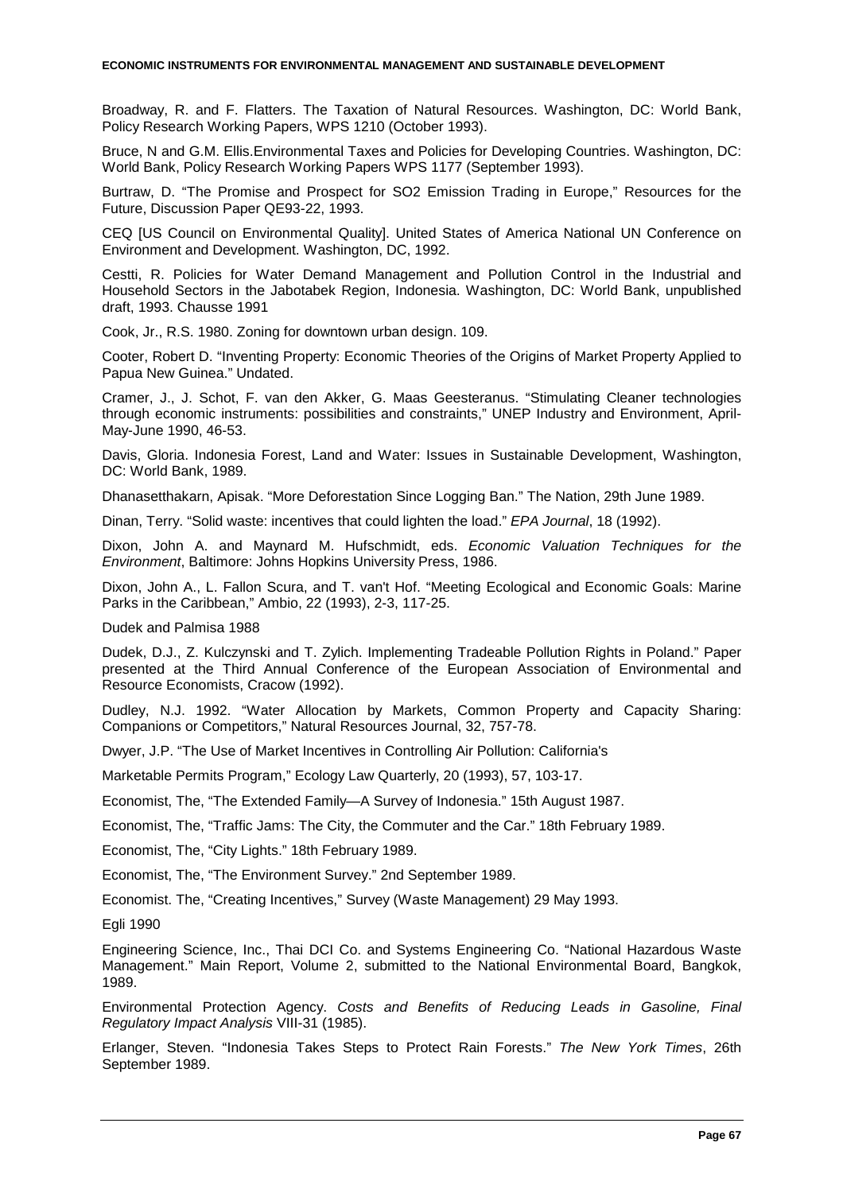Broadway, R. and F. Flatters. The Taxation of Natural Resources. Washington, DC: World Bank, Policy Research Working Papers, WPS 1210 (October 1993).

Bruce, N and G.M. Ellis.Environmental Taxes and Policies for Developing Countries. Washington, DC: World Bank, Policy Research Working Papers WPS 1177 (September 1993).

Burtraw, D. "The Promise and Prospect for SO2 Emission Trading in Europe," Resources for the Future, Discussion Paper QE93-22, 1993.

CEQ [US Council on Environmental Quality]. United States of America National UN Conference on Environment and Development. Washington, DC, 1992.

Cestti, R. Policies for Water Demand Management and Pollution Control in the Industrial and Household Sectors in the Jabotabek Region, Indonesia. Washington, DC: World Bank, unpublished draft, 1993. Chausse 1991

Cook, Jr., R.S. 1980. Zoning for downtown urban design. 109.

Cooter, Robert D. "Inventing Property: Economic Theories of the Origins of Market Property Applied to Papua New Guinea." Undated.

Cramer, J., J. Schot, F. van den Akker, G. Maas Geesteranus. "Stimulating Cleaner technologies through economic instruments: possibilities and constraints," UNEP Industry and Environment, April-May-June 1990, 46-53.

Davis, Gloria. Indonesia Forest, Land and Water: Issues in Sustainable Development, Washington, DC: World Bank, 1989.

Dhanasetthakarn, Apisak. "More Deforestation Since Logging Ban." The Nation, 29th June 1989.

Dinan, Terry. "Solid waste: incentives that could lighten the load." *EPA Journal*, 18 (1992).

Dixon, John A. and Maynard M. Hufschmidt, eds. *Economic Valuation Techniques for the Environment*, Baltimore: Johns Hopkins University Press, 1986.

Dixon, John A., L. Fallon Scura, and T. van't Hof. "Meeting Ecological and Economic Goals: Marine Parks in the Caribbean," Ambio, 22 (1993), 2-3, 117-25.

Dudek and Palmisa 1988

Dudek, D.J., Z. Kulczynski and T. Zylich. Implementing Tradeable Pollution Rights in Poland." Paper presented at the Third Annual Conference of the European Association of Environmental and Resource Economists, Cracow (1992).

Dudley, N.J. 1992. "Water Allocation by Markets, Common Property and Capacity Sharing: Companions or Competitors," Natural Resources Journal, 32, 757-78.

Dwyer, J.P. "The Use of Market Incentives in Controlling Air Pollution: California's

Marketable Permits Program," Ecology Law Quarterly, 20 (1993), 57, 103-17.

Economist, The, "The Extended Family—A Survey of Indonesia." 15th August 1987.

Economist, The, "Traffic Jams: The City, the Commuter and the Car." 18th February 1989.

Economist, The, "City Lights." 18th February 1989.

Economist, The, "The Environment Survey." 2nd September 1989.

Economist. The, "Creating Incentives," Survey (Waste Management) 29 May 1993.

Egli 1990

Engineering Science, Inc., Thai DCI Co. and Systems Engineering Co. "National Hazardous Waste Management." Main Report, Volume 2, submitted to the National Environmental Board, Bangkok, 1989.

Environmental Protection Agency. *Costs and Benefits of Reducing Leads in Gasoline, Final Regulatory Impact Analysis* VIII-31 (1985).

Erlanger, Steven. "Indonesia Takes Steps to Protect Rain Forests." *The New York Times*, 26th September 1989.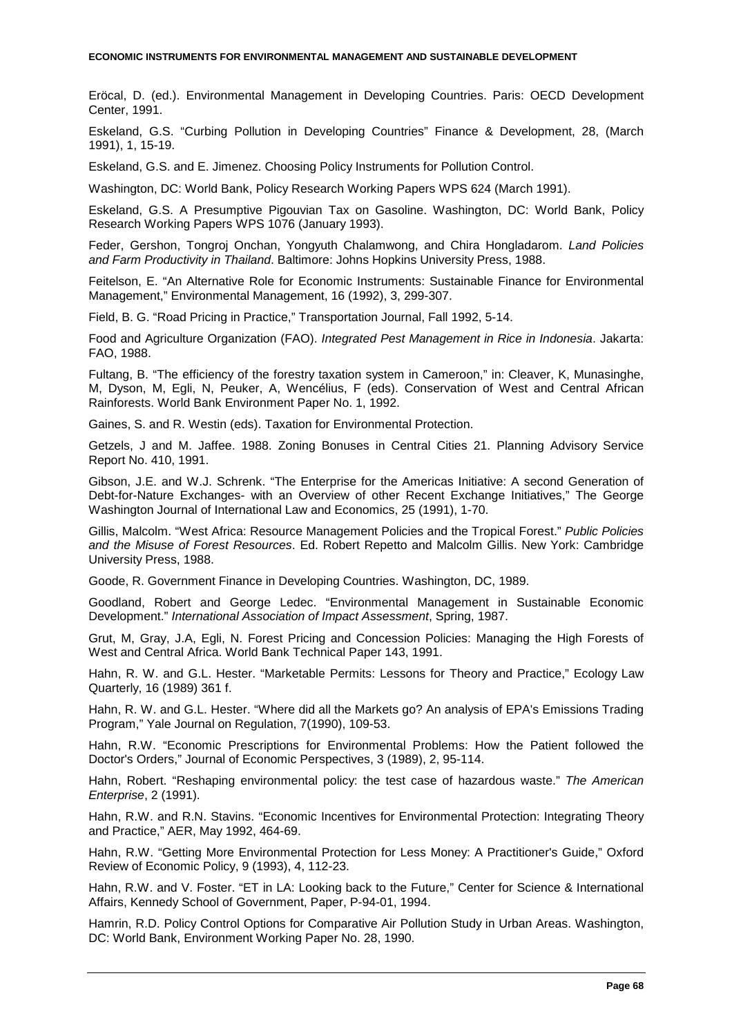Eröcal, D. (ed.). Environmental Management in Developing Countries. Paris: OECD Development Center, 1991.

Eskeland, G.S. "Curbing Pollution in Developing Countries" Finance & Development, 28, (March 1991), 1, 15-19.

Eskeland, G.S. and E. Jimenez. Choosing Policy Instruments for Pollution Control.

Washington, DC: World Bank, Policy Research Working Papers WPS 624 (March 1991).

Eskeland, G.S. A Presumptive Pigouvian Tax on Gasoline. Washington, DC: World Bank, Policy Research Working Papers WPS 1076 (January 1993).

Feder, Gershon, Tongroj Onchan, Yongyuth Chalamwong, and Chira Hongladarom. *Land Policies and Farm Productivity in Thailand*. Baltimore: Johns Hopkins University Press, 1988.

Feitelson, E. "An Alternative Role for Economic Instruments: Sustainable Finance for Environmental Management," Environmental Management, 16 (1992), 3, 299-307.

Field, B. G. "Road Pricing in Practice," Transportation Journal, Fall 1992, 5-14.

Food and Agriculture Organization (FAO). *Integrated Pest Management in Rice in Indonesia*. Jakarta: FAO, 1988.

Fultang, B. "The efficiency of the forestry taxation system in Cameroon," in: Cleaver, K, Munasinghe, M, Dyson, M, Egli, N, Peuker, A, Wencélius, F (eds). Conservation of West and Central African Rainforests. World Bank Environment Paper No. 1, 1992.

Gaines, S. and R. Westin (eds). Taxation for Environmental Protection.

Getzels, J and M. Jaffee. 1988. Zoning Bonuses in Central Cities 21. Planning Advisory Service Report No. 410, 1991.

Gibson, J.E. and W.J. Schrenk. "The Enterprise for the Americas Initiative: A second Generation of Debt-for-Nature Exchanges- with an Overview of other Recent Exchange Initiatives," The George Washington Journal of International Law and Economics, 25 (1991), 1-70.

Gillis, Malcolm. "West Africa: Resource Management Policies and the Tropical Forest." *Public Policies and the Misuse of Forest Resources*. Ed. Robert Repetto and Malcolm Gillis. New York: Cambridge University Press, 1988.

Goode, R. Government Finance in Developing Countries. Washington, DC, 1989.

Goodland, Robert and George Ledec. "Environmental Management in Sustainable Economic Development." *International Association of Impact Assessment*, Spring, 1987.

Grut, M, Gray, J.A, Egli, N. Forest Pricing and Concession Policies: Managing the High Forests of West and Central Africa. World Bank Technical Paper 143, 1991.

Hahn, R. W. and G.L. Hester. "Marketable Permits: Lessons for Theory and Practice," Ecology Law Quarterly, 16 (1989) 361 f.

Hahn, R. W. and G.L. Hester. "Where did all the Markets go? An analysis of EPA's Emissions Trading Program," Yale Journal on Regulation, 7(1990), 109-53.

Hahn, R.W. "Economic Prescriptions for Environmental Problems: How the Patient followed the Doctor's Orders," Journal of Economic Perspectives, 3 (1989), 2, 95-114.

Hahn, Robert. "Reshaping environmental policy: the test case of hazardous waste." *The American Enterprise*, 2 (1991).

Hahn, R.W. and R.N. Stavins. "Economic Incentives for Environmental Protection: Integrating Theory and Practice," AER, May 1992, 464-69.

Hahn, R.W. "Getting More Environmental Protection for Less Money: A Practitioner's Guide," Oxford Review of Economic Policy, 9 (1993), 4, 112-23.

Hahn, R.W. and V. Foster. "ET in LA: Looking back to the Future," Center for Science & International Affairs, Kennedy School of Government, Paper, P-94-01, 1994.

Hamrin, R.D. Policy Control Options for Comparative Air Pollution Study in Urban Areas. Washington, DC: World Bank, Environment Working Paper No. 28, 1990.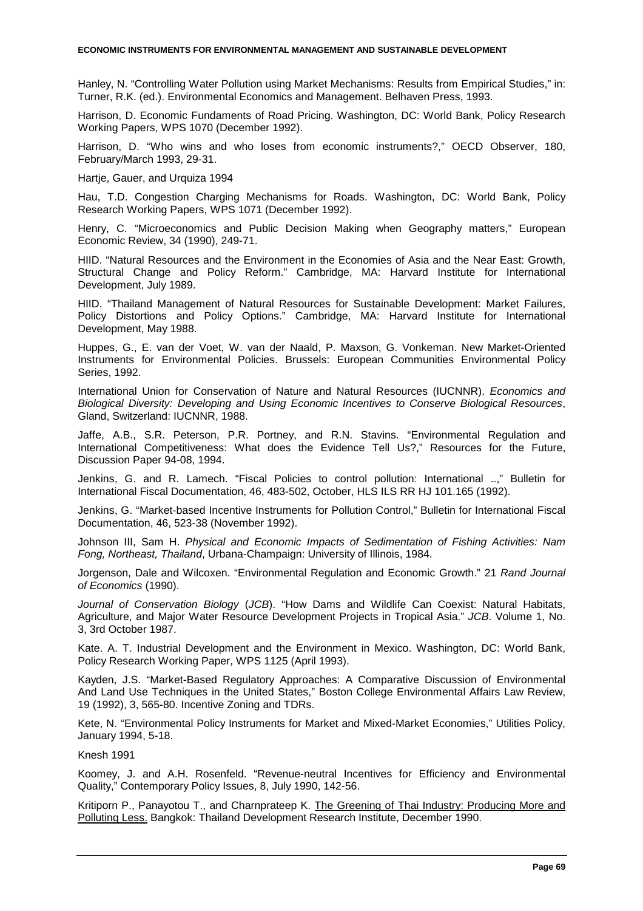Hanley, N. "Controlling Water Pollution using Market Mechanisms: Results from Empirical Studies," in: Turner, R.K. (ed.). Environmental Economics and Management. Belhaven Press, 1993.

Harrison, D. Economic Fundaments of Road Pricing. Washington, DC: World Bank, Policy Research Working Papers, WPS 1070 (December 1992).

Harrison, D. "Who wins and who loses from economic instruments?," OECD Observer, 180, February/March 1993, 29-31.

Hartje, Gauer, and Urquiza 1994

Hau, T.D. Congestion Charging Mechanisms for Roads. Washington, DC: World Bank, Policy Research Working Papers, WPS 1071 (December 1992).

Henry, C. "Microeconomics and Public Decision Making when Geography matters," European Economic Review, 34 (1990), 249-71.

HIID. "Natural Resources and the Environment in the Economies of Asia and the Near East: Growth, Structural Change and Policy Reform." Cambridge, MA: Harvard Institute for International Development, July 1989.

HIID. "Thailand Management of Natural Resources for Sustainable Development: Market Failures, Policy Distortions and Policy Options." Cambridge, MA: Harvard Institute for International Development, May 1988.

Huppes, G., E. van der Voet, W. van der Naald, P. Maxson, G. Vonkeman. New Market-Oriented Instruments for Environmental Policies. Brussels: European Communities Environmental Policy Series, 1992.

International Union for Conservation of Nature and Natural Resources (IUCNNR). *Economics and Biological Diversity: Developing and Using Economic Incentives to Conserve Biological Resources*, Gland, Switzerland: IUCNNR, 1988.

Jaffe, A.B., S.R. Peterson, P.R. Portney, and R.N. Stavins. "Environmental Regulation and International Competitiveness: What does the Evidence Tell Us?," Resources for the Future, Discussion Paper 94-08, 1994.

Jenkins, G. and R. Lamech. "Fiscal Policies to control pollution: International ..," Bulletin for International Fiscal Documentation, 46, 483-502, October, HLS ILS RR HJ 101.165 (1992).

Jenkins, G. "Market-based Incentive Instruments for Pollution Control," Bulletin for International Fiscal Documentation, 46, 523-38 (November 1992).

Johnson III, Sam H. *Physical and Economic Impacts of Sedimentation of Fishing Activities: Nam Fong, Northeast, Thailand*, Urbana-Champaign: University of Illinois, 1984.

Jorgenson, Dale and Wilcoxen. "Environmental Regulation and Economic Growth." 21 *Rand Journal of Economics* (1990).

*Journal of Conservation Biology* (*JCB*). "How Dams and Wildlife Can Coexist: Natural Habitats, Agriculture, and Major Water Resource Development Projects in Tropical Asia." *JCB*. Volume 1, No. 3, 3rd October 1987.

Kate. A. T. Industrial Development and the Environment in Mexico. Washington, DC: World Bank, Policy Research Working Paper, WPS 1125 (April 1993).

Kayden, J.S. "Market-Based Regulatory Approaches: A Comparative Discussion of Environmental And Land Use Techniques in the United States," Boston College Environmental Affairs Law Review, 19 (1992), 3, 565-80. Incentive Zoning and TDRs.

Kete, N. "Environmental Policy Instruments for Market and Mixed-Market Economies," Utilities Policy, January 1994, 5-18.

Knesh 1991

Koomey, J. and A.H. Rosenfeld. "Revenue-neutral Incentives for Efficiency and Environmental Quality," Contemporary Policy Issues, 8, July 1990, 142-56.

Kritiporn P., Panayotou T., and Charnprateep K. <u>The Greening of Thai Industry: Producing More and Polluting Less.</u> Bangkok: Thailand Development Research Institute, December 1990.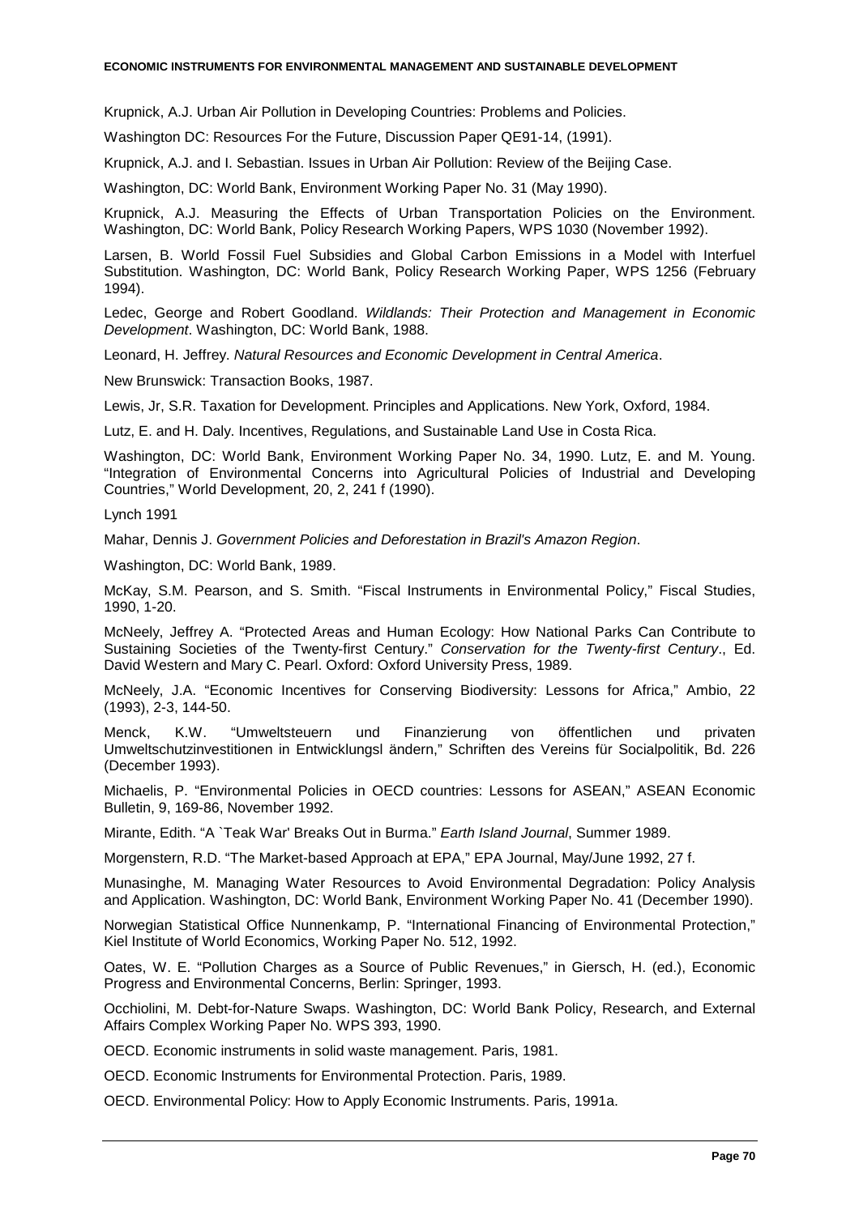Krupnick, A.J. Urban Air Pollution in Developing Countries: Problems and Policies.

Washington DC: Resources For the Future, Discussion Paper QE91-14, (1991).

Krupnick, A.J. and I. Sebastian. Issues in Urban Air Pollution: Review of the Beijing Case.

Washington, DC: World Bank, Environment Working Paper No. 31 (May 1990).

Krupnick, A.J. Measuring the Effects of Urban Transportation Policies on the Environment. Washington, DC: World Bank, Policy Research Working Papers, WPS 1030 (November 1992).

Larsen, B. World Fossil Fuel Subsidies and Global Carbon Emissions in a Model with Interfuel Substitution. Washington, DC: World Bank, Policy Research Working Paper, WPS 1256 (February 1994).

Ledec, George and Robert Goodland. *Wildlands: Their Protection and Management in Economic Development*. Washington, DC: World Bank, 1988.

Leonard, H. Jeffrey. *Natural Resources and Economic Development in Central America*.

New Brunswick: Transaction Books, 1987.

Lewis, Jr, S.R. Taxation for Development. Principles and Applications. New York, Oxford, 1984.

Lutz, E. and H. Daly. Incentives, Regulations, and Sustainable Land Use in Costa Rica.

Washington, DC: World Bank, Environment Working Paper No. 34, 1990. Lutz, E. and M. Young. "Integration of Environmental Concerns into Agricultural Policies of Industrial and Developing Countries," World Development, 20, 2, 241 f (1990).

Lynch 1991

Mahar, Dennis J. *Government Policies and Deforestation in Brazil's Amazon Region*.

Washington, DC: World Bank, 1989.

McKay, S.M. Pearson, and S. Smith. "Fiscal Instruments in Environmental Policy," Fiscal Studies, 1990, 1-20.

McNeely, Jeffrey A. "Protected Areas and Human Ecology: How National Parks Can Contribute to Sustaining Societies of the Twenty-first Century." *Conservation for the Twenty-first Century*., Ed. David Western and Mary C. Pearl. Oxford: Oxford University Press, 1989.

McNeely, J.A. "Economic Incentives for Conserving Biodiversity: Lessons for Africa," Ambio, 22 (1993), 2-3, 144-50.

Menck, K.W. "Umweltsteuern und Finanzierung von öffentlichen und privaten Umweltschutzinvestitionen in Entwicklungsl ändern," Schriften des Vereins für Socialpolitik, Bd. 226 (December 1993).

Michaelis, P. "Environmental Policies in OECD countries: Lessons for ASEAN," ASEAN Economic Bulletin, 9, 169-86, November 1992.

Mirante, Edith. "A `Teak War' Breaks Out in Burma." *Earth Island Journal*, Summer 1989.

Morgenstern, R.D. "The Market-based Approach at EPA," EPA Journal, May/June 1992, 27 f.

Munasinghe, M. Managing Water Resources to Avoid Environmental Degradation: Policy Analysis and Application. Washington, DC: World Bank, Environment Working Paper No. 41 (December 1990).

Norwegian Statistical Office Nunnenkamp, P. "International Financing of Environmental Protection," Kiel Institute of World Economics, Working Paper No. 512, 1992.

Oates, W. E. "Pollution Charges as a Source of Public Revenues," in Giersch, H. (ed.), Economic Progress and Environmental Concerns, Berlin: Springer, 1993.

Occhiolini, M. Debt-for-Nature Swaps. Washington, DC: World Bank Policy, Research, and External Affairs Complex Working Paper No. WPS 393, 1990.

OECD. Economic instruments in solid waste management. Paris, 1981.

OECD. Economic Instruments for Environmental Protection. Paris, 1989.

OECD. Environmental Policy: How to Apply Economic Instruments. Paris, 1991a.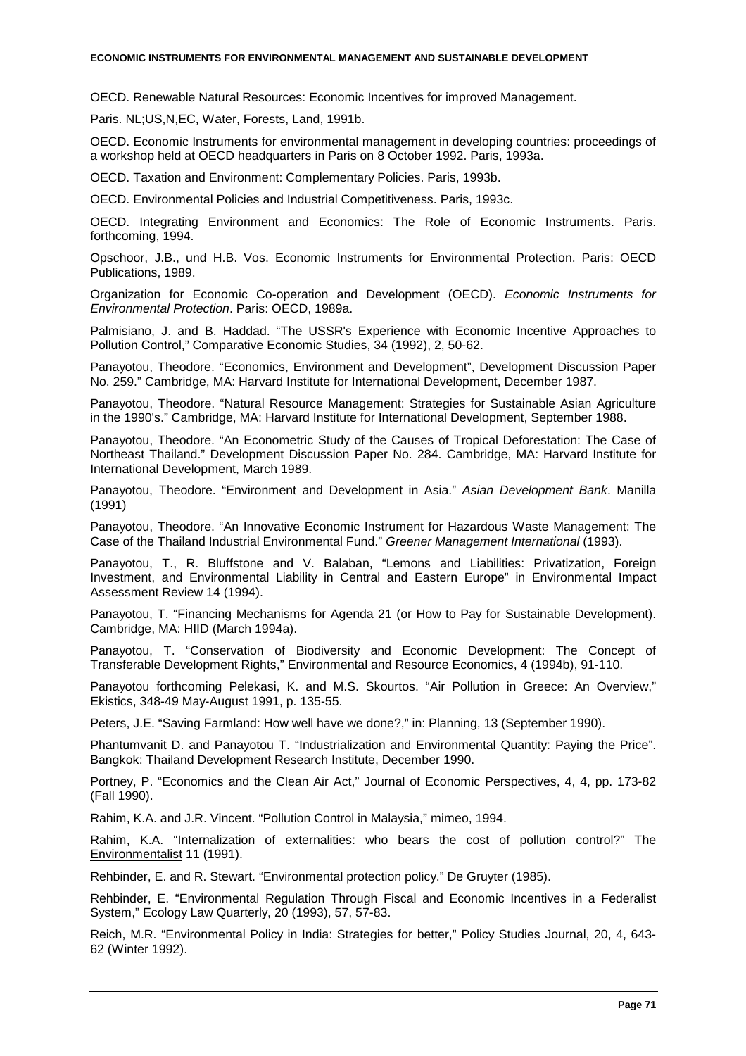OECD. Renewable Natural Resources: Economic Incentives for improved Management.

Paris. NL;US,N,EC, Water, Forests, Land, 1991b.

OECD. Economic Instruments for environmental management in developing countries: proceedings of a workshop held at OECD headquarters in Paris on 8 October 1992. Paris, 1993a.

OECD. Taxation and Environment: Complementary Policies. Paris, 1993b.

OECD. Environmental Policies and Industrial Competitiveness. Paris, 1993c.

OECD. Integrating Environment and Economics: The Role of Economic Instruments. Paris. forthcoming, 1994.

Opschoor, J.B., und H.B. Vos. Economic Instruments for Environmental Protection. Paris: OECD Publications, 1989.

Organization for Economic Co-operation and Development (OECD). *Economic Instruments for Environmental Protection*. Paris: OECD, 1989a.

Palmisiano, J. and B. Haddad. "The USSR's Experience with Economic Incentive Approaches to Pollution Control," Comparative Economic Studies, 34 (1992), 2, 50-62.

Panayotou, Theodore. "Economics, Environment and Development", Development Discussion Paper No. 259." Cambridge, MA: Harvard Institute for International Development, December 1987.

Panayotou, Theodore. "Natural Resource Management: Strategies for Sustainable Asian Agriculture in the 1990's." Cambridge, MA: Harvard Institute for International Development, September 1988.

Panayotou, Theodore. "An Econometric Study of the Causes of Tropical Deforestation: The Case of Northeast Thailand." Development Discussion Paper No. 284. Cambridge, MA: Harvard Institute for International Development, March 1989.

Panayotou, Theodore. "Environment and Development in Asia." *Asian Development Bank*. Manilla (1991)

Panayotou, Theodore. "An Innovative Economic Instrument for Hazardous Waste Management: The Case of the Thailand Industrial Environmental Fund." *Greener Management International* (1993).

Panayotou, T., R. Bluffstone and V. Balaban, "Lemons and Liabilities: Privatization, Foreign Investment, and Environmental Liability in Central and Eastern Europe" in Environmental Impact Assessment Review 14 (1994).

Panayotou, T. "Financing Mechanisms for Agenda 21 (or How to Pay for Sustainable Development). Cambridge, MA: HIID (March 1994a).

Panayotou, T. "Conservation of Biodiversity and Economic Development: The Concept of Transferable Development Rights," Environmental and Resource Economics, 4 (1994b), 91-110.

Panayotou forthcoming Pelekasi, K. and M.S. Skourtos. "Air Pollution in Greece: An Overview," Ekistics, 348-49 May-August 1991, p. 135-55.

Peters, J.E. "Saving Farmland: How well have we done?," in: Planning, 13 (September 1990).

Phantumvanit D. and Panayotou T. "Industrialization and Environmental Quantity: Paying the Price". Bangkok: Thailand Development Research Institute, December 1990.

Portney, P. "Economics and the Clean Air Act," Journal of Economic Perspectives, 4, 4, pp. 173-82 (Fall 1990).

Rahim, K.A. and J.R. Vincent. "Pollution Control in Malaysia," mimeo, 1994.

Rahim, K.A. "Internalization of externalities: who bears the cost of pollution control?" The Environmentalist 11 (1991).

Rehbinder, E. and R. Stewart. "Environmental protection policy." De Gruyter (1985).

Rehbinder, E. "Environmental Regulation Through Fiscal and Economic Incentives in a Federalist System," Ecology Law Quarterly, 20 (1993), 57, 57-83.

Reich, M.R. "Environmental Policy in India: Strategies for better," Policy Studies Journal, 20, 4, 643-62 (Winter 1992).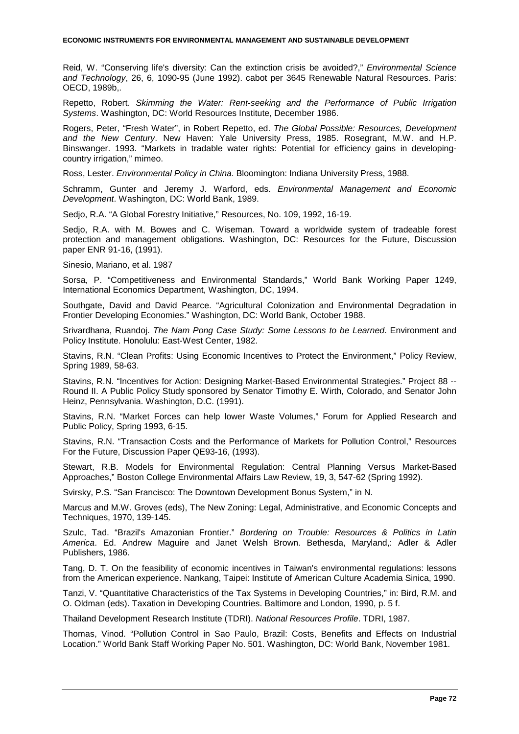Reid, W. "Conserving life's diversity: Can the extinction crisis be avoided?," *Environmental Science and Technology*, 26, 6, 1090-95 (June 1992). cabot per 3645 Renewable Natural Resources. Paris: OECD, 1989b,.

Repetto, Robert. *Skimming the Water: Rent-seeking and the Performance of Public Irrigation Systems*. Washington, DC: World Resources Institute, December 1986.

Rogers, Peter, "Fresh Water", in Robert Repetto, ed. *The Global Possible: Resources, Development and the New Century*. New Haven: Yale University Press, 1985. Rosegrant, M.W. and H.P. Binswanger. 1993. "Markets in tradable water rights: Potential for efficiency gains in developing-country irrigation," mimeo.

Ross, Lester. *Environmental Policy in China*. Bloomington: Indiana University Press, 1988.

Schramm, Gunter and Jeremy J. Warford, eds. *Environmental Management and Economic Development*. Washington, DC: World Bank, 1989.

Sedjo, R.A. "A Global Forestry Initiative," Resources, No. 109, 1992, 16-19.

Sedjo, R.A. with M. Bowes and C. Wiseman. Toward a worldwide system of tradeable forest protection and management obligations. Washington, DC: Resources for the Future, Discussion paper ENR 91-16, (1991).

Sinesio, Mariano, et al. 1987

Sorsa, P. "Competitiveness and Environmental Standards," World Bank Working Paper 1249, International Economics Department, Washington, DC, 1994.

Southgate, David and David Pearce. "Agricultural Colonization and Environmental Degradation in Frontier Developing Economies." Washington, DC: World Bank, October 1988.

Srivardhana, Ruandoj. *The Nam Pong Case Study: Some Lessons to be Learned*. Environment and Policy Institute. Honolulu: East-West Center, 1982.

Stavins, R.N. "Clean Profits: Using Economic Incentives to Protect the Environment," Policy Review, Spring 1989, 58-63.

Stavins, R.N. "Incentives for Action: Designing Market-Based Environmental Strategies." Project 88 -- Round II. A Public Policy Study sponsored by Senator Timothy E. Wirth, Colorado, and Senator John Heinz, Pennsylvania. Washington, D.C. (1991).

Stavins, R.N. "Market Forces can help lower Waste Volumes," Forum for Applied Research and Public Policy, Spring 1993, 6-15.

Stavins, R.N. "Transaction Costs and the Performance of Markets for Pollution Control," Resources For the Future, Discussion Paper QE93-16, (1993).

Stewart, R.B. Models for Environmental Regulation: Central Planning Versus Market-Based Approaches," Boston College Environmental Affairs Law Review, 19, 3, 547-62 (Spring 1992).

Svirsky, P.S. "San Francisco: The Downtown Development Bonus System," in N.

Marcus and M.W. Groves (eds), The New Zoning: Legal, Administrative, and Economic Concepts and Techniques, 1970, 139-145.

Szulc, Tad. "Brazil's Amazonian Frontier." *Bordering on Trouble: Resources & Politics in Latin America*. Ed. Andrew Maguire and Janet Welsh Brown. Bethesda, Maryland,: Adler & Adler Publishers, 1986.

Tang, D. T. On the feasibility of economic incentives in Taiwan's environmental regulations: lessons from the American experience. Nankang, Taipei: Institute of American Culture Academia Sinica, 1990.

Tanzi, V. "Quantitative Characteristics of the Tax Systems in Developing Countries," in: Bird, R.M. and O. Oldman (eds). Taxation in Developing Countries. Baltimore and London, 1990, p. 5 f.

Thailand Development Research Institute (TDRI). *National Resources Profile*. TDRI, 1987.

Thomas, Vinod. "Pollution Control in Sao Paulo, Brazil: Costs, Benefits and Effects on Industrial Location." World Bank Staff Working Paper No. 501. Washington, DC: World Bank, November 1981.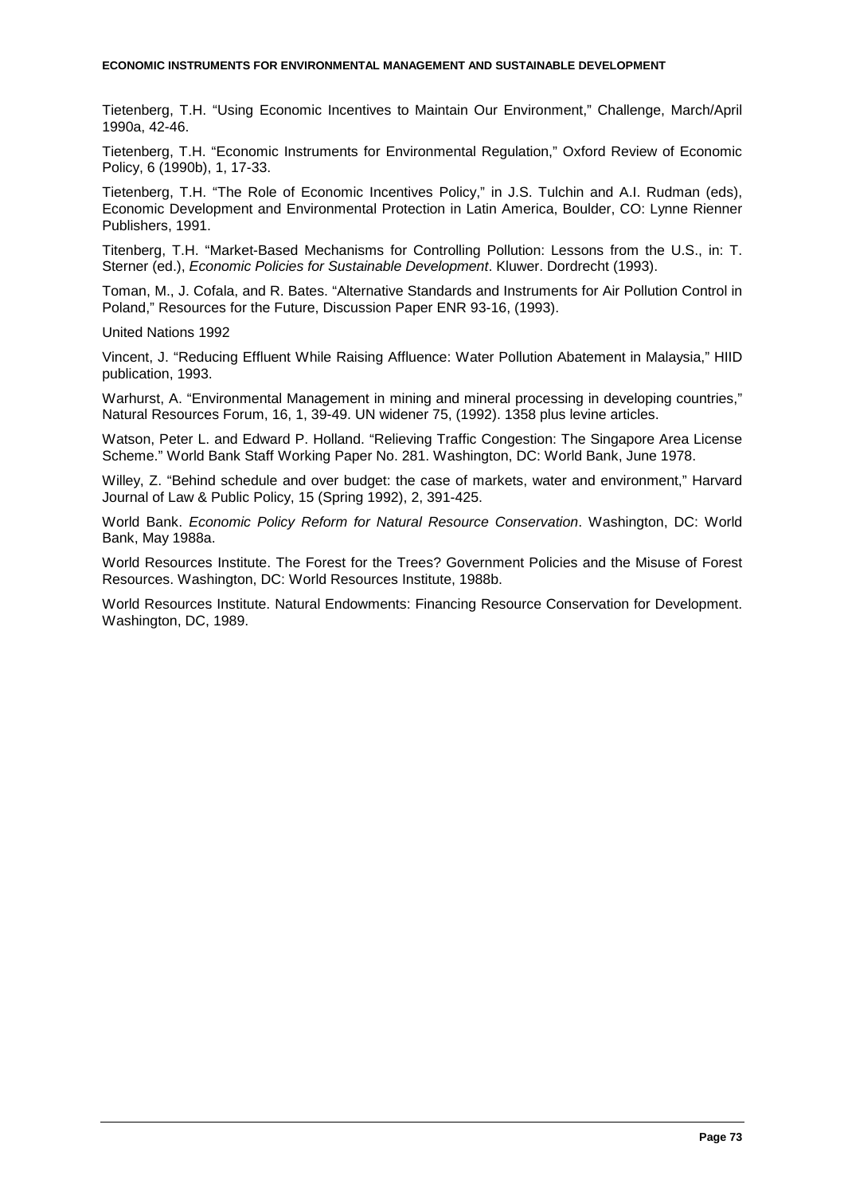Tietenberg, T.H. "Using Economic Incentives to Maintain Our Environment," Challenge, March/April 1990a, 42-46.

Tietenberg, T.H. "Economic Instruments for Environmental Regulation," Oxford Review of Economic Policy, 6 (1990b), 1, 17-33.

Tietenberg, T.H. "The Role of Economic Incentives Policy," in J.S. Tulchin and A.I. Rudman (eds), Economic Development and Environmental Protection in Latin America, Boulder, CO: Lynne Rienner Publishers, 1991.

Titenberg, T.H. "Market-Based Mechanisms for Controlling Pollution: Lessons from the U.S., in: T. Sterner (ed.), *Economic Policies for Sustainable Development*. Kluwer. Dordrecht (1993).

Toman, M., J. Cofala, and R. Bates. "Alternative Standards and Instruments for Air Pollution Control in Poland," Resources for the Future, Discussion Paper ENR 93-16, (1993).

United Nations 1992

Vincent, J. "Reducing Effluent While Raising Affluence: Water Pollution Abatement in Malaysia," HIID publication, 1993.

Warhurst, A. "Environmental Management in mining and mineral processing in developing countries," Natural Resources Forum, 16, 1, 39-49. UN widener 75, (1992). 1358 plus levine articles.

Watson, Peter L. and Edward P. Holland. "Relieving Traffic Congestion: The Singapore Area License Scheme." World Bank Staff Working Paper No. 281. Washington, DC: World Bank, June 1978.

Willey, Z. "Behind schedule and over budget: the case of markets, water and environment," Harvard Journal of Law & Public Policy, 15 (Spring 1992), 2, 391-425.

World Bank. *Economic Policy Reform for Natural Resource Conservation*. Washington, DC: World Bank, May 1988a.

World Resources Institute. The Forest for the Trees? Government Policies and the Misuse of Forest Resources. Washington, DC: World Resources Institute, 1988b.

World Resources Institute. Natural Endowments: Financing Resource Conservation for Development. Washington, DC, 1989.